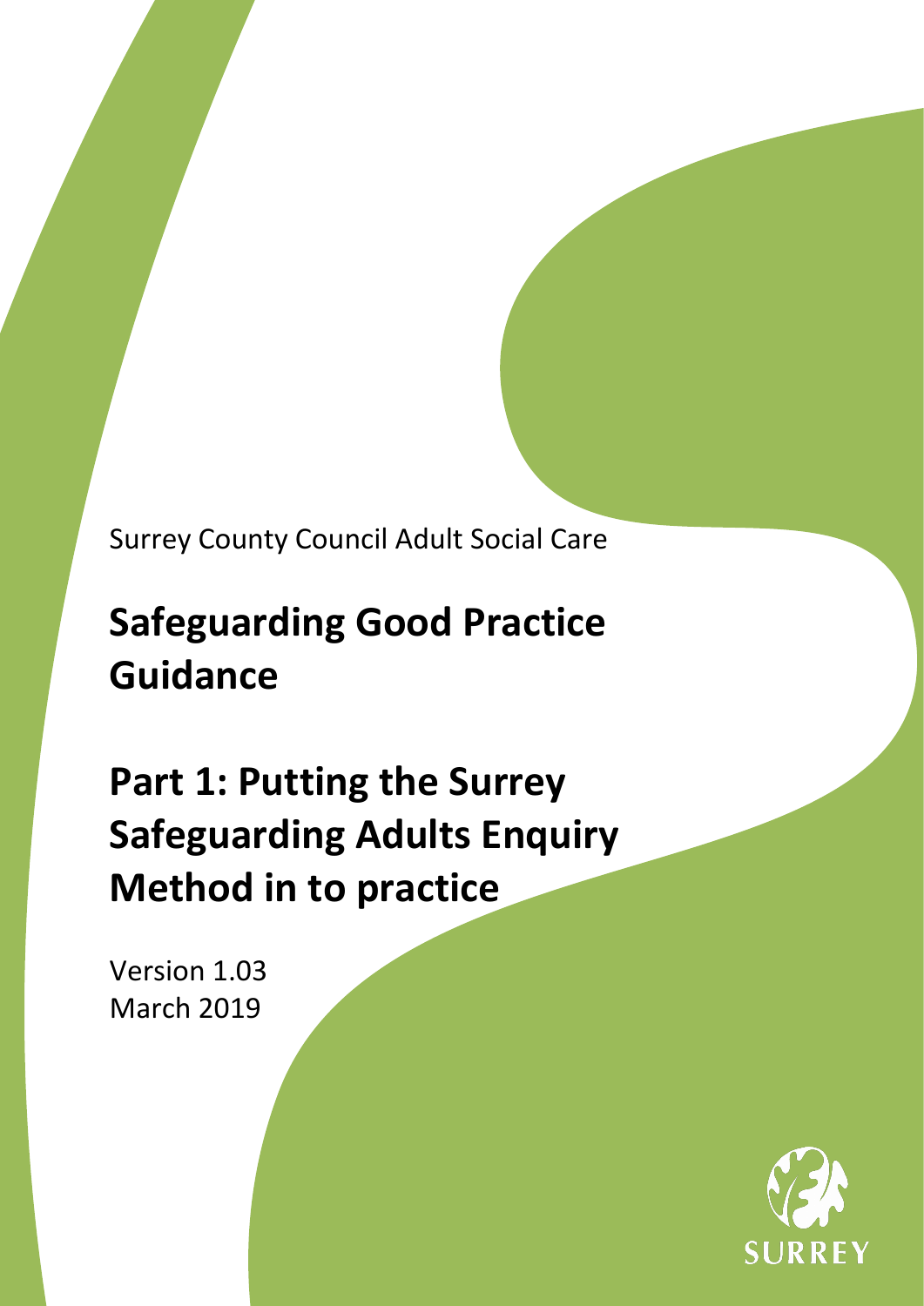Surrey County Council Adult Social Care

# Safeguarding Good Practice Guidance

# Part 1: Putting the Surrey Safeguarding Adults Enquiry Method in to practice

Version 1.03
March 2019

SURREY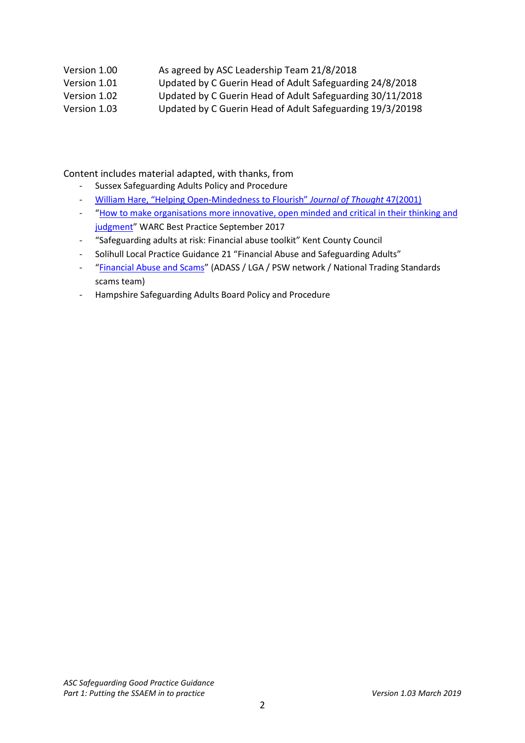| Version | Description |
| --- | --- |
| Version 1.00 | As agreed by ASC Leadership Team 21/8/2018 |
| Version 1.01 | Updated by C Guerin Head of Adult Safeguarding 24/8/2018 |
| Version 1.02 | Updated by C Guerin Head of Adult Safeguarding 30/11/2018 |
| Version 1.03 | Updated by C Guerin Head of Adult Safeguarding 19/3/20198 |

Content includes material adapted, with thanks, from

- Sussex Safeguarding Adults Policy and Procedure
- William Hare, "Helping Open-Mindedness to Flourish" *Journal of Thought* 47(2001)
- "How to make organisations more innovative, open minded and critical in their thinking and judgment" WARC Best Practice September 2017
- "Safeguarding adults at risk: Financial abuse toolkit" Kent County Council
- Solihull Local Practice Guidance 21 "Financial Abuse and Safeguarding Adults"
- "Financial Abuse and Scams" (ADASS / LGA / PSW network / National Trading Standards scams team)
- Hampshire Safeguarding Adults Board Policy and Procedure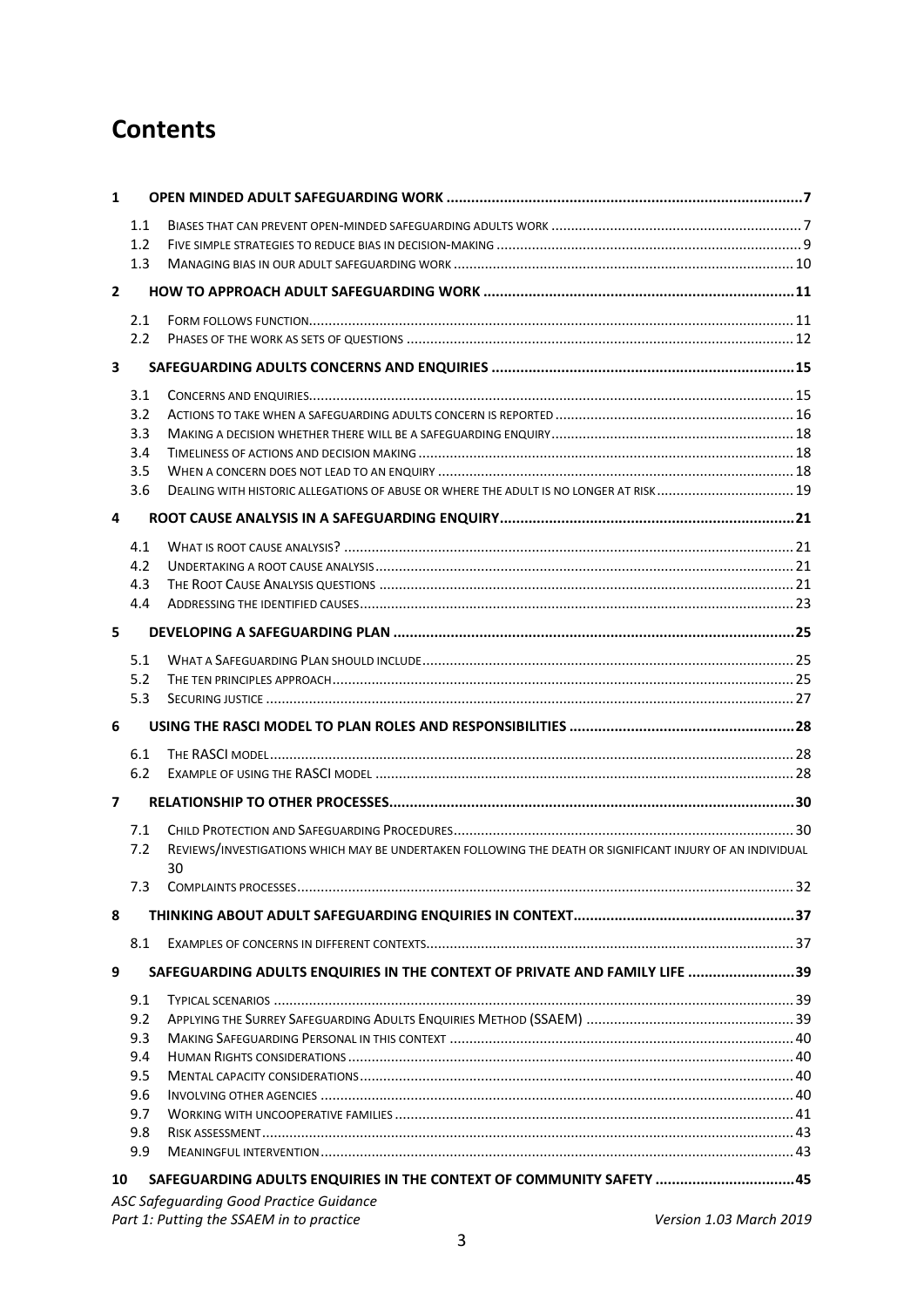# Contents

1 OPEN MINDED ADULT SAFEGUARDING WORK ..... 7
- 1.1 BIASES THAT CAN PREVENT OPEN-MINDED SAFEGUARDING ADULTS WORK ..... 7
- 1.2 FIVE SIMPLE STRATEGIES TO REDUCE BIAS IN DECISION-MAKING ..... 9
- 1.3 MANAGING BIAS IN OUR ADULT SAFEGUARDING WORK ..... 10

2 HOW TO APPROACH ADULT SAFEGUARDING WORK ..... 11
- 2.1 FORM FOLLOWS FUNCTION ..... 11
- 2.2 PHASES OF THE WORK AS SETS OF QUESTIONS ..... 12

3 SAFEGUARDING ADULTS CONCERNS AND ENQUIRIES ..... 15
- 3.1 CONCERNS AND ENQUIRIES ..... 15
- 3.2 ACTIONS TO TAKE WHEN A SAFEGUARDING ADULTS CONCERN IS REPORTED ..... 16
- 3.3 MAKING A DECISION WHETHER THERE WILL BE A SAFEGUARDING ENQUIRY ..... 18
- 3.4 TIMELINESS OF ACTIONS AND DECISION MAKING ..... 18
- 3.5 WHEN A CONCERN DOES NOT LEAD TO AN ENQUIRY ..... 18
- 3.6 DEALING WITH HISTORIC ALLEGATIONS OF ABUSE OR WHERE THE ADULT IS NO LONGER AT RISK ..... 19

4 ROOT CAUSE ANALYSIS IN A SAFEGUARDING ENQUIRY ..... 21
- 4.1 WHAT IS ROOT CAUSE ANALYSIS? ..... 21
- 4.2 UNDERTAKING A ROOT CAUSE ANALYSIS ..... 21
- 4.3 THE ROOT CAUSE ANALYSIS QUESTIONS ..... 21
- 4.4 ADDRESSING THE IDENTIFIED CAUSES ..... 23

5 DEVELOPING A SAFEGUARDING PLAN ..... 25
- 5.1 WHAT A SAFEGUARDING PLAN SHOULD INCLUDE ..... 25
- 5.2 THE TEN PRINCIPLES APPROACH ..... 25
- 5.3 SECURING JUSTICE ..... 27

6 USING THE RASCI MODEL TO PLAN ROLES AND RESPONSIBILITIES ..... 28
- 6.1 THE RASCI MODEL ..... 28
- 6.2 EXAMPLE OF USING THE RASCI MODEL ..... 28

7 RELATIONSHIP TO OTHER PROCESSES ..... 30
- 7.1 CHILD PROTECTION AND SAFEGUARDING PROCEDURES ..... 30
- 7.2 REVIEWS/INVESTIGATIONS WHICH MAY BE UNDERTAKEN FOLLOWING THE DEATH OR SIGNIFICANT INJURY OF AN INDIVIDUAL ..... 30
- 7.3 COMPLAINTS PROCESSES ..... 32

8 THINKING ABOUT ADULT SAFEGUARDING ENQUIRIES IN CONTEXT ..... 37
- 8.1 EXAMPLES OF CONCERNS IN DIFFERENT CONTEXTS ..... 37

9 SAFEGUARDING ADULTS ENQUIRIES IN THE CONTEXT OF PRIVATE AND FAMILY LIFE ..... 39
- 9.1 TYPICAL SCENARIOS ..... 39
- 9.2 APPLYING THE SURREY SAFEGUARDING ADULTS ENQUIRIES METHOD (SSAEM) ..... 39
- 9.3 MAKING SAFEGUARDING PERSONAL IN THIS CONTEXT ..... 40
- 9.4 HUMAN RIGHTS CONSIDERATIONS ..... 40
- 9.5 MENTAL CAPACITY CONSIDERATIONS ..... 40
- 9.6 INVOLVING OTHER AGENCIES ..... 40
- 9.7 WORKING WITH UNCOOPERATIVE FAMILIES ..... 41
- 9.8 RISK ASSESSMENT ..... 43
- 9.9 MEANINGFUL INTERVENTION ..... 43

10 SAFEGUARDING ADULTS ENQUIRIES IN THE CONTEXT OF COMMUNITY SAFETY ..... 45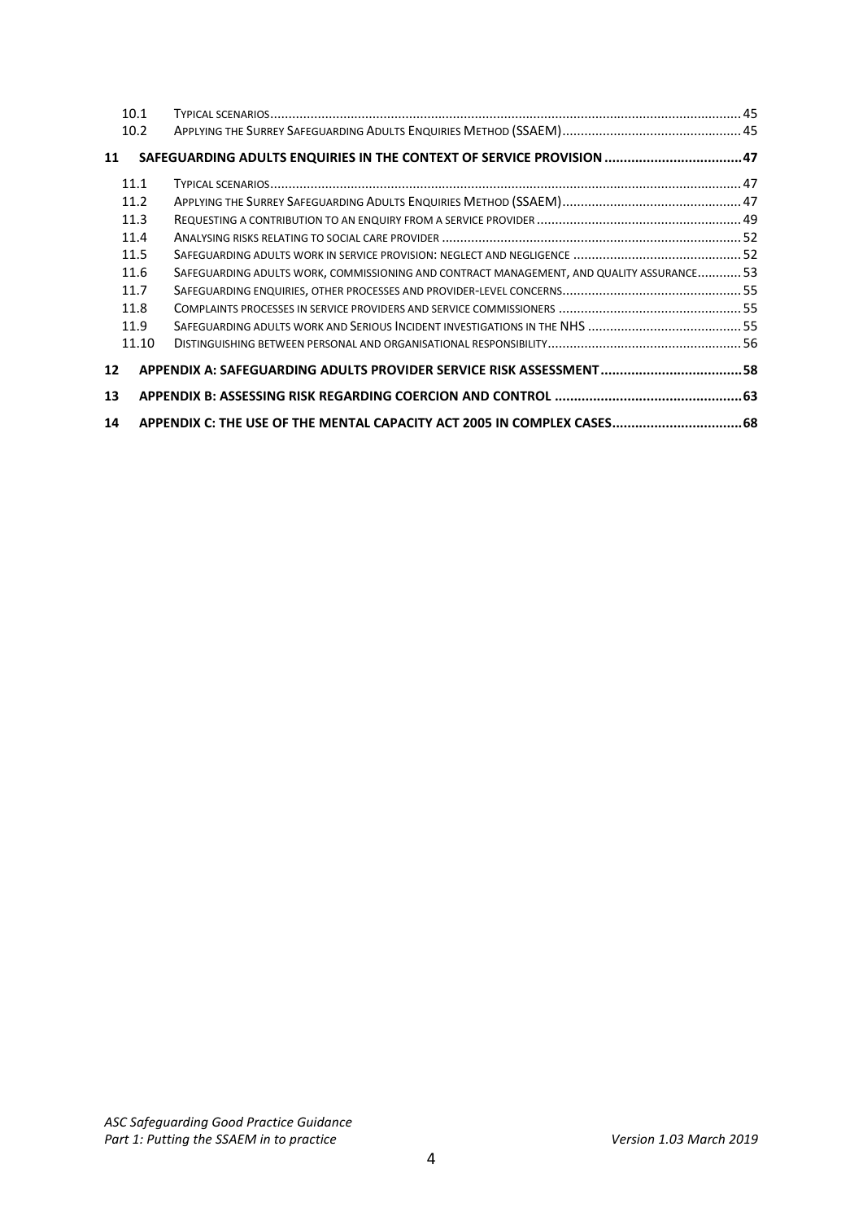| | | |
|---|---|---|
| 10.1 | Typical scenarios | 45 |
| 10.2 | Applying the Surrey Safeguarding Adults Enquiries Method (SSAEM) | 45 |
| **11** | **Safeguarding adults enquiries in the context of service provision** | **47** |
| 11.1 | Typical scenarios | 47 |
| 11.2 | Applying the Surrey Safeguarding Adults Enquiries Method (SSAEM) | 47 |
| 11.3 | Requesting a contribution to an enquiry from a service provider | 49 |
| 11.4 | Analysing risks relating to social care provider | 52 |
| 11.5 | Safeguarding adults work in service provision: neglect and negligence | 52 |
| 11.6 | Safeguarding adults work, commissioning and contract management, and quality assurance | 53 |
| 11.7 | Safeguarding enquiries, other processes and provider-level concerns | 55 |
| 11.8 | Complaints processes in service providers and service commissioners | 55 |
| 11.9 | Safeguarding adults work and Serious Incident investigations in the NHS | 55 |
| 11.10 | Distinguishing between personal and organisational responsibility | 56 |
| **12** | **Appendix A: Safeguarding adults provider service risk assessment** | **58** |
| **13** | **Appendix B: Assessing risk regarding coercion and control** | **63** |
| **14** | **Appendix C: The use of the Mental Capacity Act 2005 in complex cases** | **68** |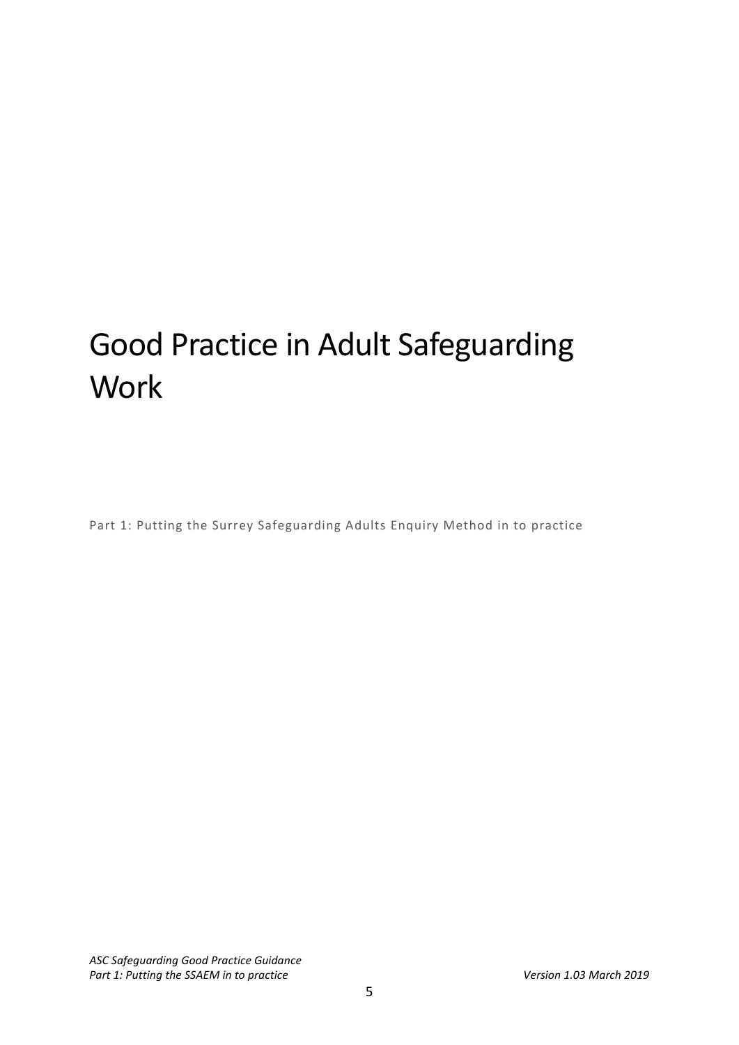# Good Practice in Adult Safeguarding Work

Part 1: Putting the Surrey Safeguarding Adults Enquiry Method in to practice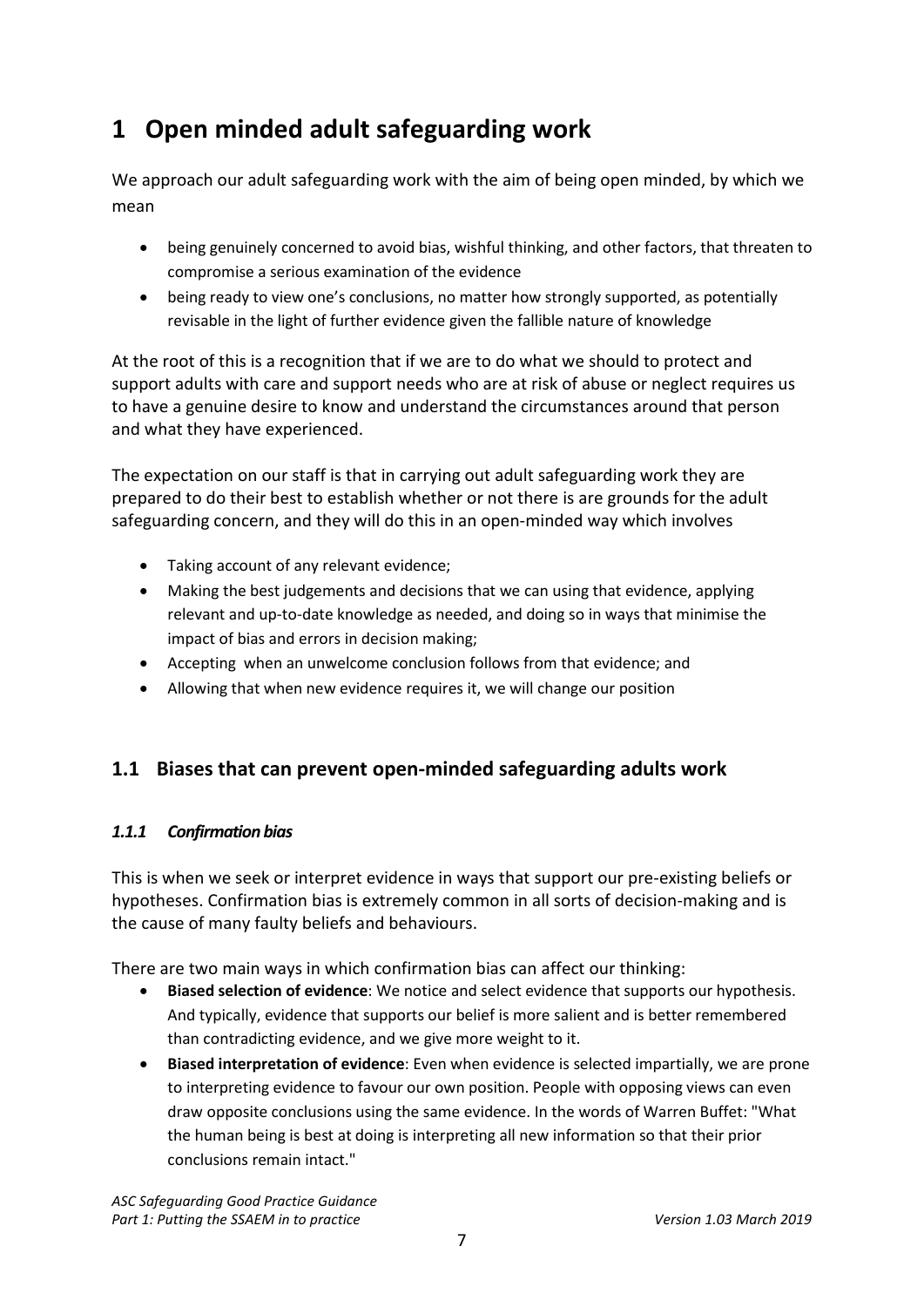# 1 Open minded adult safeguarding work

We approach our adult safeguarding work with the aim of being open minded, by which we mean

- being genuinely concerned to avoid bias, wishful thinking, and other factors, that threaten to compromise a serious examination of the evidence
- being ready to view one's conclusions, no matter how strongly supported, as potentially revisable in the light of further evidence given the fallible nature of knowledge

At the root of this is a recognition that if we are to do what we should to protect and support adults with care and support needs who are at risk of abuse or neglect requires us to have a genuine desire to know and understand the circumstances around that person and what they have experienced.

The expectation on our staff is that in carrying out adult safeguarding work they are prepared to do their best to establish whether or not there is are grounds for the adult safeguarding concern, and they will do this in an open-minded way which involves

- Taking account of any relevant evidence;
- Making the best judgements and decisions that we can using that evidence, applying relevant and up-to-date knowledge as needed, and doing so in ways that minimise the impact of bias and errors in decision making;
- Accepting when an unwelcome conclusion follows from that evidence; and
- Allowing that when new evidence requires it, we will change our position

## 1.1 Biases that can prevent open-minded safeguarding adults work

### *1.1.1 Confirmation bias*

This is when we seek or interpret evidence in ways that support our pre-existing beliefs or hypotheses. Confirmation bias is extremely common in all sorts of decision-making and is the cause of many faulty beliefs and behaviours.

There are two main ways in which confirmation bias can affect our thinking:

- **Biased selection of evidence**: We notice and select evidence that supports our hypothesis. And typically, evidence that supports our belief is more salient and is better remembered than contradicting evidence, and we give more weight to it.
- **Biased interpretation of evidence**: Even when evidence is selected impartially, we are prone to interpreting evidence to favour our own position. People with opposing views can even draw opposite conclusions using the same evidence. In the words of Warren Buffet: "What the human being is best at doing is interpreting all new information so that their prior conclusions remain intact."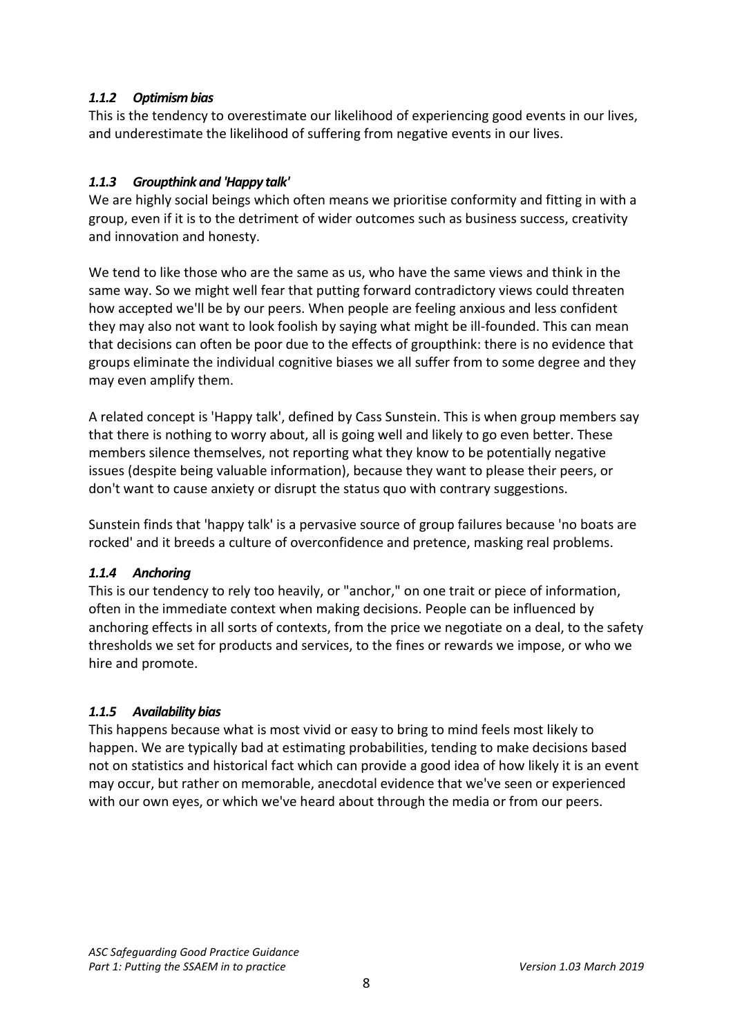### *1.1.2 Optimism bias*

This is the tendency to overestimate our likelihood of experiencing good events in our lives, and underestimate the likelihood of suffering from negative events in our lives.

### *1.1.3 Groupthink and 'Happy talk'*

We are highly social beings which often means we prioritise conformity and fitting in with a group, even if it is to the detriment of wider outcomes such as business success, creativity and innovation and honesty.

We tend to like those who are the same as us, who have the same views and think in the same way. So we might well fear that putting forward contradictory views could threaten how accepted we'll be by our peers. When people are feeling anxious and less confident they may also not want to look foolish by saying what might be ill-founded. This can mean that decisions can often be poor due to the effects of groupthink: there is no evidence that groups eliminate the individual cognitive biases we all suffer from to some degree and they may even amplify them.

A related concept is 'Happy talk', defined by Cass Sunstein. This is when group members say that there is nothing to worry about, all is going well and likely to go even better. These members silence themselves, not reporting what they know to be potentially negative issues (despite being valuable information), because they want to please their peers, or don't want to cause anxiety or disrupt the status quo with contrary suggestions.

Sunstein finds that 'happy talk' is a pervasive source of group failures because 'no boats are rocked' and it breeds a culture of overconfidence and pretence, masking real problems.

### *1.1.4 Anchoring*

This is our tendency to rely too heavily, or "anchor," on one trait or piece of information, often in the immediate context when making decisions. People can be influenced by anchoring effects in all sorts of contexts, from the price we negotiate on a deal, to the safety thresholds we set for products and services, to the fines or rewards we impose, or who we hire and promote.

### *1.1.5 Availability bias*

This happens because what is most vivid or easy to bring to mind feels most likely to happen. We are typically bad at estimating probabilities, tending to make decisions based not on statistics and historical fact which can provide a good idea of how likely it is an event may occur, but rather on memorable, anecdotal evidence that we've seen or experienced with our own eyes, or which we've heard about through the media or from our peers.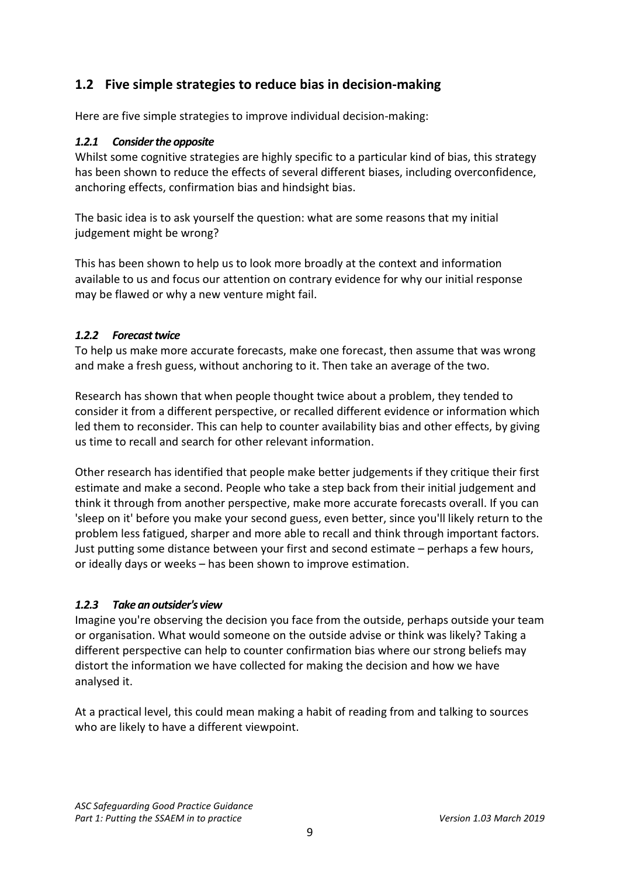## 1.2 Five simple strategies to reduce bias in decision-making

Here are five simple strategies to improve individual decision-making:

#### *1.2.1 Consider the opposite*

Whilst some cognitive strategies are highly specific to a particular kind of bias, this strategy has been shown to reduce the effects of several different biases, including overconfidence, anchoring effects, confirmation bias and hindsight bias.

The basic idea is to ask yourself the question: what are some reasons that my initial judgement might be wrong?

This has been shown to help us to look more broadly at the context and information available to us and focus our attention on contrary evidence for why our initial response may be flawed or why a new venture might fail.

#### *1.2.2 Forecast twice*

To help us make more accurate forecasts, make one forecast, then assume that was wrong and make a fresh guess, without anchoring to it. Then take an average of the two.

Research has shown that when people thought twice about a problem, they tended to consider it from a different perspective, or recalled different evidence or information which led them to reconsider. This can help to counter availability bias and other effects, by giving us time to recall and search for other relevant information.

Other research has identified that people make better judgements if they critique their first estimate and make a second. People who take a step back from their initial judgement and think it through from another perspective, make more accurate forecasts overall. If you can 'sleep on it' before you make your second guess, even better, since you'll likely return to the problem less fatigued, sharper and more able to recall and think through important factors. Just putting some distance between your first and second estimate – perhaps a few hours, or ideally days or weeks – has been shown to improve estimation.

#### *1.2.3 Take an outsider's view*

Imagine you're observing the decision you face from the outside, perhaps outside your team or organisation. What would someone on the outside advise or think was likely? Taking a different perspective can help to counter confirmation bias where our strong beliefs may distort the information we have collected for making the decision and how we have analysed it.

At a practical level, this could mean making a habit of reading from and talking to sources who are likely to have a different viewpoint.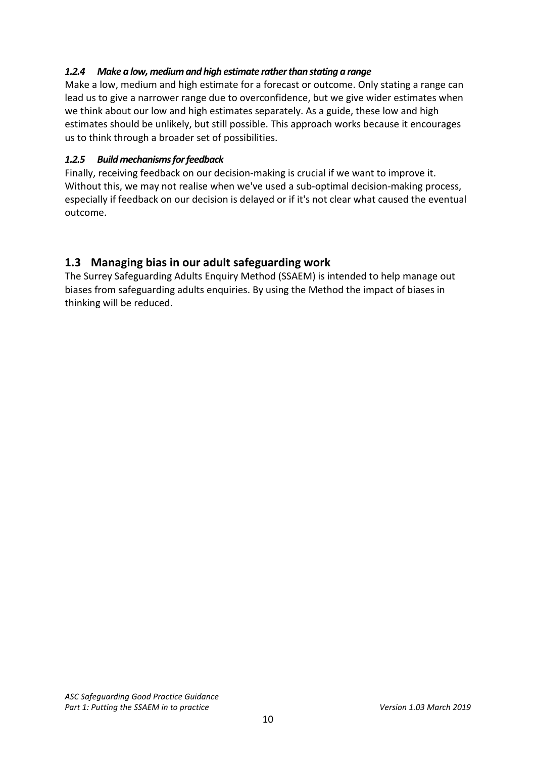#### *1.2.4 Make a low, medium and high estimate rather than stating a range*

Make a low, medium and high estimate for a forecast or outcome. Only stating a range can lead us to give a narrower range due to overconfidence, but we give wider estimates when we think about our low and high estimates separately. As a guide, these low and high estimates should be unlikely, but still possible. This approach works because it encourages us to think through a broader set of possibilities.

#### *1.2.5 Build mechanisms for feedback*

Finally, receiving feedback on our decision-making is crucial if we want to improve it. Without this, we may not realise when we've used a sub-optimal decision-making process, especially if feedback on our decision is delayed or if it's not clear what caused the eventual outcome.

## 1.3 Managing bias in our adult safeguarding work

The Surrey Safeguarding Adults Enquiry Method (SSAEM) is intended to help manage out biases from safeguarding adults enquiries. By using the Method the impact of biases in thinking will be reduced.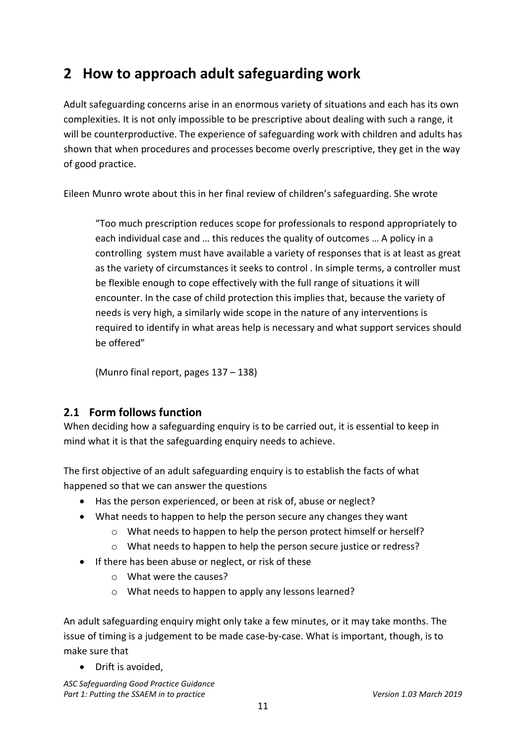## 2 How to approach adult safeguarding work

Adult safeguarding concerns arise in an enormous variety of situations and each has its own complexities. It is not only impossible to be prescriptive about dealing with such a range, it will be counterproductive. The experience of safeguarding work with children and adults has shown that when procedures and processes become overly prescriptive, they get in the way of good practice.

Eileen Munro wrote about this in her final review of children's safeguarding. She wrote

> "Too much prescription reduces scope for professionals to respond appropriately to each individual case and … this reduces the quality of outcomes … A policy in a controlling system must have available a variety of responses that is at least as great as the variety of circumstances it seeks to control . In simple terms, a controller must be flexible enough to cope effectively with the full range of situations it will encounter. In the case of child protection this implies that, because the variety of needs is very high, a similarly wide scope in the nature of any interventions is required to identify in what areas help is necessary and what support services should be offered"
>
> (Munro final report, pages 137 – 138)

### 2.1 Form follows function

When deciding how a safeguarding enquiry is to be carried out, it is essential to keep in mind what it is that the safeguarding enquiry needs to achieve.

The first objective of an adult safeguarding enquiry is to establish the facts of what happened so that we can answer the questions

- Has the person experienced, or been at risk of, abuse or neglect?
- What needs to happen to help the person secure any changes they want
  - What needs to happen to help the person protect himself or herself?
  - What needs to happen to help the person secure justice or redress?
- If there has been abuse or neglect, or risk of these
  - What were the causes?
  - What needs to happen to apply any lessons learned?

An adult safeguarding enquiry might only take a few minutes, or it may take months. The issue of timing is a judgement to be made case-by-case. What is important, though, is to make sure that

- Drift is avoided,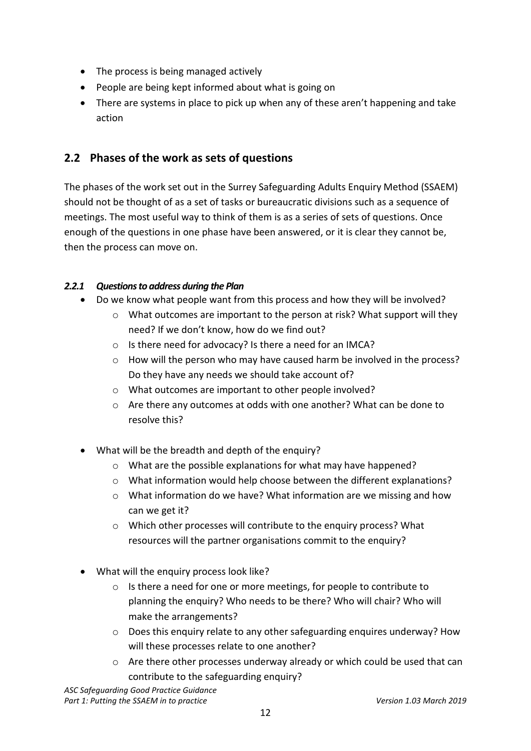- The process is being managed actively
- People are being kept informed about what is going on
- There are systems in place to pick up when any of these aren't happening and take action

## 2.2 Phases of the work as sets of questions

The phases of the work set out in the Surrey Safeguarding Adults Enquiry Method (SSAEM) should not be thought of as a set of tasks or bureaucratic divisions such as a sequence of meetings. The most useful way to think of them is as a series of sets of questions. Once enough of the questions in one phase have been answered, or it is clear they cannot be, then the process can move on.

### *2.2.1 Questions to address during the Plan*

- Do we know what people want from this process and how they will be involved?
  - What outcomes are important to the person at risk? What support will they need? If we don't know, how do we find out?
  - Is there need for advocacy? Is there a need for an IMCA?
  - How will the person who may have caused harm be involved in the process? Do they have any needs we should take account of?
  - What outcomes are important to other people involved?
  - Are there any outcomes at odds with one another? What can be done to resolve this?

- What will be the breadth and depth of the enquiry?
  - What are the possible explanations for what may have happened?
  - What information would help choose between the different explanations?
  - What information do we have? What information are we missing and how can we get it?
  - Which other processes will contribute to the enquiry process? What resources will the partner organisations commit to the enquiry?

- What will the enquiry process look like?
  - Is there a need for one or more meetings, for people to contribute to planning the enquiry? Who needs to be there? Who will chair? Who will make the arrangements?
  - Does this enquiry relate to any other safeguarding enquires underway? How will these processes relate to one another?
  - Are there other processes underway already or which could be used that can contribute to the safeguarding enquiry?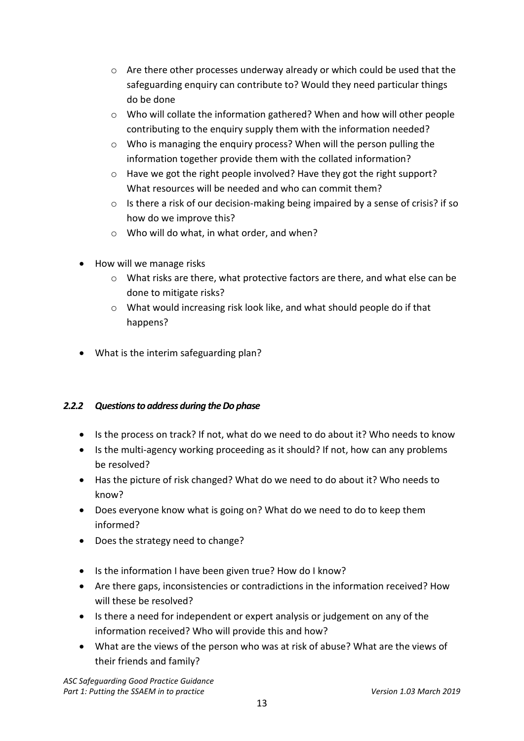- Are there other processes underway already or which could be used that the safeguarding enquiry can contribute to? Would they need particular things do be done
  - Who will collate the information gathered? When and how will other people contributing to the enquiry supply them with the information needed?
  - Who is managing the enquiry process? When will the person pulling the information together provide them with the collated information?
  - Have we got the right people involved? Have they got the right support? What resources will be needed and who can commit them?
  - Is there a risk of our decision-making being impaired by a sense of crisis? if so how do we improve this?
  - Who will do what, in what order, and when?

- How will we manage risks
  - What risks are there, what protective factors are there, and what else can be done to mitigate risks?
  - What would increasing risk look like, and what should people do if that happens?

- What is the interim safeguarding plan?

### *2.2.2 Questions to address during the Do phase*

- Is the process on track? If not, what do we need to do about it? Who needs to know
- Is the multi-agency working proceeding as it should? If not, how can any problems be resolved?
- Has the picture of risk changed? What do we need to do about it? Who needs to know?
- Does everyone know what is going on? What do we need to do to keep them informed?
- Does the strategy need to change?

- Is the information I have been given true? How do I know?
- Are there gaps, inconsistencies or contradictions in the information received? How will these be resolved?
- Is there a need for independent or expert analysis or judgement on any of the information received? Who will provide this and how?
- What are the views of the person who was at risk of abuse? What are the views of their friends and family?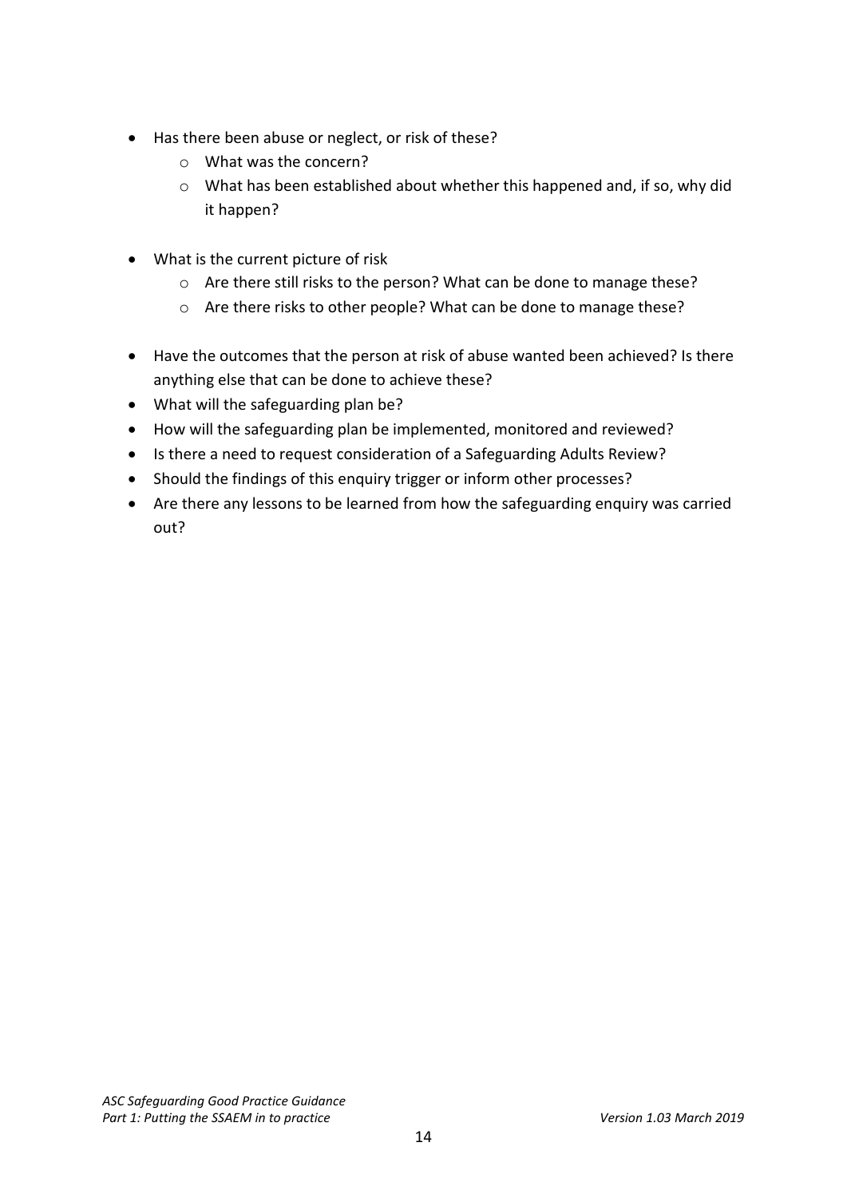- Has there been abuse or neglect, or risk of these?
    - What was the concern?
    - What has been established about whether this happened and, if so, why did it happen?

- What is the current picture of risk
    - Are there still risks to the person? What can be done to manage these?
    - Are there risks to other people? What can be done to manage these?

- Have the outcomes that the person at risk of abuse wanted been achieved? Is there anything else that can be done to achieve these?
- What will the safeguarding plan be?
- How will the safeguarding plan be implemented, monitored and reviewed?
- Is there a need to request consideration of a Safeguarding Adults Review?
- Should the findings of this enquiry trigger or inform other processes?
- Are there any lessons to be learned from how the safeguarding enquiry was carried out?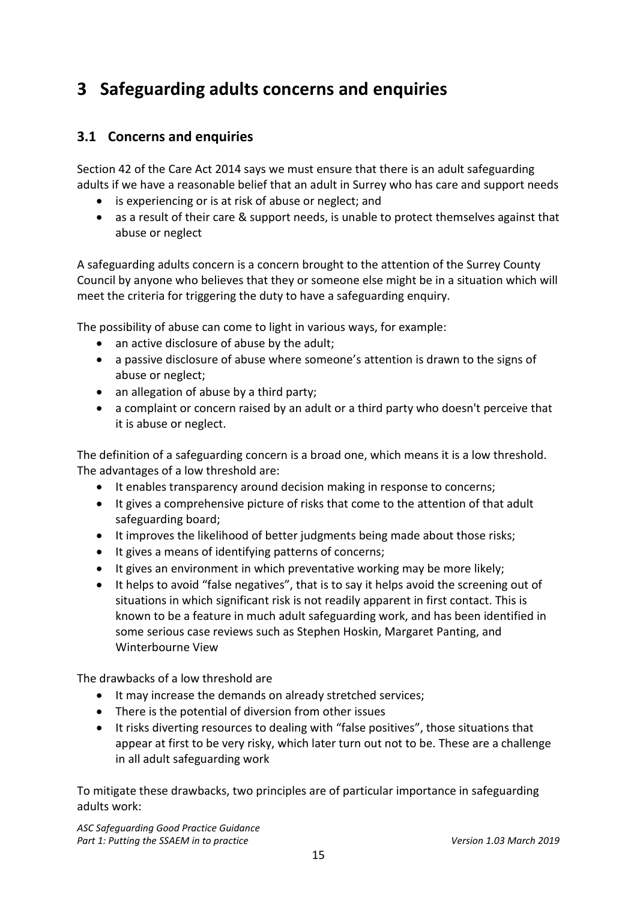# 3 Safeguarding adults concerns and enquiries

## 3.1 Concerns and enquiries

Section 42 of the Care Act 2014 says we must ensure that there is an adult safeguarding adults if we have a reasonable belief that an adult in Surrey who has care and support needs

- is experiencing or is at risk of abuse or neglect; and
- as a result of their care & support needs, is unable to protect themselves against that abuse or neglect

A safeguarding adults concern is a concern brought to the attention of the Surrey County Council by anyone who believes that they or someone else might be in a situation which will meet the criteria for triggering the duty to have a safeguarding enquiry.

The possibility of abuse can come to light in various ways, for example:

- an active disclosure of abuse by the adult;
- a passive disclosure of abuse where someone's attention is drawn to the signs of abuse or neglect;
- an allegation of abuse by a third party;
- a complaint or concern raised by an adult or a third party who doesn't perceive that it is abuse or neglect.

The definition of a safeguarding concern is a broad one, which means it is a low threshold. The advantages of a low threshold are:

- It enables transparency around decision making in response to concerns;
- It gives a comprehensive picture of risks that come to the attention of that adult safeguarding board;
- It improves the likelihood of better judgments being made about those risks;
- It gives a means of identifying patterns of concerns;
- It gives an environment in which preventative working may be more likely;
- It helps to avoid "false negatives", that is to say it helps avoid the screening out of situations in which significant risk is not readily apparent in first contact. This is known to be a feature in much adult safeguarding work, and has been identified in some serious case reviews such as Stephen Hoskin, Margaret Panting, and Winterbourne View

The drawbacks of a low threshold are

- It may increase the demands on already stretched services;
- There is the potential of diversion from other issues
- It risks diverting resources to dealing with "false positives", those situations that appear at first to be very risky, which later turn out not to be. These are a challenge in all adult safeguarding work

To mitigate these drawbacks, two principles are of particular importance in safeguarding adults work: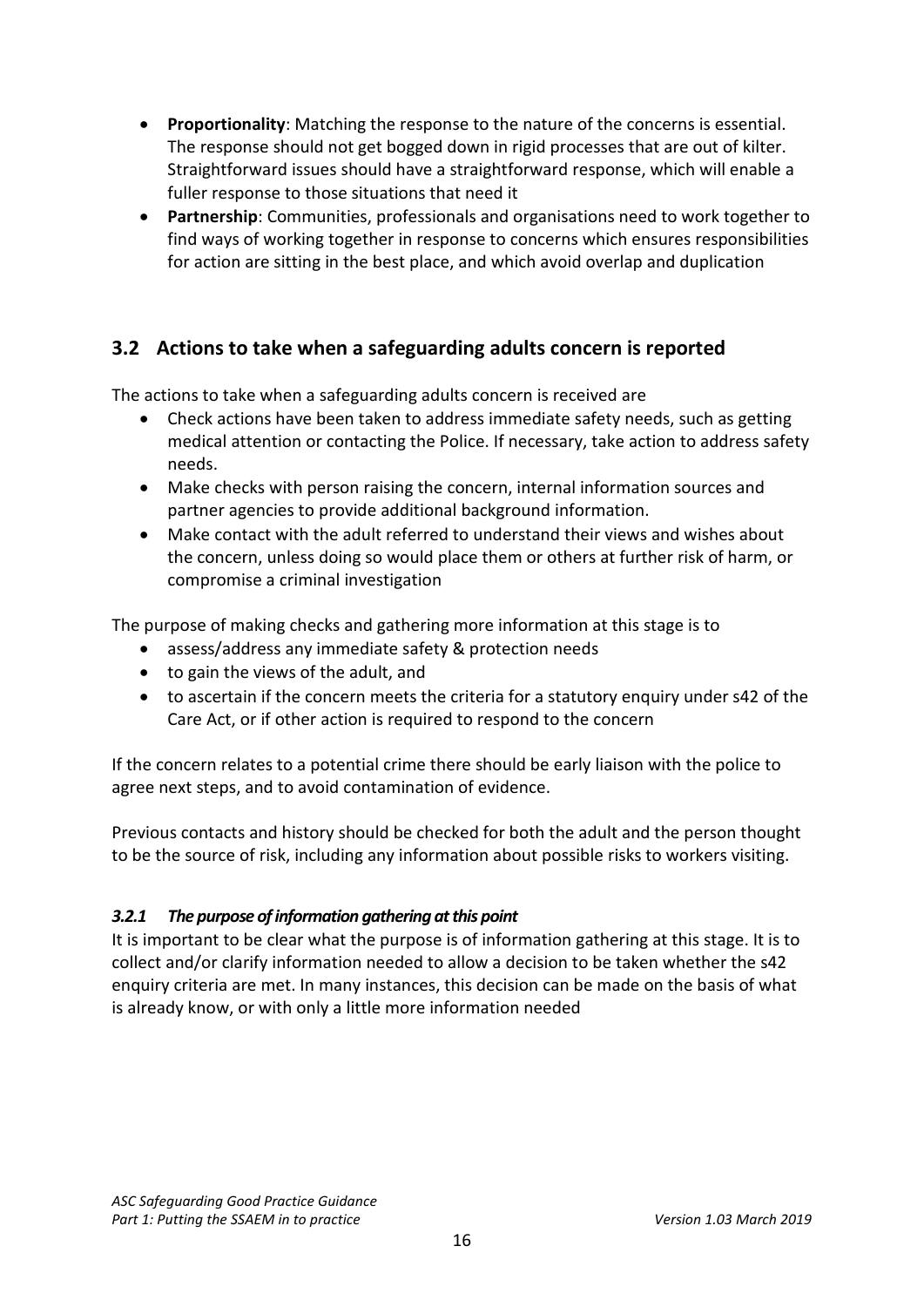- **Proportionality**: Matching the response to the nature of the concerns is essential. The response should not get bogged down in rigid processes that are out of kilter. Straightforward issues should have a straightforward response, which will enable a fuller response to those situations that need it
- **Partnership**: Communities, professionals and organisations need to work together to find ways of working together in response to concerns which ensures responsibilities for action are sitting in the best place, and which avoid overlap and duplication

## 3.2 Actions to take when a safeguarding adults concern is reported

The actions to take when a safeguarding adults concern is received are

- Check actions have been taken to address immediate safety needs, such as getting medical attention or contacting the Police. If necessary, take action to address safety needs.
- Make checks with person raising the concern, internal information sources and partner agencies to provide additional background information.
- Make contact with the adult referred to understand their views and wishes about the concern, unless doing so would place them or others at further risk of harm, or compromise a criminal investigation

The purpose of making checks and gathering more information at this stage is to

- assess/address any immediate safety & protection needs
- to gain the views of the adult, and
- to ascertain if the concern meets the criteria for a statutory enquiry under s42 of the Care Act, or if other action is required to respond to the concern

If the concern relates to a potential crime there should be early liaison with the police to agree next steps, and to avoid contamination of evidence.

Previous contacts and history should be checked for both the adult and the person thought to be the source of risk, including any information about possible risks to workers visiting.

### *3.2.1 The purpose of information gathering at this point*

It is important to be clear what the purpose is of information gathering at this stage. It is to collect and/or clarify information needed to allow a decision to be taken whether the s42 enquiry criteria are met. In many instances, this decision can be made on the basis of what is already know, or with only a little more information needed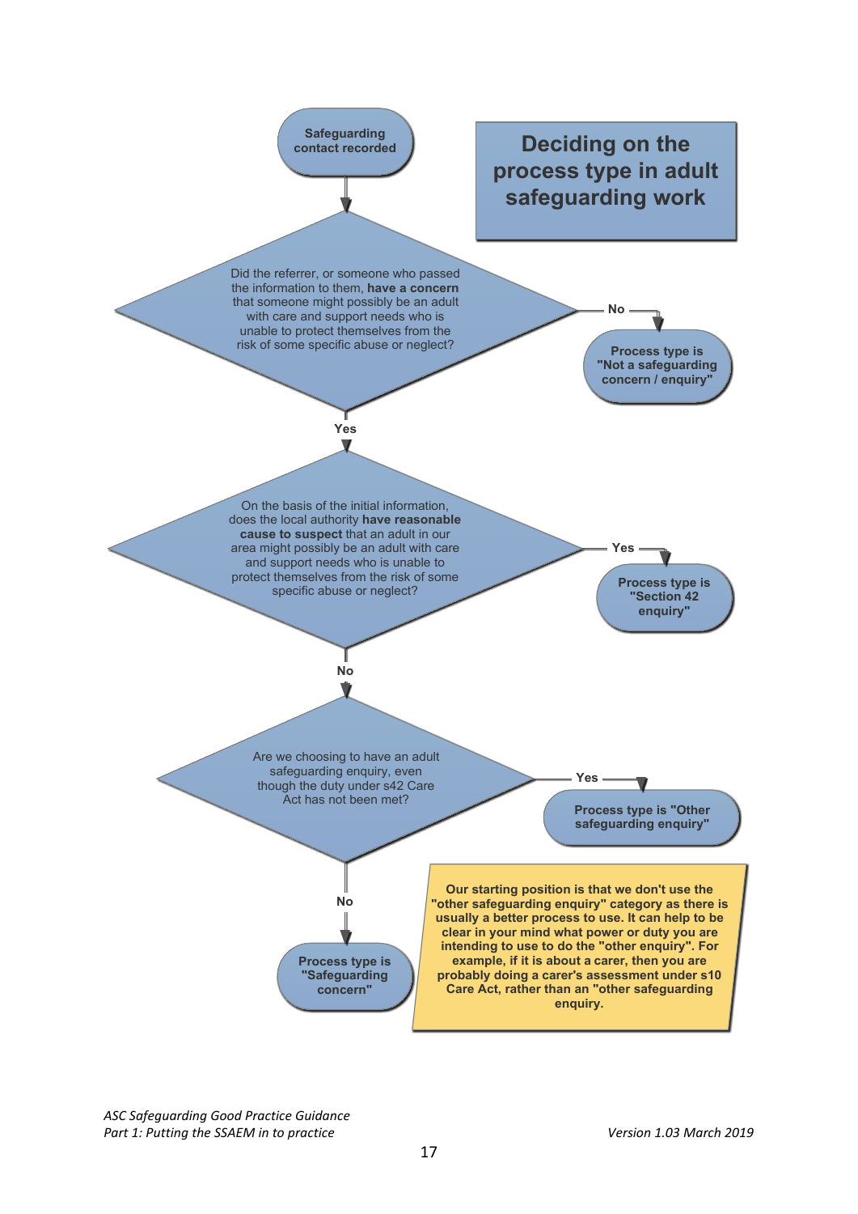# Deciding on the process type in adult safeguarding work

**Safeguarding contact recorded**

↓

Did the referrer, or someone who passed the information to them, **have a concern** that someone might possibly be an adult with care and support needs who is unable to protect themselves from the risk of some specific abuse or neglect?

- **No** → **Process type is "Not a safeguarding concern / enquiry"**
- **Yes** ↓

On the basis of the initial information, does the local authority **have reasonable cause to suspect** that an adult in our area might possibly be an adult with care and support needs who is unable to protect themselves from the risk of some specific abuse or neglect?

- **Yes** → **Process type is "Section 42 enquiry"**
- **No** ↓

Are we choosing to have an adult safeguarding enquiry, even though the duty under s42 Care Act has not been met?

- **Yes** → **Process type is "Other safeguarding enquiry"**
- **No** → **Process type is "Safeguarding concern"**

**Our starting position is that we don't use the "other safeguarding enquiry" category as there is usually a better process to use. It can help to be clear in your mind what power or duty you are intending to use to do the "other enquiry". For example, if it is about a carer, then you are probably doing a carer's assessment under s10 Care Act, rather than an "other safeguarding enquiry.**

*ASC Safeguarding Good Practice Guidance*
*Part 1: Putting the SSAEM in to practice*

*Version 1.03 March 2019*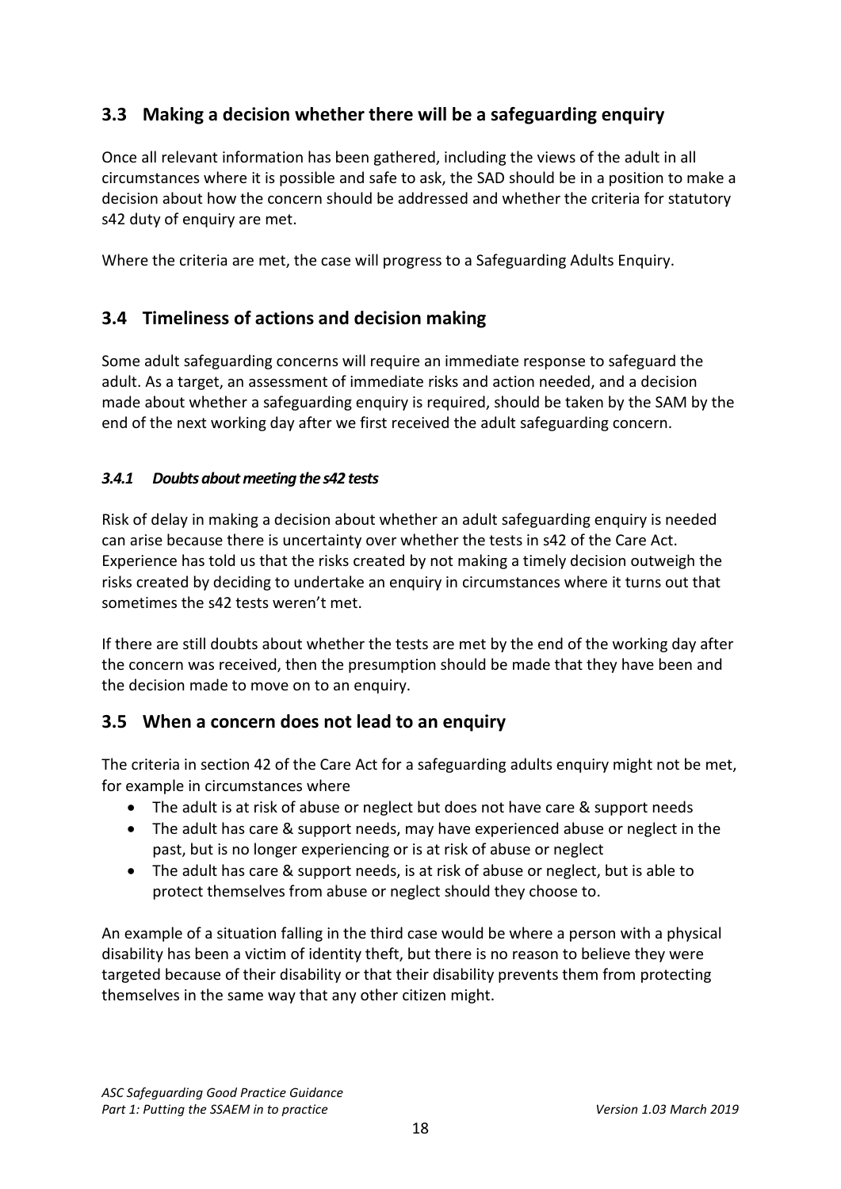## 3.3 Making a decision whether there will be a safeguarding enquiry

Once all relevant information has been gathered, including the views of the adult in all circumstances where it is possible and safe to ask, the SAD should be in a position to make a decision about how the concern should be addressed and whether the criteria for statutory s42 duty of enquiry are met.

Where the criteria are met, the case will progress to a Safeguarding Adults Enquiry.

## 3.4 Timeliness of actions and decision making

Some adult safeguarding concerns will require an immediate response to safeguard the adult. As a target, an assessment of immediate risks and action needed, and a decision made about whether a safeguarding enquiry is required, should be taken by the SAM by the end of the next working day after we first received the adult safeguarding concern.

### *3.4.1 Doubts about meeting the s42 tests*

Risk of delay in making a decision about whether an adult safeguarding enquiry is needed can arise because there is uncertainty over whether the tests in s42 of the Care Act. Experience has told us that the risks created by not making a timely decision outweigh the risks created by deciding to undertake an enquiry in circumstances where it turns out that sometimes the s42 tests weren't met.

If there are still doubts about whether the tests are met by the end of the working day after the concern was received, then the presumption should be made that they have been and the decision made to move on to an enquiry.

## 3.5 When a concern does not lead to an enquiry

The criteria in section 42 of the Care Act for a safeguarding adults enquiry might not be met, for example in circumstances where

- The adult is at risk of abuse or neglect but does not have care & support needs
- The adult has care & support needs, may have experienced abuse or neglect in the past, but is no longer experiencing or is at risk of abuse or neglect
- The adult has care & support needs, is at risk of abuse or neglect, but is able to protect themselves from abuse or neglect should they choose to.

An example of a situation falling in the third case would be where a person with a physical disability has been a victim of identity theft, but there is no reason to believe they were targeted because of their disability or that their disability prevents them from protecting themselves in the same way that any other citizen might.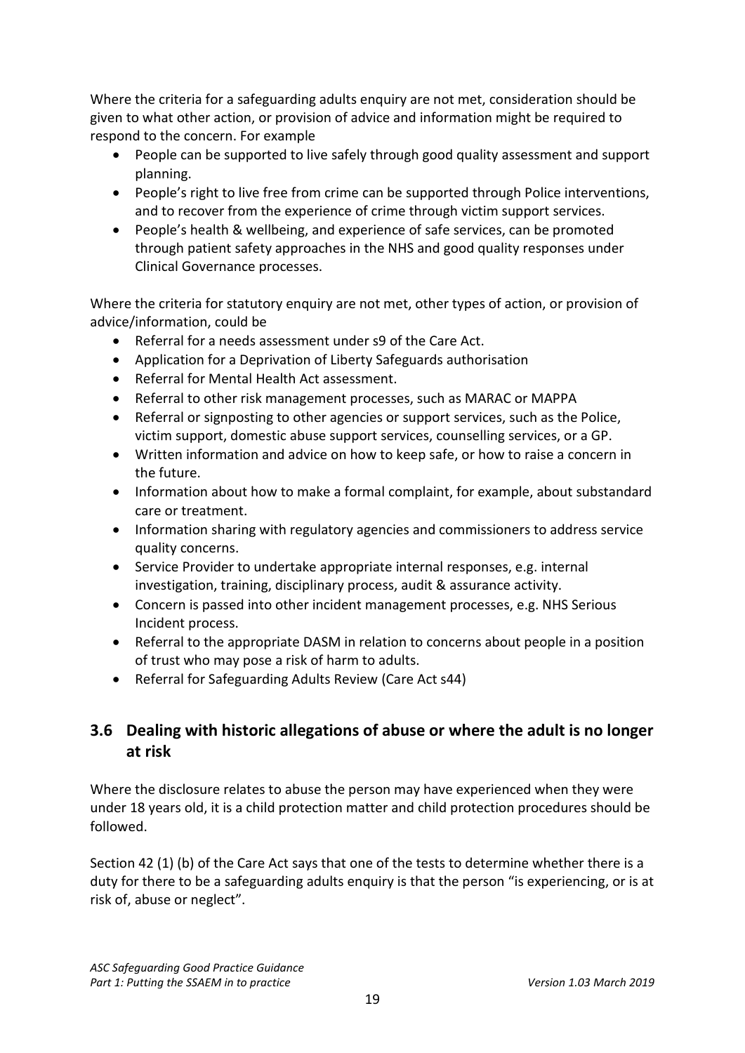Where the criteria for a safeguarding adults enquiry are not met, consideration should be given to what other action, or provision of advice and information might be required to respond to the concern. For example

- People can be supported to live safely through good quality assessment and support planning.
- People's right to live free from crime can be supported through Police interventions, and to recover from the experience of crime through victim support services.
- People's health & wellbeing, and experience of safe services, can be promoted through patient safety approaches in the NHS and good quality responses under Clinical Governance processes.

Where the criteria for statutory enquiry are not met, other types of action, or provision of advice/information, could be

- Referral for a needs assessment under s9 of the Care Act.
- Application for a Deprivation of Liberty Safeguards authorisation
- Referral for Mental Health Act assessment.
- Referral to other risk management processes, such as MARAC or MAPPA
- Referral or signposting to other agencies or support services, such as the Police, victim support, domestic abuse support services, counselling services, or a GP.
- Written information and advice on how to keep safe, or how to raise a concern in the future.
- Information about how to make a formal complaint, for example, about substandard care or treatment.
- Information sharing with regulatory agencies and commissioners to address service quality concerns.
- Service Provider to undertake appropriate internal responses, e.g. internal investigation, training, disciplinary process, audit & assurance activity.
- Concern is passed into other incident management processes, e.g. NHS Serious Incident process.
- Referral to the appropriate DASM in relation to concerns about people in a position of trust who may pose a risk of harm to adults.
- Referral for Safeguarding Adults Review (Care Act s44)

## 3.6 Dealing with historic allegations of abuse or where the adult is no longer at risk

Where the disclosure relates to abuse the person may have experienced when they were under 18 years old, it is a child protection matter and child protection procedures should be followed.

Section 42 (1) (b) of the Care Act says that one of the tests to determine whether there is a duty for there to be a safeguarding adults enquiry is that the person "is experiencing, or is at risk of, abuse or neglect".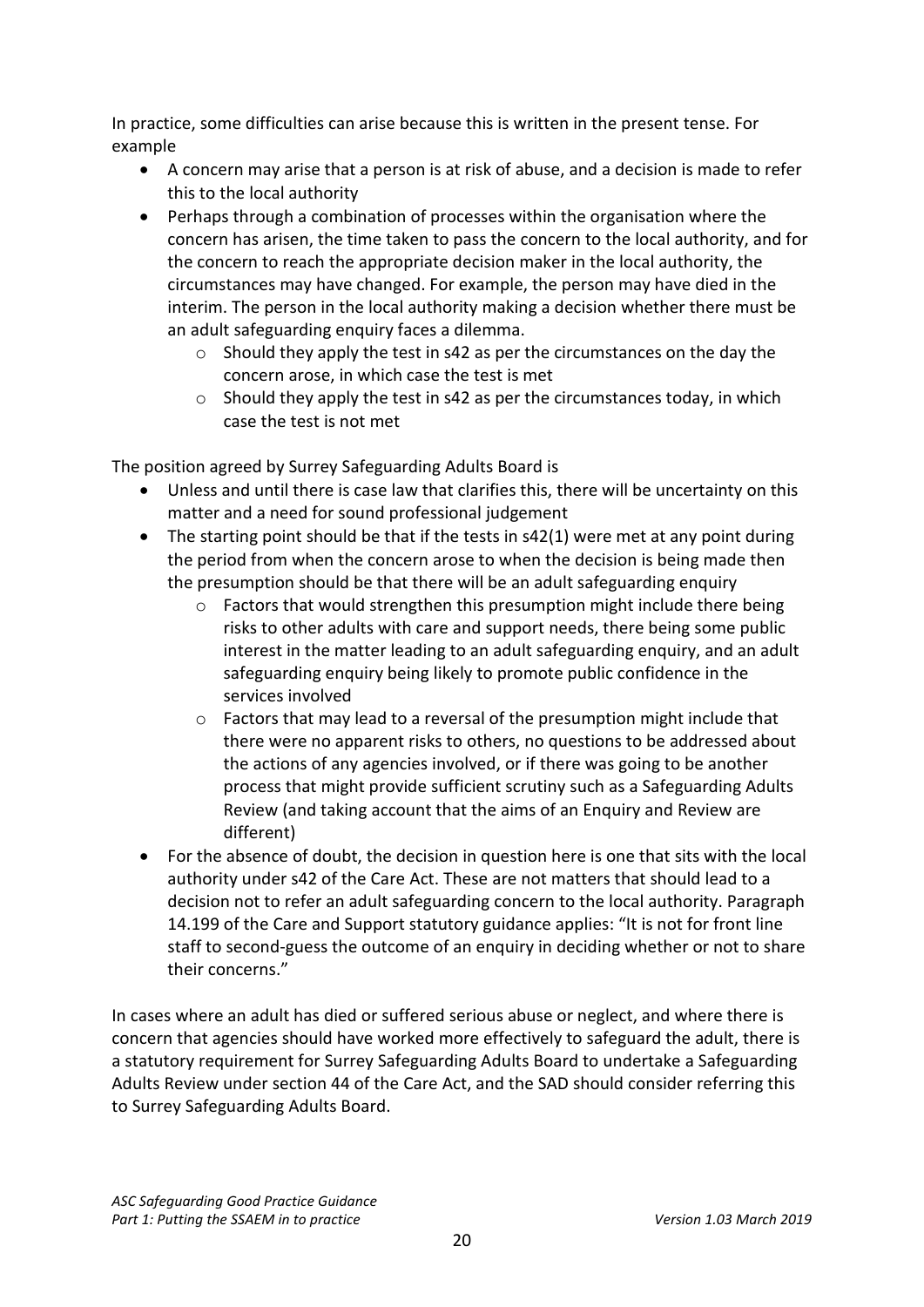In practice, some difficulties can arise because this is written in the present tense. For example

- A concern may arise that a person is at risk of abuse, and a decision is made to refer this to the local authority
- Perhaps through a combination of processes within the organisation where the concern has arisen, the time taken to pass the concern to the local authority, and for the concern to reach the appropriate decision maker in the local authority, the circumstances may have changed. For example, the person may have died in the interim. The person in the local authority making a decision whether there must be an adult safeguarding enquiry faces a dilemma.
    - Should they apply the test in s42 as per the circumstances on the day the concern arose, in which case the test is met
    - Should they apply the test in s42 as per the circumstances today, in which case the test is not met

The position agreed by Surrey Safeguarding Adults Board is

- Unless and until there is case law that clarifies this, there will be uncertainty on this matter and a need for sound professional judgement
- The starting point should be that if the tests in s42(1) were met at any point during the period from when the concern arose to when the decision is being made then the presumption should be that there will be an adult safeguarding enquiry
    - Factors that would strengthen this presumption might include there being risks to other adults with care and support needs, there being some public interest in the matter leading to an adult safeguarding enquiry, and an adult safeguarding enquiry being likely to promote public confidence in the services involved
    - Factors that may lead to a reversal of the presumption might include that there were no apparent risks to others, no questions to be addressed about the actions of any agencies involved, or if there was going to be another process that might provide sufficient scrutiny such as a Safeguarding Adults Review (and taking account that the aims of an Enquiry and Review are different)
- For the absence of doubt, the decision in question here is one that sits with the local authority under s42 of the Care Act. These are not matters that should lead to a decision not to refer an adult safeguarding concern to the local authority. Paragraph 14.199 of the Care and Support statutory guidance applies: "It is not for front line staff to second-guess the outcome of an enquiry in deciding whether or not to share their concerns."

In cases where an adult has died or suffered serious abuse or neglect, and where there is concern that agencies should have worked more effectively to safeguard the adult, there is a statutory requirement for Surrey Safeguarding Adults Board to undertake a Safeguarding Adults Review under section 44 of the Care Act, and the SAD should consider referring this to Surrey Safeguarding Adults Board.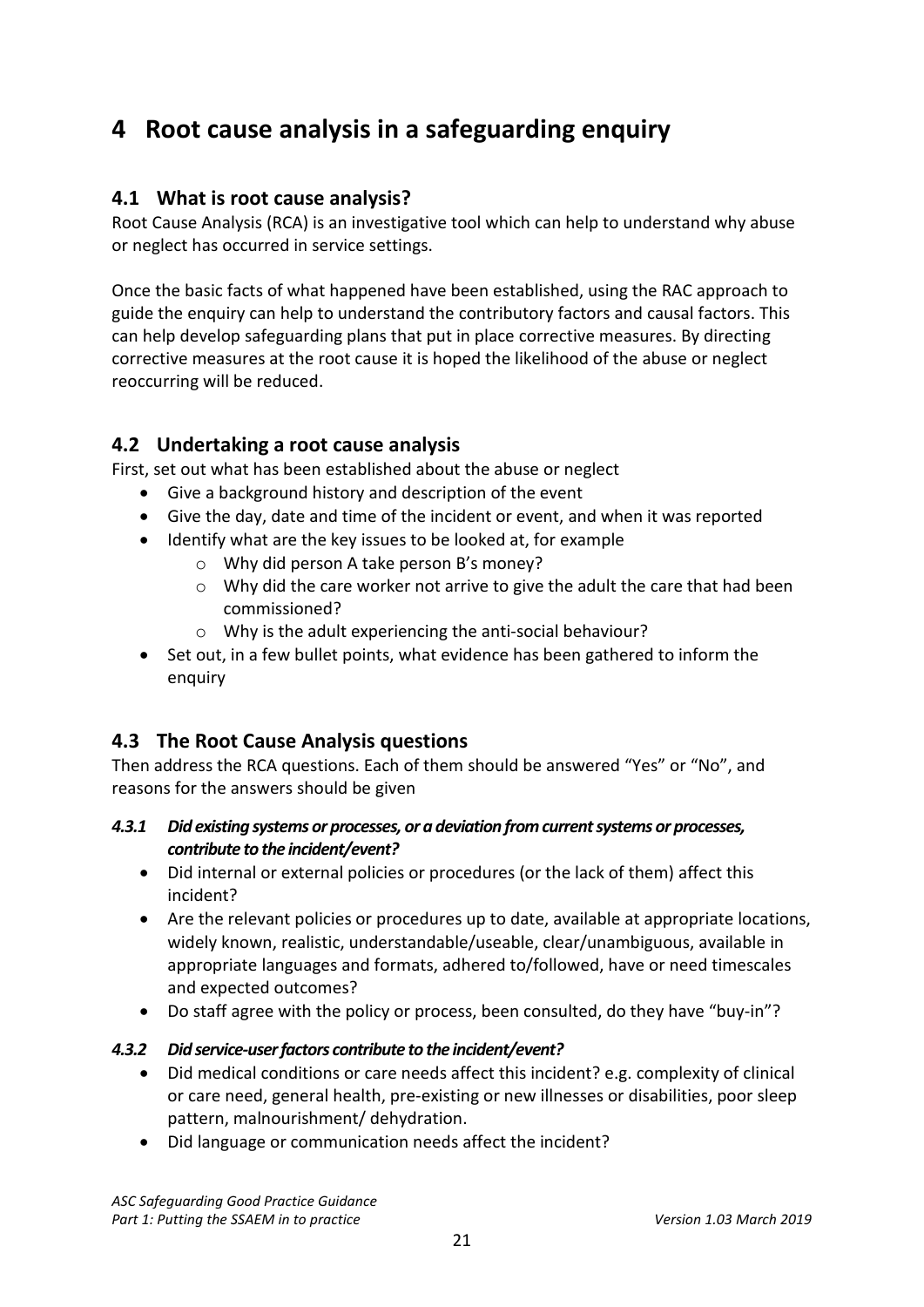# 4 Root cause analysis in a safeguarding enquiry

## 4.1 What is root cause analysis?

Root Cause Analysis (RCA) is an investigative tool which can help to understand why abuse or neglect has occurred in service settings.

Once the basic facts of what happened have been established, using the RAC approach to guide the enquiry can help to understand the contributory factors and causal factors. This can help develop safeguarding plans that put in place corrective measures. By directing corrective measures at the root cause it is hoped the likelihood of the abuse or neglect reoccurring will be reduced.

## 4.2 Undertaking a root cause analysis

First, set out what has been established about the abuse or neglect

- Give a background history and description of the event
- Give the day, date and time of the incident or event, and when it was reported
- Identify what are the key issues to be looked at, for example
  - Why did person A take person B's money?
  - Why did the care worker not arrive to give the adult the care that had been commissioned?
  - Why is the adult experiencing the anti-social behaviour?
- Set out, in a few bullet points, what evidence has been gathered to inform the enquiry

## 4.3 The Root Cause Analysis questions

Then address the RCA questions. Each of them should be answered "Yes" or "No", and reasons for the answers should be given

### *4.3.1 Did existing systems or processes, or a deviation from current systems or processes, contribute to the incident/event?*

- Did internal or external policies or procedures (or the lack of them) affect this incident?
- Are the relevant policies or procedures up to date, available at appropriate locations, widely known, realistic, understandable/useable, clear/unambiguous, available in appropriate languages and formats, adhered to/followed, have or need timescales and expected outcomes?
- Do staff agree with the policy or process, been consulted, do they have "buy-in"?

### *4.3.2 Did service-user factors contribute to the incident/event?*

- Did medical conditions or care needs affect this incident? e.g. complexity of clinical or care need, general health, pre-existing or new illnesses or disabilities, poor sleep pattern, malnourishment/ dehydration.
- Did language or communication needs affect the incident?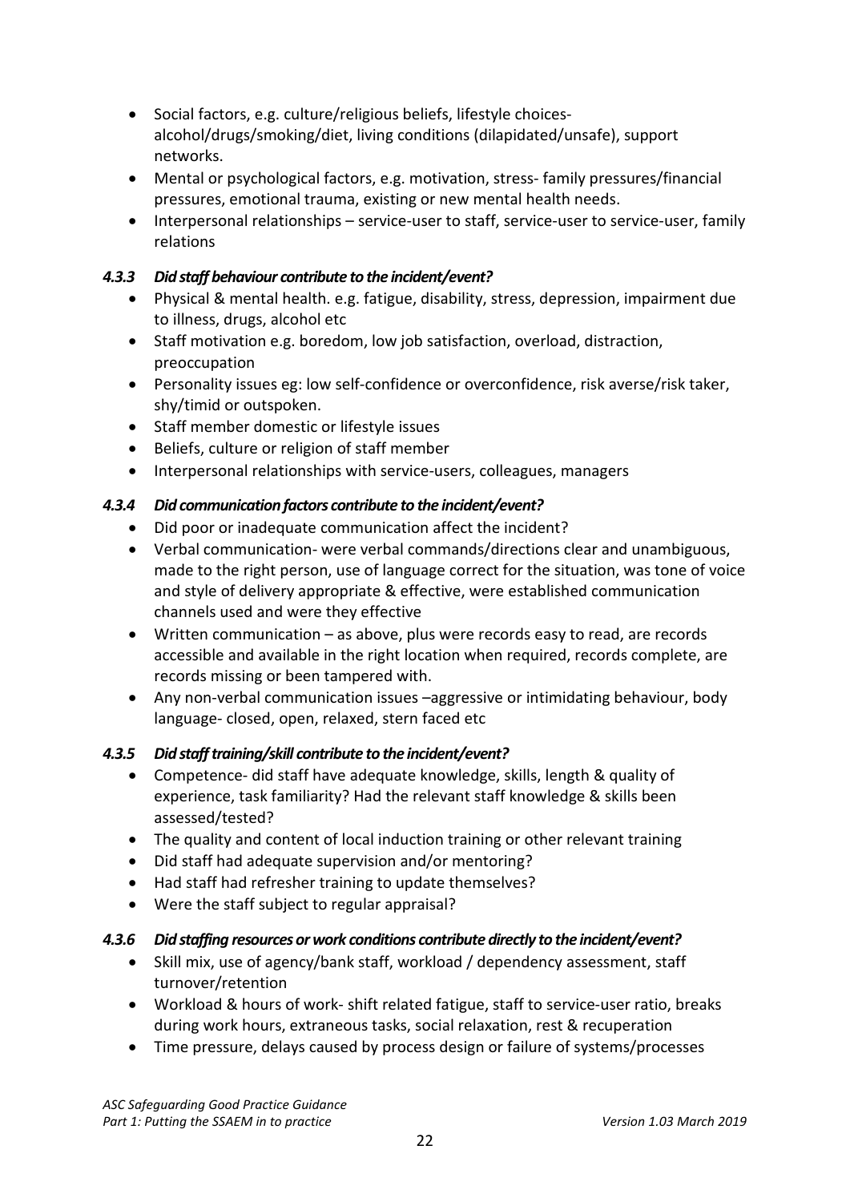- Social factors, e.g. culture/religious beliefs, lifestyle choices- alcohol/drugs/smoking/diet, living conditions (dilapidated/unsafe), support networks.
- Mental or psychological factors, e.g. motivation, stress- family pressures/financial pressures, emotional trauma, existing or new mental health needs.
- Interpersonal relationships – service-user to staff, service-user to service-user, family relations

#### *4.3.3 Did staff behaviour contribute to the incident/event?*

- Physical & mental health. e.g. fatigue, disability, stress, depression, impairment due to illness, drugs, alcohol etc
- Staff motivation e.g. boredom, low job satisfaction, overload, distraction, preoccupation
- Personality issues eg: low self-confidence or overconfidence, risk averse/risk taker, shy/timid or outspoken.
- Staff member domestic or lifestyle issues
- Beliefs, culture or religion of staff member
- Interpersonal relationships with service-users, colleagues, managers

#### *4.3.4 Did communication factors contribute to the incident/event?*

- Did poor or inadequate communication affect the incident?
- Verbal communication- were verbal commands/directions clear and unambiguous, made to the right person, use of language correct for the situation, was tone of voice and style of delivery appropriate & effective, were established communication channels used and were they effective
- Written communication – as above, plus were records easy to read, are records accessible and available in the right location when required, records complete, are records missing or been tampered with.
- Any non-verbal communication issues –aggressive or intimidating behaviour, body language- closed, open, relaxed, stern faced etc

#### *4.3.5 Did staff training/skill contribute to the incident/event?*

- Competence- did staff have adequate knowledge, skills, length & quality of experience, task familiarity? Had the relevant staff knowledge & skills been assessed/tested?
- The quality and content of local induction training or other relevant training
- Did staff had adequate supervision and/or mentoring?
- Had staff had refresher training to update themselves?
- Were the staff subject to regular appraisal?

#### *4.3.6 Did staffing resources or work conditions contribute directly to the incident/event?*

- Skill mix, use of agency/bank staff, workload / dependency assessment, staff turnover/retention
- Workload & hours of work- shift related fatigue, staff to service-user ratio, breaks during work hours, extraneous tasks, social relaxation, rest & recuperation
- Time pressure, delays caused by process design or failure of systems/processes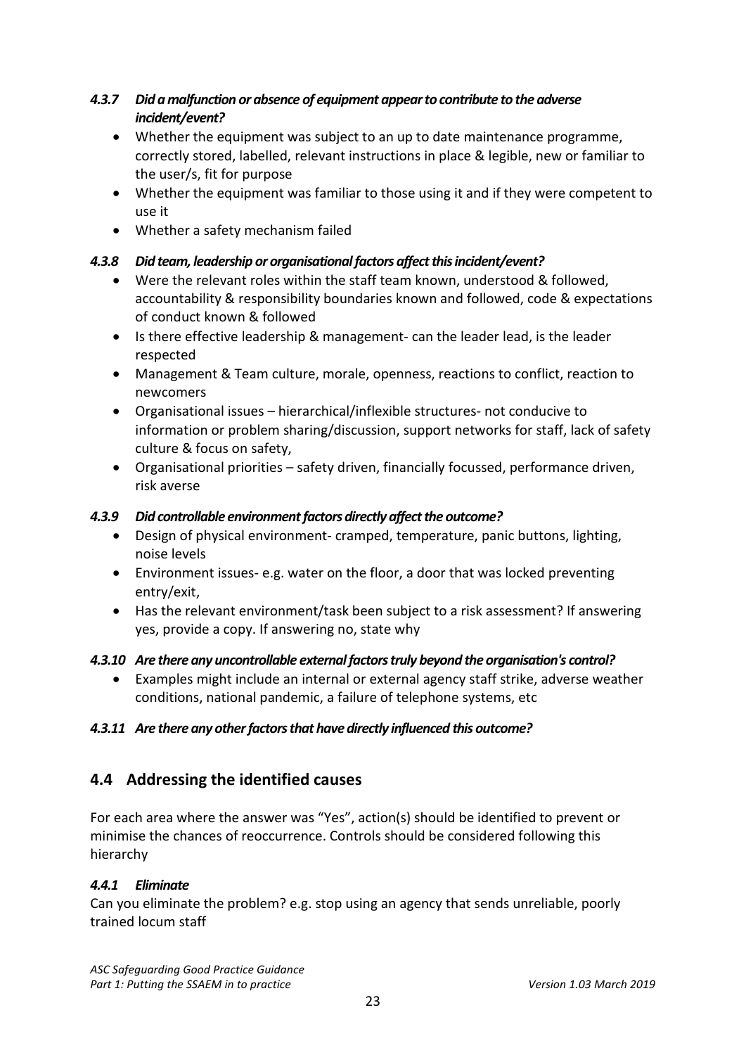#### *4.3.7 Did a malfunction or absence of equipment appear to contribute to the adverse incident/event?*

- Whether the equipment was subject to an up to date maintenance programme, correctly stored, labelled, relevant instructions in place & legible, new or familiar to the user/s, fit for purpose
- Whether the equipment was familiar to those using it and if they were competent to use it
- Whether a safety mechanism failed

#### *4.3.8 Did team, leadership or organisational factors affect this incident/event?*

- Were the relevant roles within the staff team known, understood & followed, accountability & responsibility boundaries known and followed, code & expectations of conduct known & followed
- Is there effective leadership & management- can the leader lead, is the leader respected
- Management & Team culture, morale, openness, reactions to conflict, reaction to newcomers
- Organisational issues – hierarchical/inflexible structures- not conducive to information or problem sharing/discussion, support networks for staff, lack of safety culture & focus on safety,
- Organisational priorities – safety driven, financially focussed, performance driven, risk averse

#### *4.3.9 Did controllable environment factors directly affect the outcome?*

- Design of physical environment- cramped, temperature, panic buttons, lighting, noise levels
- Environment issues- e.g. water on the floor, a door that was locked preventing entry/exit,
- Has the relevant environment/task been subject to a risk assessment? If answering yes, provide a copy. If answering no, state why

#### *4.3.10 Are there any uncontrollable external factors truly beyond the organisation's control?*

- Examples might include an internal or external agency staff strike, adverse weather conditions, national pandemic, a failure of telephone systems, etc

#### *4.3.11 Are there any other factors that have directly influenced this outcome?*

## 4.4 Addressing the identified causes

For each area where the answer was "Yes", action(s) should be identified to prevent or minimise the chances of reoccurrence. Controls should be considered following this hierarchy

#### *4.4.1 Eliminate*

Can you eliminate the problem? e.g. stop using an agency that sends unreliable, poorly trained locum staff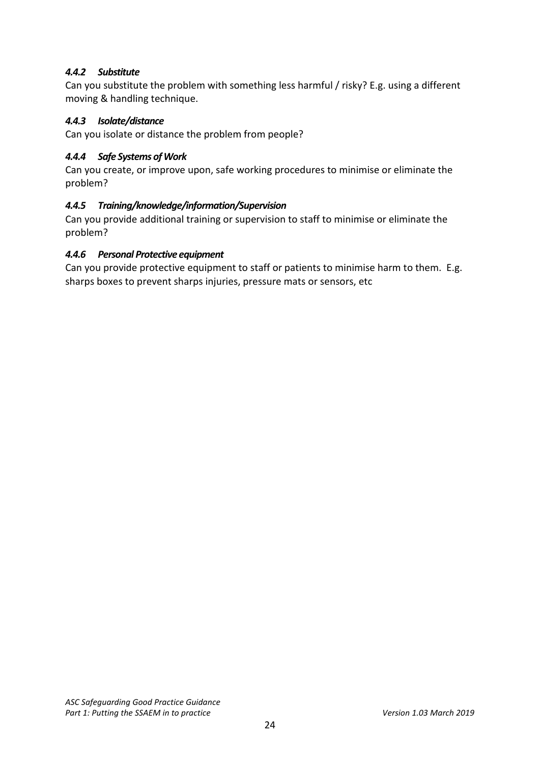#### *4.4.2 Substitute*

Can you substitute the problem with something less harmful / risky? E.g. using a different moving & handling technique.

#### *4.4.3 Isolate/distance*

Can you isolate or distance the problem from people?

#### *4.4.4 Safe Systems of Work*

Can you create, or improve upon, safe working procedures to minimise or eliminate the problem?

#### *4.4.5 Training/knowledge/information/Supervision*

Can you provide additional training or supervision to staff to minimise or eliminate the problem?

#### *4.4.6 Personal Protective equipment*

Can you provide protective equipment to staff or patients to minimise harm to them. E.g. sharps boxes to prevent sharps injuries, pressure mats or sensors, etc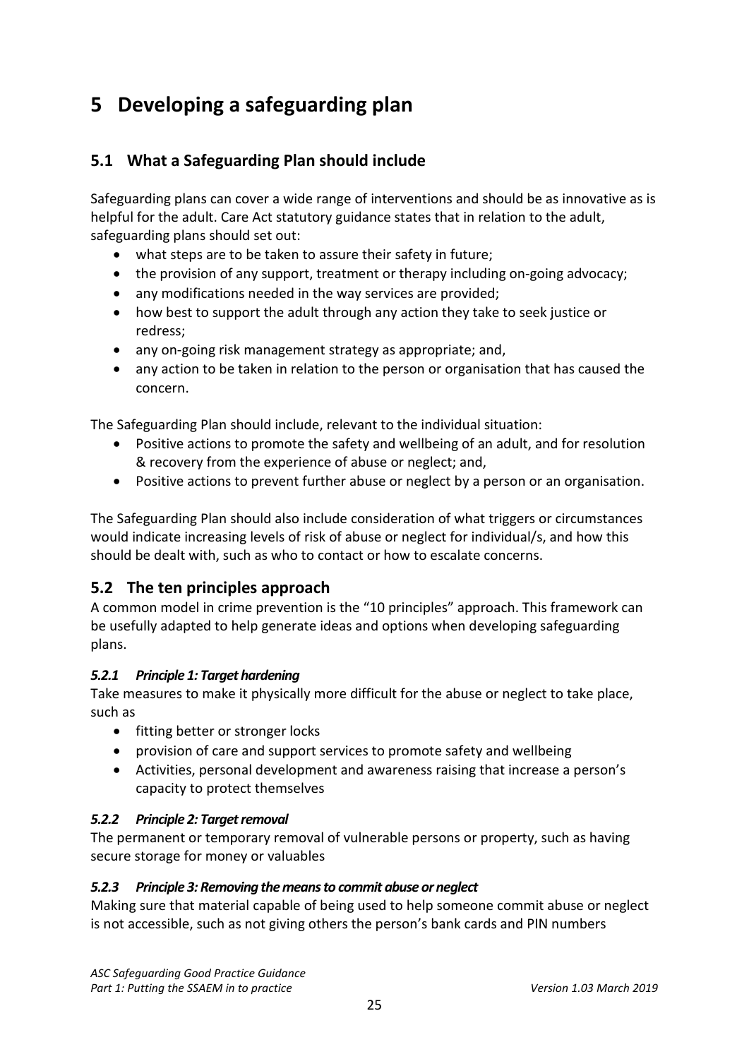# 5 Developing a safeguarding plan

## 5.1 What a Safeguarding Plan should include

Safeguarding plans can cover a wide range of interventions and should be as innovative as is helpful for the adult. Care Act statutory guidance states that in relation to the adult, safeguarding plans should set out:

- what steps are to be taken to assure their safety in future;
- the provision of any support, treatment or therapy including on-going advocacy;
- any modifications needed in the way services are provided;
- how best to support the adult through any action they take to seek justice or redress;
- any on-going risk management strategy as appropriate; and,
- any action to be taken in relation to the person or organisation that has caused the concern.

The Safeguarding Plan should include, relevant to the individual situation:

- Positive actions to promote the safety and wellbeing of an adult, and for resolution & recovery from the experience of abuse or neglect; and,
- Positive actions to prevent further abuse or neglect by a person or an organisation.

The Safeguarding Plan should also include consideration of what triggers or circumstances would indicate increasing levels of risk of abuse or neglect for individual/s, and how this should be dealt with, such as who to contact or how to escalate concerns.

## 5.2 The ten principles approach

A common model in crime prevention is the "10 principles" approach. This framework can be usefully adapted to help generate ideas and options when developing safeguarding plans.

### *5.2.1 Principle 1: Target hardening*

Take measures to make it physically more difficult for the abuse or neglect to take place, such as

- fitting better or stronger locks
- provision of care and support services to promote safety and wellbeing
- Activities, personal development and awareness raising that increase a person's capacity to protect themselves

### *5.2.2 Principle 2: Target removal*

The permanent or temporary removal of vulnerable persons or property, such as having secure storage for money or valuables

### *5.2.3 Principle 3: Removing the means to commit abuse or neglect*

Making sure that material capable of being used to help someone commit abuse or neglect is not accessible, such as not giving others the person's bank cards and PIN numbers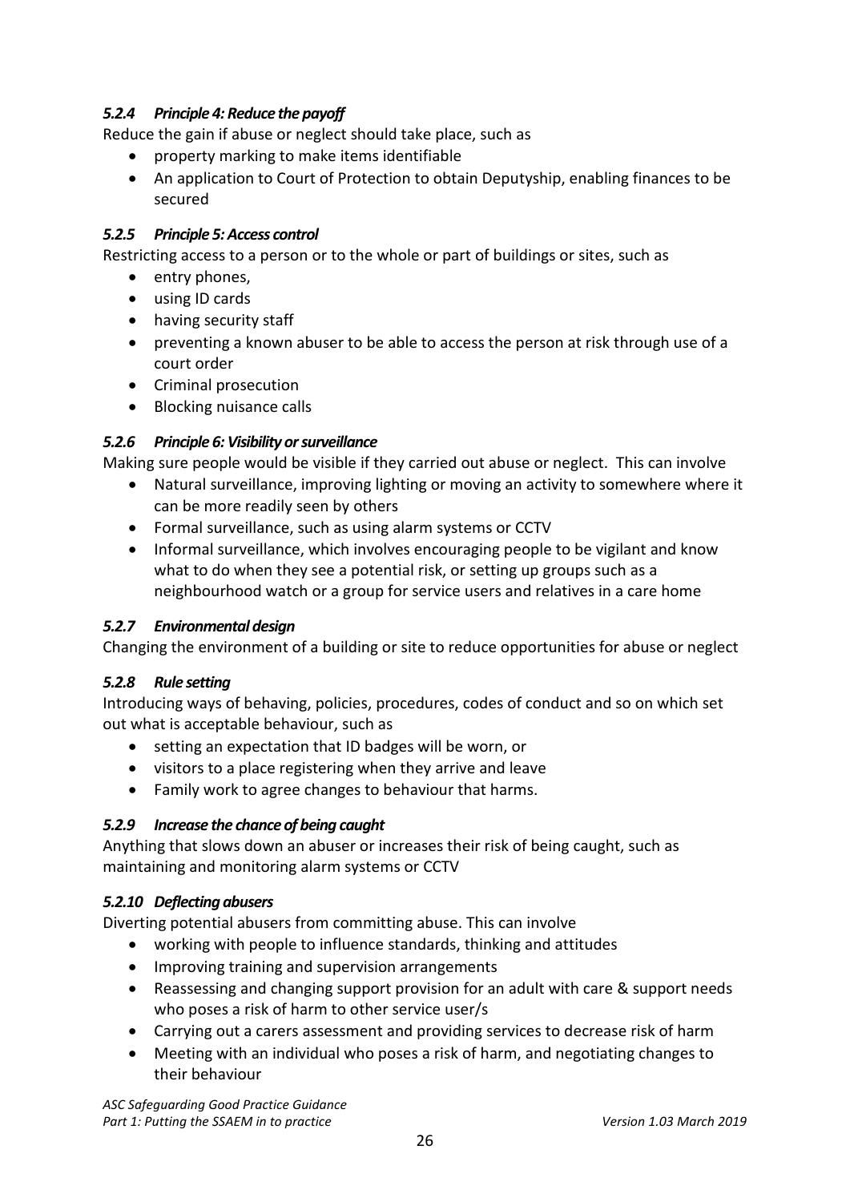#### *5.2.4 Principle 4: Reduce the payoff*

Reduce the gain if abuse or neglect should take place, such as

- property marking to make items identifiable
- An application to Court of Protection to obtain Deputyship, enabling finances to be secured

#### *5.2.5 Principle 5: Access control*

Restricting access to a person or to the whole or part of buildings or sites, such as

- entry phones,
- using ID cards
- having security staff
- preventing a known abuser to be able to access the person at risk through use of a court order
- Criminal prosecution
- Blocking nuisance calls

#### *5.2.6 Principle 6: Visibility or surveillance*

Making sure people would be visible if they carried out abuse or neglect. This can involve

- Natural surveillance, improving lighting or moving an activity to somewhere where it can be more readily seen by others
- Formal surveillance, such as using alarm systems or CCTV
- Informal surveillance, which involves encouraging people to be vigilant and know what to do when they see a potential risk, or setting up groups such as a neighbourhood watch or a group for service users and relatives in a care home

#### *5.2.7 Environmental design*

Changing the environment of a building or site to reduce opportunities for abuse or neglect

#### *5.2.8 Rule setting*

Introducing ways of behaving, policies, procedures, codes of conduct and so on which set out what is acceptable behaviour, such as

- setting an expectation that ID badges will be worn, or
- visitors to a place registering when they arrive and leave
- Family work to agree changes to behaviour that harms.

#### *5.2.9 Increase the chance of being caught*

Anything that slows down an abuser or increases their risk of being caught, such as maintaining and monitoring alarm systems or CCTV

#### *5.2.10 Deflecting abusers*

Diverting potential abusers from committing abuse. This can involve

- working with people to influence standards, thinking and attitudes
- Improving training and supervision arrangements
- Reassessing and changing support provision for an adult with care & support needs who poses a risk of harm to other service user/s
- Carrying out a carers assessment and providing services to decrease risk of harm
- Meeting with an individual who poses a risk of harm, and negotiating changes to their behaviour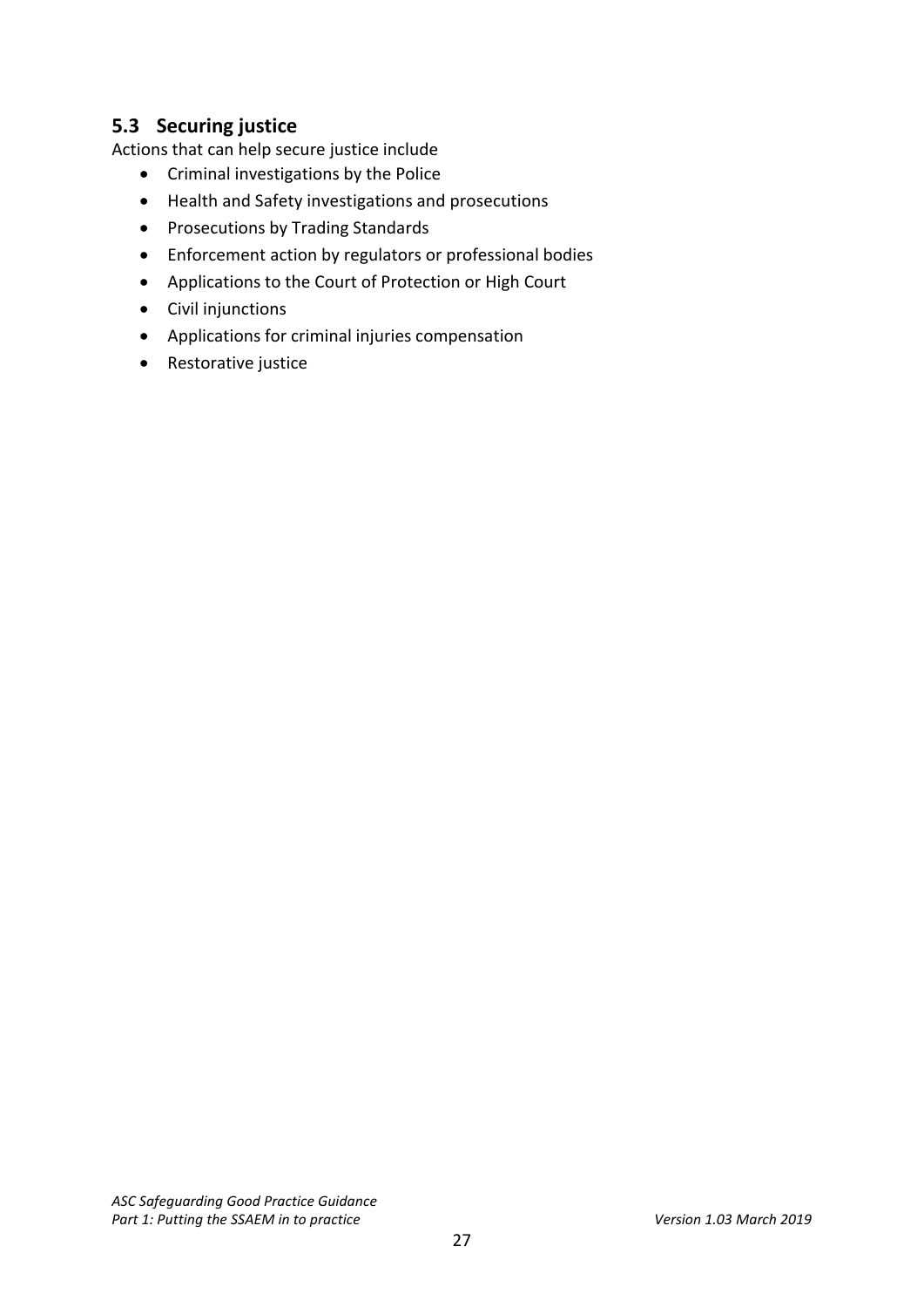## 5.3 Securing justice

Actions that can help secure justice include

- Criminal investigations by the Police
- Health and Safety investigations and prosecutions
- Prosecutions by Trading Standards
- Enforcement action by regulators or professional bodies
- Applications to the Court of Protection or High Court
- Civil injunctions
- Applications for criminal injuries compensation
- Restorative justice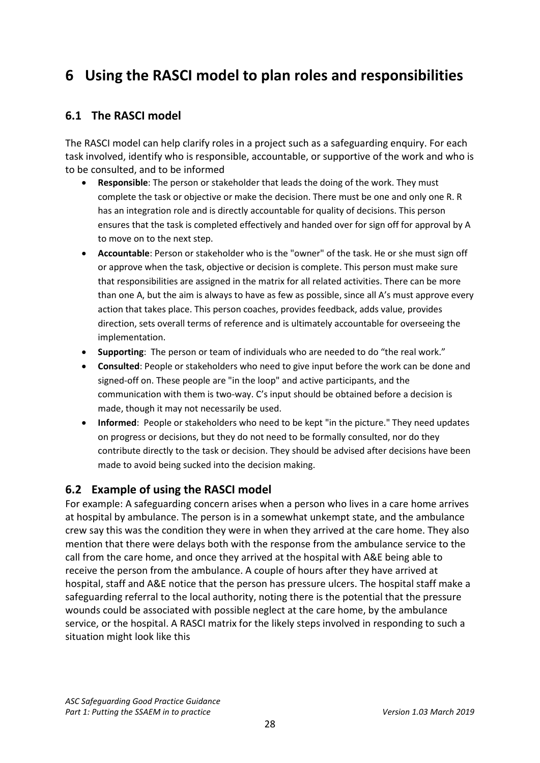# 6 Using the RASCI model to plan roles and responsibilities

## 6.1 The RASCI model

The RASCI model can help clarify roles in a project such as a safeguarding enquiry. For each task involved, identify who is responsible, accountable, or supportive of the work and who is to be consulted, and to be informed

- **Responsible**: The person or stakeholder that leads the doing of the work. They must complete the task or objective or make the decision. There must be one and only one R. R has an integration role and is directly accountable for quality of decisions. This person ensures that the task is completed effectively and handed over for sign off for approval by A to move on to the next step.
- **Accountable**: Person or stakeholder who is the "owner" of the task. He or she must sign off or approve when the task, objective or decision is complete. This person must make sure that responsibilities are assigned in the matrix for all related activities. There can be more than one A, but the aim is always to have as few as possible, since all A's must approve every action that takes place. This person coaches, provides feedback, adds value, provides direction, sets overall terms of reference and is ultimately accountable for overseeing the implementation.
- **Supporting**: The person or team of individuals who are needed to do "the real work."
- **Consulted**: People or stakeholders who need to give input before the work can be done and signed-off on. These people are "in the loop" and active participants, and the communication with them is two-way. C's input should be obtained before a decision is made, though it may not necessarily be used.
- **Informed**: People or stakeholders who need to be kept "in the picture." They need updates on progress or decisions, but they do not need to be formally consulted, nor do they contribute directly to the task or decision. They should be advised after decisions have been made to avoid being sucked into the decision making.

## 6.2 Example of using the RASCI model

For example: A safeguarding concern arises when a person who lives in a care home arrives at hospital by ambulance. The person is in a somewhat unkempt state, and the ambulance crew say this was the condition they were in when they arrived at the care home. They also mention that there were delays both with the response from the ambulance service to the call from the care home, and once they arrived at the hospital with A&E being able to receive the person from the ambulance. A couple of hours after they have arrived at hospital, staff and A&E notice that the person has pressure ulcers. The hospital staff make a safeguarding referral to the local authority, noting there is the potential that the pressure wounds could be associated with possible neglect at the care home, by the ambulance service, or the hospital. A RASCI matrix for the likely steps involved in responding to such a situation might look like this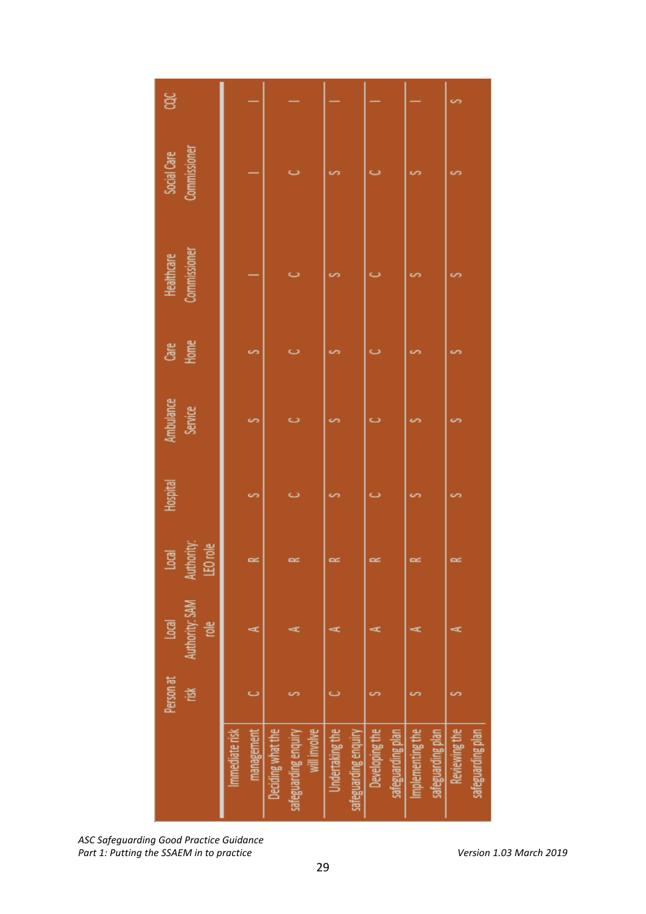| | Person at risk | Local Authority: SAM role | Local Authority: LEO role | Hospital | Ambulance Service | Care Home | Healthcare Commissioner | Social Care Commissioner | CQC |
|---|---|---|---|---|---|---|---|---|---|
| Immediate risk management | C | A | R | S | S | S | I | I | I |
| Deciding what the safeguarding enquiry will involve | S | A | R | C | C | C | C | C | I |
| Undertaking the safeguarding enquiry | C | A | R | S | S | S | S | S | I |
| Developing the safeguarding plan | S | A | R | C | C | C | C | C | I |
| Implementing the safeguarding plan | S | A | R | S | S | S | S | S | I |
| Reviewing the safeguarding plan | S | A | R | S | S | S | S | S | S |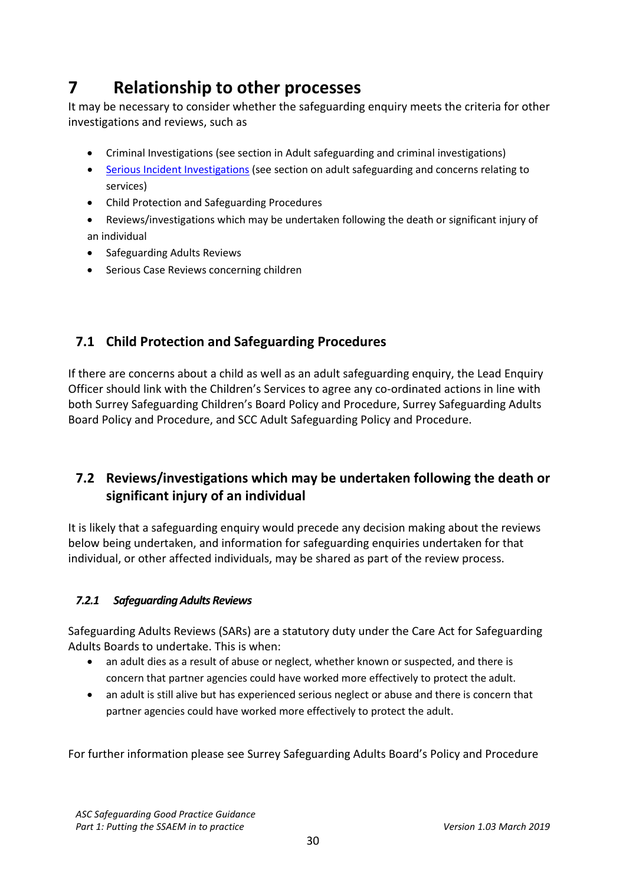# 7 Relationship to other processes

It may be necessary to consider whether the safeguarding enquiry meets the criteria for other investigations and reviews, such as

- Criminal Investigations (see section in Adult safeguarding and criminal investigations)
- Serious Incident Investigations (see section on adult safeguarding and concerns relating to services)
- Child Protection and Safeguarding Procedures
- Reviews/investigations which may be undertaken following the death or significant injury of an individual
- Safeguarding Adults Reviews
- Serious Case Reviews concerning children

## 7.1 Child Protection and Safeguarding Procedures

If there are concerns about a child as well as an adult safeguarding enquiry, the Lead Enquiry Officer should link with the Children's Services to agree any co-ordinated actions in line with both Surrey Safeguarding Children's Board Policy and Procedure, Surrey Safeguarding Adults Board Policy and Procedure, and SCC Adult Safeguarding Policy and Procedure.

## 7.2 Reviews/investigations which may be undertaken following the death or significant injury of an individual

It is likely that a safeguarding enquiry would precede any decision making about the reviews below being undertaken, and information for safeguarding enquiries undertaken for that individual, or other affected individuals, may be shared as part of the review process.

### *7.2.1 Safeguarding Adults Reviews*

Safeguarding Adults Reviews (SARs) are a statutory duty under the Care Act for Safeguarding Adults Boards to undertake. This is when:

- an adult dies as a result of abuse or neglect, whether known or suspected, and there is concern that partner agencies could have worked more effectively to protect the adult.
- an adult is still alive but has experienced serious neglect or abuse and there is concern that partner agencies could have worked more effectively to protect the adult.

For further information please see Surrey Safeguarding Adults Board's Policy and Procedure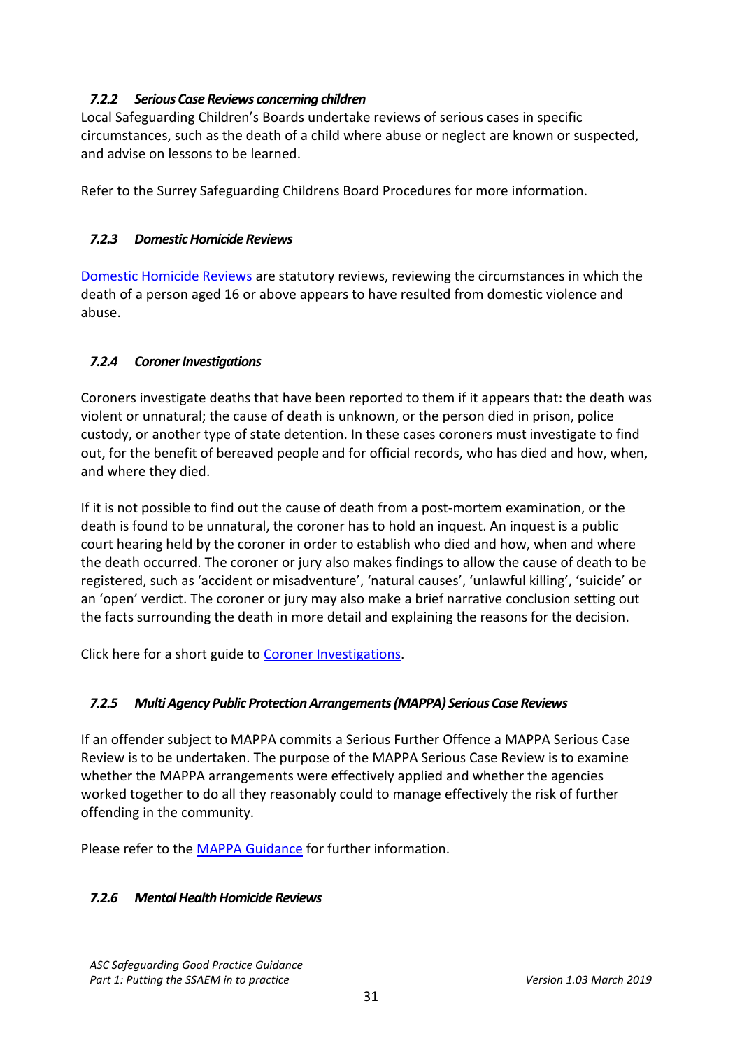#### *7.2.2 Serious Case Reviews concerning children*

Local Safeguarding Children's Boards undertake reviews of serious cases in specific circumstances, such as the death of a child where abuse or neglect are known or suspected, and advise on lessons to be learned.

Refer to the Surrey Safeguarding Childrens Board Procedures for more information.

#### *7.2.3 Domestic Homicide Reviews*

Domestic Homicide Reviews are statutory reviews, reviewing the circumstances in which the death of a person aged 16 or above appears to have resulted from domestic violence and abuse.

#### *7.2.4 Coroner Investigations*

Coroners investigate deaths that have been reported to them if it appears that: the death was violent or unnatural; the cause of death is unknown, or the person died in prison, police custody, or another type of state detention. In these cases coroners must investigate to find out, for the benefit of bereaved people and for official records, who has died and how, when, and where they died.

If it is not possible to find out the cause of death from a post-mortem examination, or the death is found to be unnatural, the coroner has to hold an inquest. An inquest is a public court hearing held by the coroner in order to establish who died and how, when and where the death occurred. The coroner or jury also makes findings to allow the cause of death to be registered, such as 'accident or misadventure', 'natural causes', 'unlawful killing', 'suicide' or an 'open' verdict. The coroner or jury may also make a brief narrative conclusion setting out the facts surrounding the death in more detail and explaining the reasons for the decision.

Click here for a short guide to Coroner Investigations.

#### *7.2.5 Multi Agency Public Protection Arrangements (MAPPA) Serious Case Reviews*

If an offender subject to MAPPA commits a Serious Further Offence a MAPPA Serious Case Review is to be undertaken. The purpose of the MAPPA Serious Case Review is to examine whether the MAPPA arrangements were effectively applied and whether the agencies worked together to do all they reasonably could to manage effectively the risk of further offending in the community.

Please refer to the MAPPA Guidance for further information.

#### *7.2.6 Mental Health Homicide Reviews*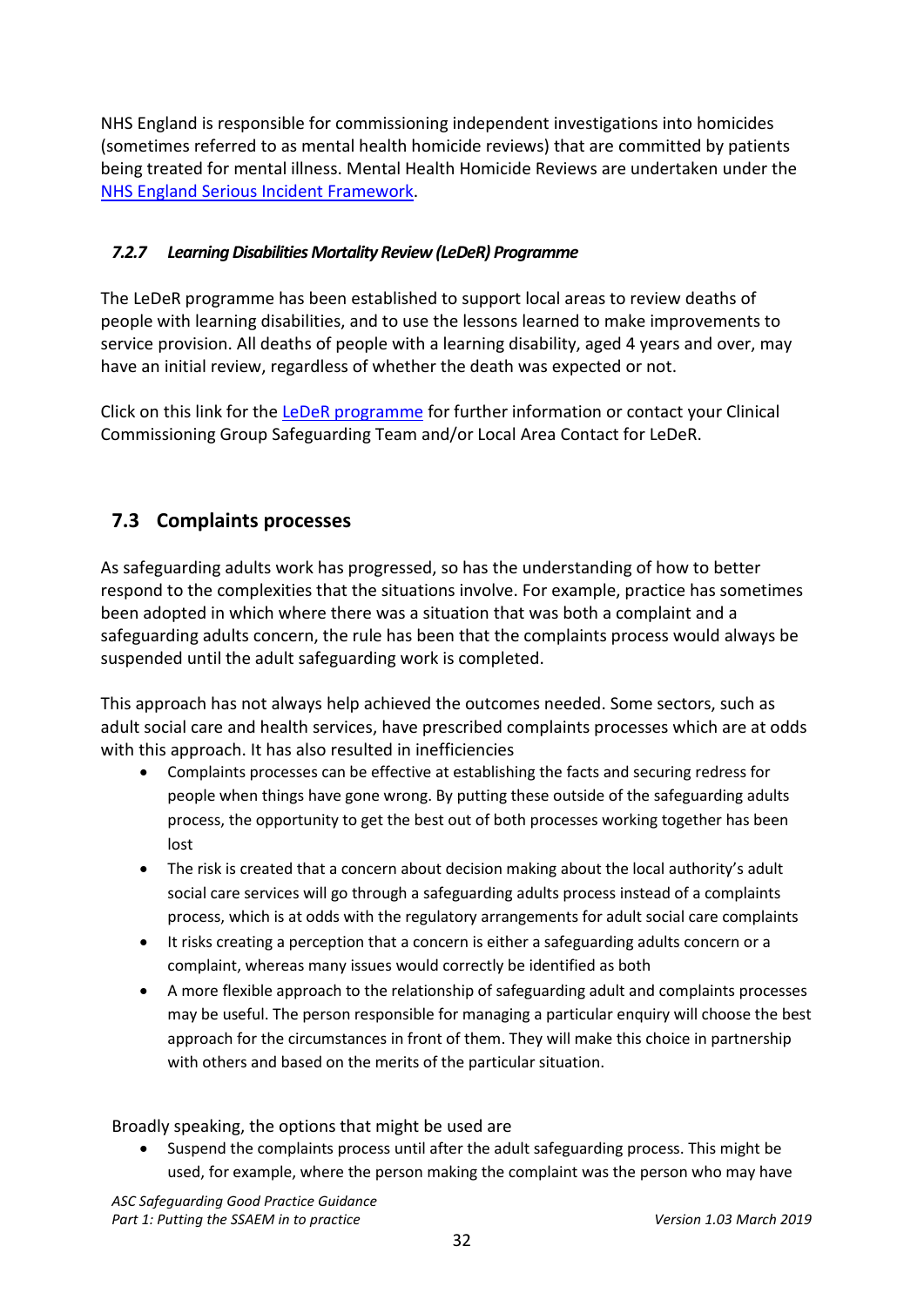NHS England is responsible for commissioning independent investigations into homicides (sometimes referred to as mental health homicide reviews) that are committed by patients being treated for mental illness. Mental Health Homicide Reviews are undertaken under the NHS England Serious Incident Framework.

#### *7.2.7 Learning Disabilities Mortality Review (LeDeR) Programme*

The LeDeR programme has been established to support local areas to review deaths of people with learning disabilities, and to use the lessons learned to make improvements to service provision. All deaths of people with a learning disability, aged 4 years and over, may have an initial review, regardless of whether the death was expected or not.

Click on this link for the LeDeR programme for further information or contact your Clinical Commissioning Group Safeguarding Team and/or Local Area Contact for LeDeR.

## 7.3 Complaints processes

As safeguarding adults work has progressed, so has the understanding of how to better respond to the complexities that the situations involve. For example, practice has sometimes been adopted in which where there was a situation that was both a complaint and a safeguarding adults concern, the rule has been that the complaints process would always be suspended until the adult safeguarding work is completed.

This approach has not always help achieved the outcomes needed. Some sectors, such as adult social care and health services, have prescribed complaints processes which are at odds with this approach. It has also resulted in inefficiencies

- Complaints processes can be effective at establishing the facts and securing redress for people when things have gone wrong. By putting these outside of the safeguarding adults process, the opportunity to get the best out of both processes working together has been lost
- The risk is created that a concern about decision making about the local authority's adult social care services will go through a safeguarding adults process instead of a complaints process, which is at odds with the regulatory arrangements for adult social care complaints
- It risks creating a perception that a concern is either a safeguarding adults concern or a complaint, whereas many issues would correctly be identified as both
- A more flexible approach to the relationship of safeguarding adult and complaints processes may be useful. The person responsible for managing a particular enquiry will choose the best approach for the circumstances in front of them. They will make this choice in partnership with others and based on the merits of the particular situation.

Broadly speaking, the options that might be used are

- Suspend the complaints process until after the adult safeguarding process. This might be used, for example, where the person making the complaint was the person who may have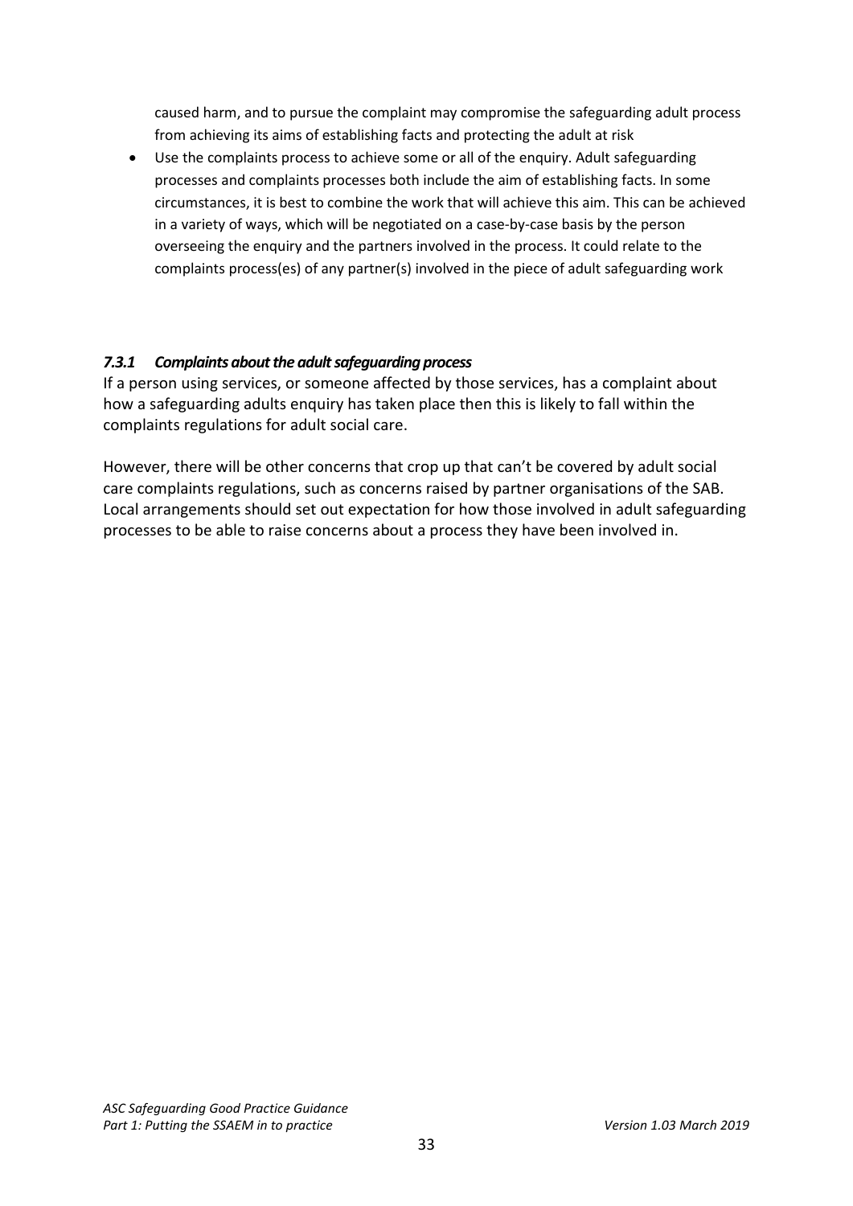caused harm, and to pursue the complaint may compromise the safeguarding adult process from achieving its aims of establishing facts and protecting the adult at risk

- Use the complaints process to achieve some or all of the enquiry. Adult safeguarding processes and complaints processes both include the aim of establishing facts. In some circumstances, it is best to combine the work that will achieve this aim. This can be achieved in a variety of ways, which will be negotiated on a case-by-case basis by the person overseeing the enquiry and the partners involved in the process. It could relate to the complaints process(es) of any partner(s) involved in the piece of adult safeguarding work

#### *7.3.1 Complaints about the adult safeguarding process*

If a person using services, or someone affected by those services, has a complaint about how a safeguarding adults enquiry has taken place then this is likely to fall within the complaints regulations for adult social care.

However, there will be other concerns that crop up that can't be covered by adult social care complaints regulations, such as concerns raised by partner organisations of the SAB. Local arrangements should set out expectation for how those involved in adult safeguarding processes to be able to raise concerns about a process they have been involved in.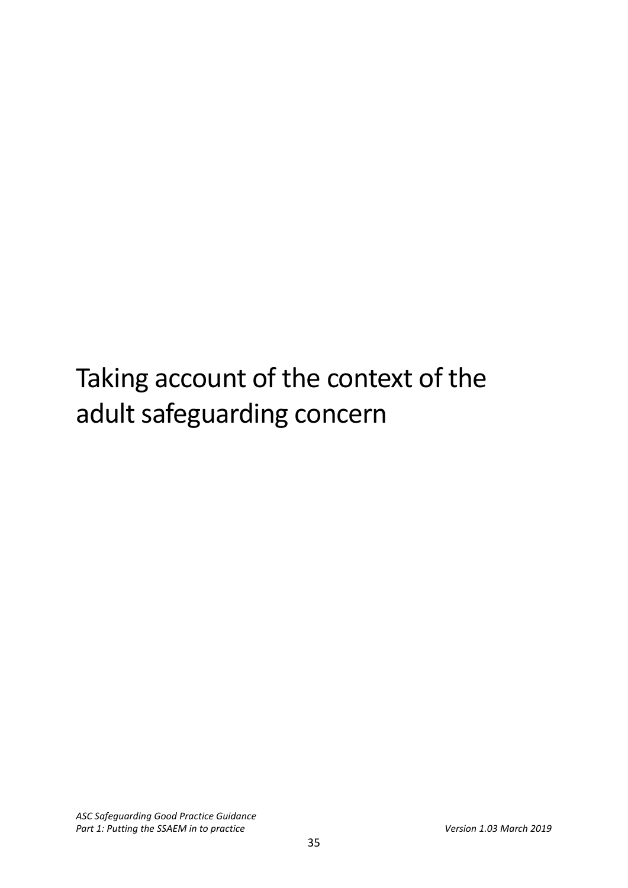# Taking account of the context of the adult safeguarding concern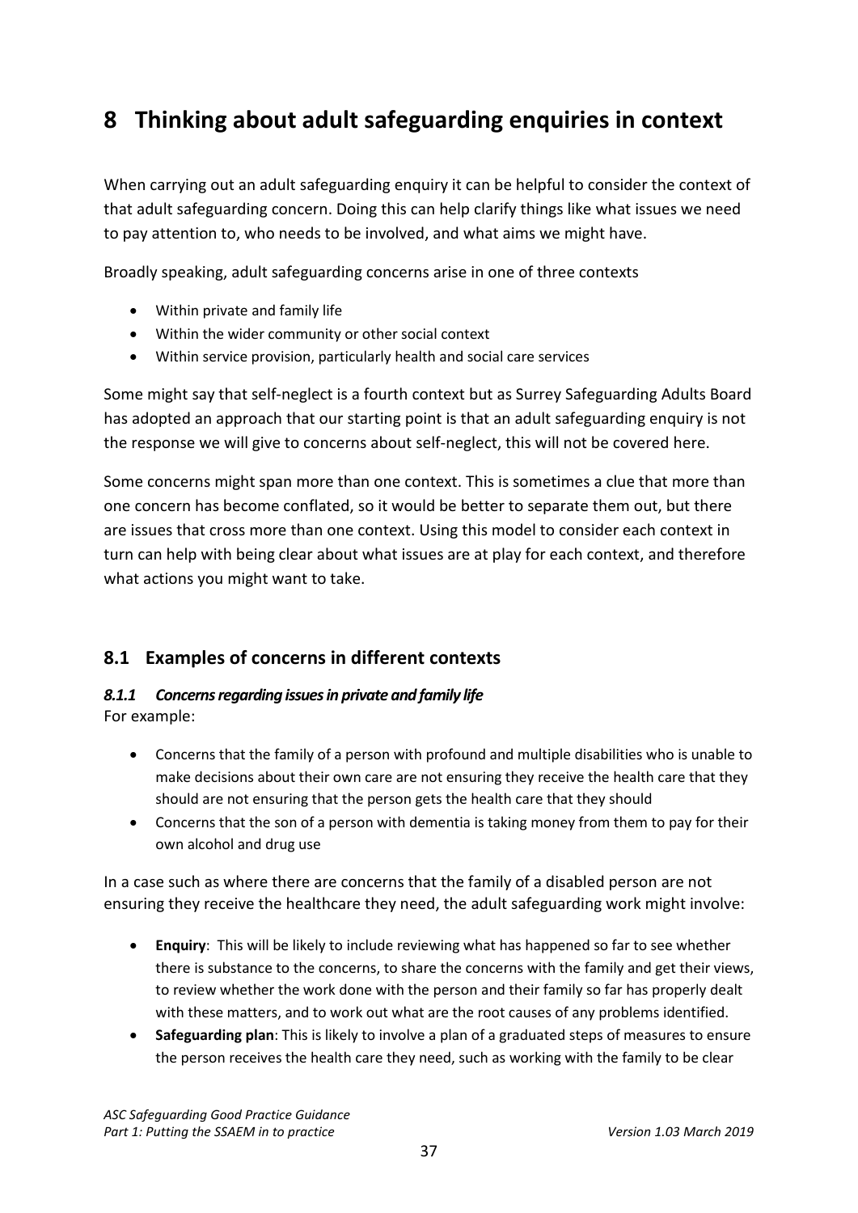# 8 Thinking about adult safeguarding enquiries in context

When carrying out an adult safeguarding enquiry it can be helpful to consider the context of that adult safeguarding concern. Doing this can help clarify things like what issues we need to pay attention to, who needs to be involved, and what aims we might have.

Broadly speaking, adult safeguarding concerns arise in one of three contexts

- Within private and family life
- Within the wider community or other social context
- Within service provision, particularly health and social care services

Some might say that self-neglect is a fourth context but as Surrey Safeguarding Adults Board has adopted an approach that our starting point is that an adult safeguarding enquiry is not the response we will give to concerns about self-neglect, this will not be covered here.

Some concerns might span more than one context. This is sometimes a clue that more than one concern has become conflated, so it would be better to separate them out, but there are issues that cross more than one context. Using this model to consider each context in turn can help with being clear about what issues are at play for each context, and therefore what actions you might want to take.

## 8.1 Examples of concerns in different contexts

### *8.1.1 Concerns regarding issues in private and family life*

For example:

- Concerns that the family of a person with profound and multiple disabilities who is unable to make decisions about their own care are not ensuring they receive the health care that they should are not ensuring that the person gets the health care that they should
- Concerns that the son of a person with dementia is taking money from them to pay for their own alcohol and drug use

In a case such as where there are concerns that the family of a disabled person are not ensuring they receive the healthcare they need, the adult safeguarding work might involve:

- **Enquiry**: This will be likely to include reviewing what has happened so far to see whether there is substance to the concerns, to share the concerns with the family and get their views, to review whether the work done with the person and their family so far has properly dealt with these matters, and to work out what are the root causes of any problems identified.
- **Safeguarding plan**: This is likely to involve a plan of a graduated steps of measures to ensure the person receives the health care they need, such as working with the family to be clear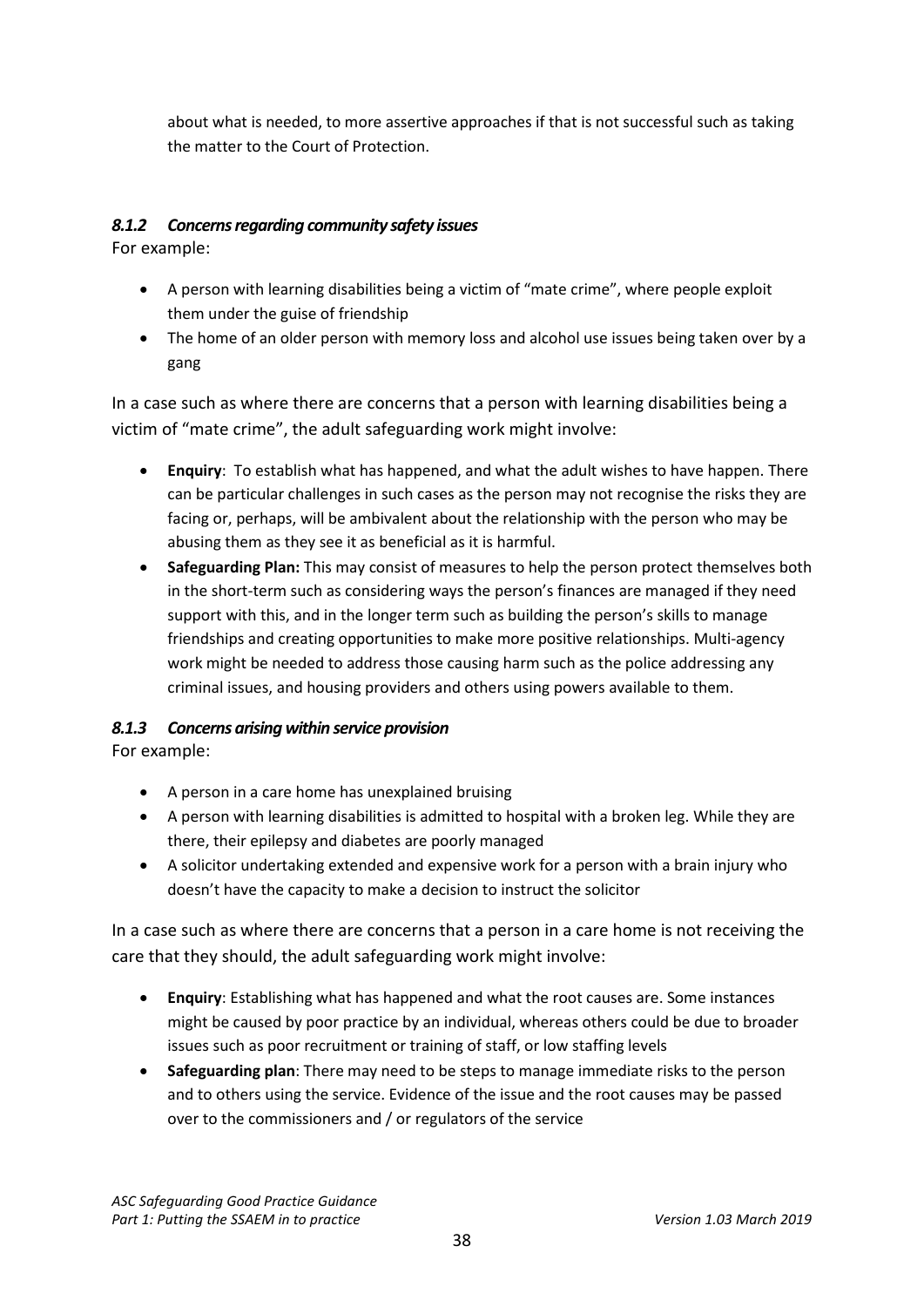about what is needed, to more assertive approaches if that is not successful such as taking the matter to the Court of Protection.

#### *8.1.2 Concerns regarding community safety issues*

For example:

- A person with learning disabilities being a victim of "mate crime", where people exploit them under the guise of friendship
- The home of an older person with memory loss and alcohol use issues being taken over by a gang

In a case such as where there are concerns that a person with learning disabilities being a victim of "mate crime", the adult safeguarding work might involve:

- **Enquiry**: To establish what has happened, and what the adult wishes to have happen. There can be particular challenges in such cases as the person may not recognise the risks they are facing or, perhaps, will be ambivalent about the relationship with the person who may be abusing them as they see it as beneficial as it is harmful.
- **Safeguarding Plan:** This may consist of measures to help the person protect themselves both in the short-term such as considering ways the person's finances are managed if they need support with this, and in the longer term such as building the person's skills to manage friendships and creating opportunities to make more positive relationships. Multi-agency work might be needed to address those causing harm such as the police addressing any criminal issues, and housing providers and others using powers available to them.

#### *8.1.3 Concerns arising within service provision*

For example:

- A person in a care home has unexplained bruising
- A person with learning disabilities is admitted to hospital with a broken leg. While they are there, their epilepsy and diabetes are poorly managed
- A solicitor undertaking extended and expensive work for a person with a brain injury who doesn't have the capacity to make a decision to instruct the solicitor

In a case such as where there are concerns that a person in a care home is not receiving the care that they should, the adult safeguarding work might involve:

- **Enquiry**: Establishing what has happened and what the root causes are. Some instances might be caused by poor practice by an individual, whereas others could be due to broader issues such as poor recruitment or training of staff, or low staffing levels
- **Safeguarding plan**: There may need to be steps to manage immediate risks to the person and to others using the service. Evidence of the issue and the root causes may be passed over to the commissioners and / or regulators of the service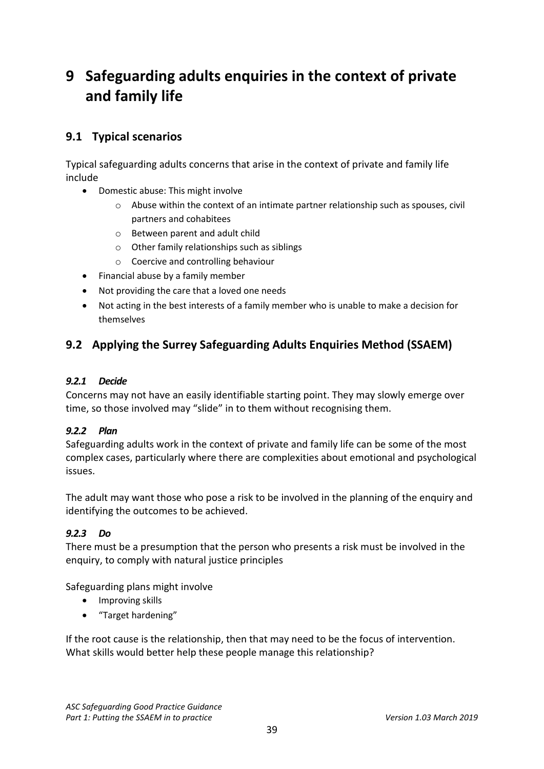# 9 Safeguarding adults enquiries in the context of private and family life

## 9.1 Typical scenarios

Typical safeguarding adults concerns that arise in the context of private and family life include

- Domestic abuse: This might involve
  - Abuse within the context of an intimate partner relationship such as spouses, civil partners and cohabitees
  - Between parent and adult child
  - Other family relationships such as siblings
  - Coercive and controlling behaviour
- Financial abuse by a family member
- Not providing the care that a loved one needs
- Not acting in the best interests of a family member who is unable to make a decision for themselves

## 9.2 Applying the Surrey Safeguarding Adults Enquiries Method (SSAEM)

#### *9.2.1 Decide*

Concerns may not have an easily identifiable starting point. They may slowly emerge over time, so those involved may "slide" in to them without recognising them.

#### *9.2.2 Plan*

Safeguarding adults work in the context of private and family life can be some of the most complex cases, particularly where there are complexities about emotional and psychological issues.

The adult may want those who pose a risk to be involved in the planning of the enquiry and identifying the outcomes to be achieved.

#### *9.2.3 Do*

There must be a presumption that the person who presents a risk must be involved in the enquiry, to comply with natural justice principles

Safeguarding plans might involve

- Improving skills
- "Target hardening"

If the root cause is the relationship, then that may need to be the focus of intervention. What skills would better help these people manage this relationship?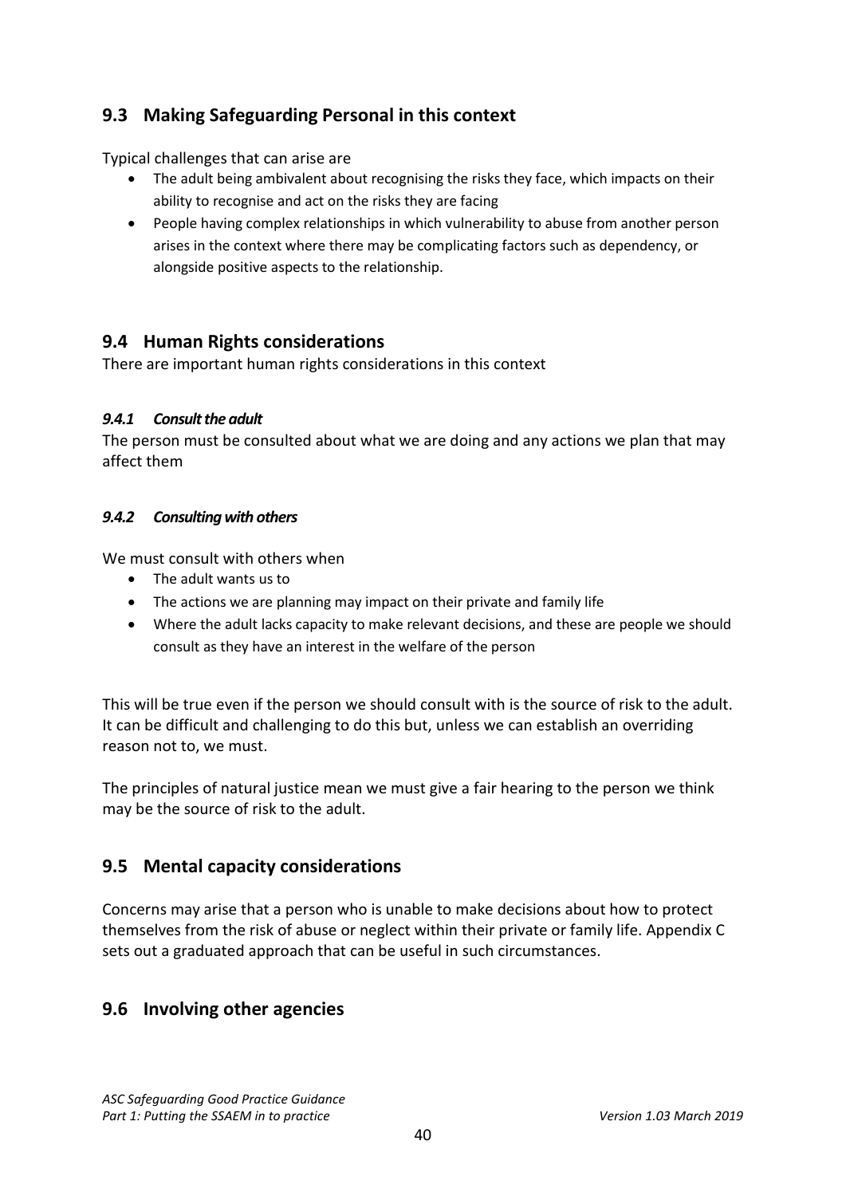## 9.3 Making Safeguarding Personal in this context

Typical challenges that can arise are

- The adult being ambivalent about recognising the risks they face, which impacts on their ability to recognise and act on the risks they are facing
- People having complex relationships in which vulnerability to abuse from another person arises in the context where there may be complicating factors such as dependency, or alongside positive aspects to the relationship.

## 9.4 Human Rights considerations

There are important human rights considerations in this context

### *9.4.1 Consult the adult*

The person must be consulted about what we are doing and any actions we plan that may affect them

### *9.4.2 Consulting with others*

We must consult with others when

- The adult wants us to
- The actions we are planning may impact on their private and family life
- Where the adult lacks capacity to make relevant decisions, and these are people we should consult as they have an interest in the welfare of the person

This will be true even if the person we should consult with is the source of risk to the adult. It can be difficult and challenging to do this but, unless we can establish an overriding reason not to, we must.

The principles of natural justice mean we must give a fair hearing to the person we think may be the source of risk to the adult.

## 9.5 Mental capacity considerations

Concerns may arise that a person who is unable to make decisions about how to protect themselves from the risk of abuse or neglect within their private or family life. Appendix C sets out a graduated approach that can be useful in such circumstances.

## 9.6 Involving other agencies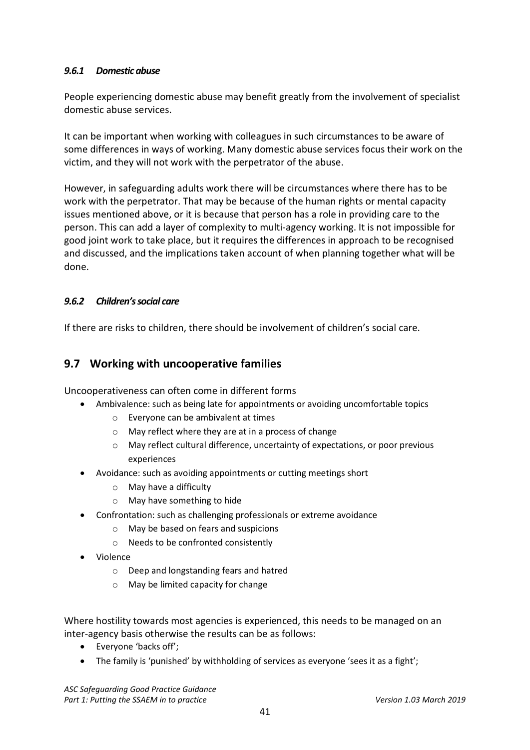#### *9.6.1 Domestic abuse*

People experiencing domestic abuse may benefit greatly from the involvement of specialist domestic abuse services.

It can be important when working with colleagues in such circumstances to be aware of some differences in ways of working. Many domestic abuse services focus their work on the victim, and they will not work with the perpetrator of the abuse.

However, in safeguarding adults work there will be circumstances where there has to be work with the perpetrator. That may be because of the human rights or mental capacity issues mentioned above, or it is because that person has a role in providing care to the person. This can add a layer of complexity to multi-agency working. It is not impossible for good joint work to take place, but it requires the differences in approach to be recognised and discussed, and the implications taken account of when planning together what will be done.

#### *9.6.2 Children's social care*

If there are risks to children, there should be involvement of children's social care.

## 9.7 Working with uncooperative families

Uncooperativeness can often come in different forms

- Ambivalence: such as being late for appointments or avoiding uncomfortable topics
  - Everyone can be ambivalent at times
  - May reflect where they are at in a process of change
  - May reflect cultural difference, uncertainty of expectations, or poor previous experiences
- Avoidance: such as avoiding appointments or cutting meetings short
  - May have a difficulty
  - May have something to hide
- Confrontation: such as challenging professionals or extreme avoidance
  - May be based on fears and suspicions
  - Needs to be confronted consistently
- Violence
  - Deep and longstanding fears and hatred
  - May be limited capacity for change

Where hostility towards most agencies is experienced, this needs to be managed on an inter-agency basis otherwise the results can be as follows:

- Everyone 'backs off';
- The family is 'punished' by withholding of services as everyone 'sees it as a fight';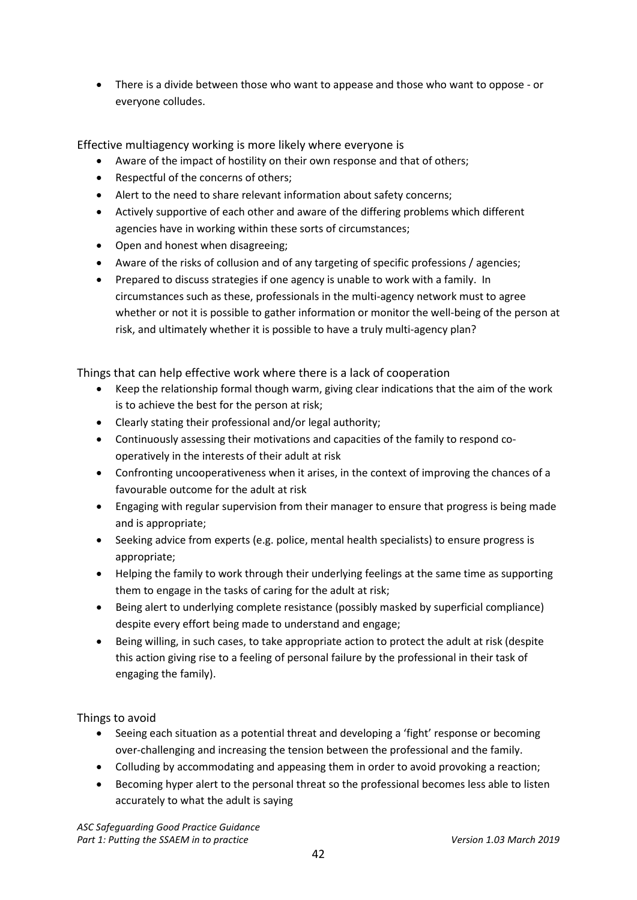- There is a divide between those who want to appease and those who want to oppose - or everyone colludes.

Effective multiagency working is more likely where everyone is

- Aware of the impact of hostility on their own response and that of others;
- Respectful of the concerns of others;
- Alert to the need to share relevant information about safety concerns;
- Actively supportive of each other and aware of the differing problems which different agencies have in working within these sorts of circumstances;
- Open and honest when disagreeing;
- Aware of the risks of collusion and of any targeting of specific professions / agencies;
- Prepared to discuss strategies if one agency is unable to work with a family. In circumstances such as these, professionals in the multi-agency network must to agree whether or not it is possible to gather information or monitor the well-being of the person at risk, and ultimately whether it is possible to have a truly multi-agency plan?

Things that can help effective work where there is a lack of cooperation

- Keep the relationship formal though warm, giving clear indications that the aim of the work is to achieve the best for the person at risk;
- Clearly stating their professional and/or legal authority;
- Continuously assessing their motivations and capacities of the family to respond co-operatively in the interests of their adult at risk
- Confronting uncooperativeness when it arises, in the context of improving the chances of a favourable outcome for the adult at risk
- Engaging with regular supervision from their manager to ensure that progress is being made and is appropriate;
- Seeking advice from experts (e.g. police, mental health specialists) to ensure progress is appropriate;
- Helping the family to work through their underlying feelings at the same time as supporting them to engage in the tasks of caring for the adult at risk;
- Being alert to underlying complete resistance (possibly masked by superficial compliance) despite every effort being made to understand and engage;
- Being willing, in such cases, to take appropriate action to protect the adult at risk (despite this action giving rise to a feeling of personal failure by the professional in their task of engaging the family).

Things to avoid

- Seeing each situation as a potential threat and developing a 'fight' response or becoming over-challenging and increasing the tension between the professional and the family.
- Colluding by accommodating and appeasing them in order to avoid provoking a reaction;
- Becoming hyper alert to the personal threat so the professional becomes less able to listen accurately to what the adult is saying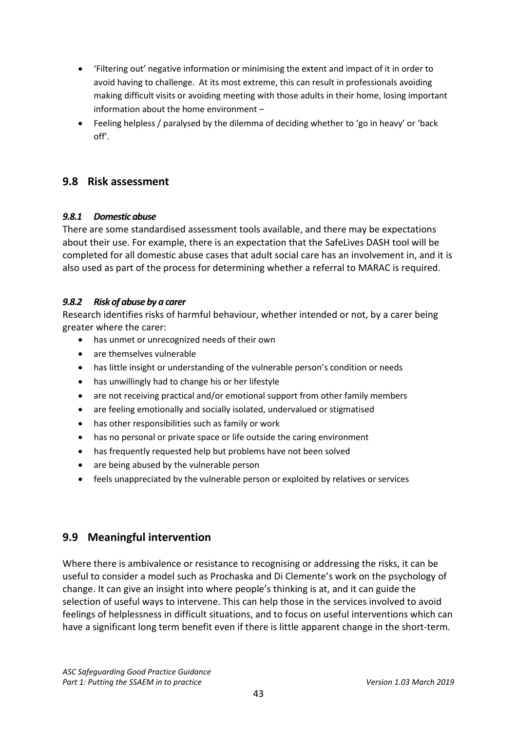- 'Filtering out' negative information or minimising the extent and impact of it in order to avoid having to challenge. At its most extreme, this can result in professionals avoiding making difficult visits or avoiding meeting with those adults in their home, losing important information about the home environment –
- Feeling helpless / paralysed by the dilemma of deciding whether to 'go in heavy' or 'back off'.

## 9.8 Risk assessment

### *9.8.1 Domestic abuse*

There are some standardised assessment tools available, and there may be expectations about their use. For example, there is an expectation that the SafeLives DASH tool will be completed for all domestic abuse cases that adult social care has an involvement in, and it is also used as part of the process for determining whether a referral to MARAC is required.

### *9.8.2 Risk of abuse by a carer*

Research identifies risks of harmful behaviour, whether intended or not, by a carer being greater where the carer:

- has unmet or unrecognized needs of their own
- are themselves vulnerable
- has little insight or understanding of the vulnerable person's condition or needs
- has unwillingly had to change his or her lifestyle
- are not receiving practical and/or emotional support from other family members
- are feeling emotionally and socially isolated, undervalued or stigmatised
- has other responsibilities such as family or work
- has no personal or private space or life outside the caring environment
- has frequently requested help but problems have not been solved
- are being abused by the vulnerable person
- feels unappreciated by the vulnerable person or exploited by relatives or services

## 9.9 Meaningful intervention

Where there is ambivalence or resistance to recognising or addressing the risks, it can be useful to consider a model such as Prochaska and Di Clemente's work on the psychology of change. It can give an insight into where people's thinking is at, and it can guide the selection of useful ways to intervene. This can help those in the services involved to avoid feelings of helplessness in difficult situations, and to focus on useful interventions which can have a significant long term benefit even if there is little apparent change in the short-term.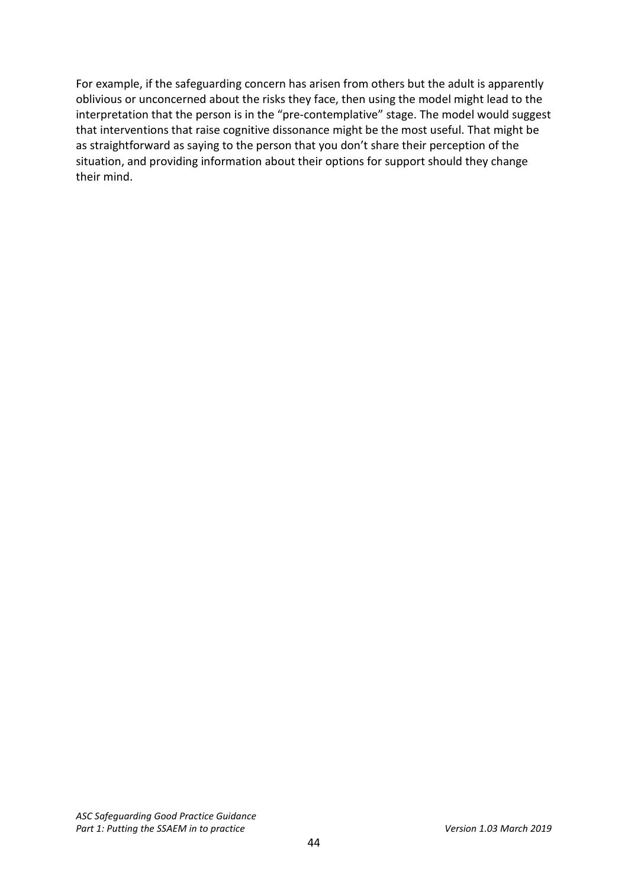For example, if the safeguarding concern has arisen from others but the adult is apparently oblivious or unconcerned about the risks they face, then using the model might lead to the interpretation that the person is in the "pre-contemplative" stage. The model would suggest that interventions that raise cognitive dissonance might be the most useful. That might be as straightforward as saying to the person that you don't share their perception of the situation, and providing information about their options for support should they change their mind.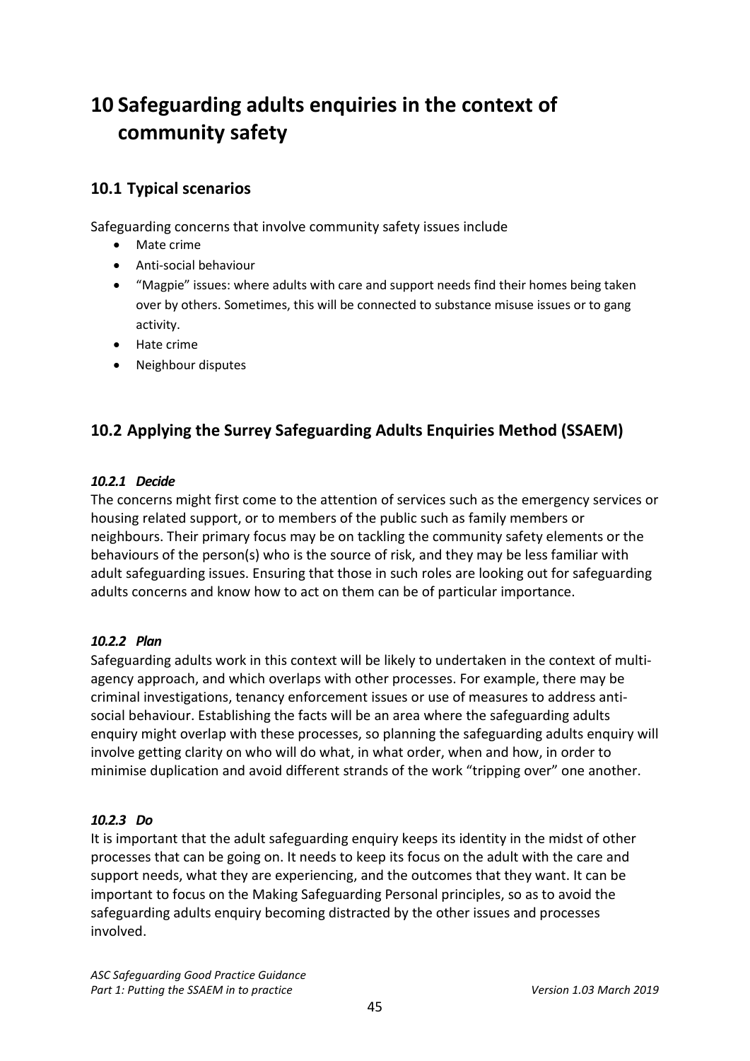# 10 Safeguarding adults enquiries in the context of community safety

## 10.1 Typical scenarios

Safeguarding concerns that involve community safety issues include

- Mate crime
- Anti-social behaviour
- "Magpie" issues: where adults with care and support needs find their homes being taken over by others. Sometimes, this will be connected to substance misuse issues or to gang activity.
- Hate crime
- Neighbour disputes

## 10.2 Applying the Surrey Safeguarding Adults Enquiries Method (SSAEM)

### *10.2.1 Decide*

The concerns might first come to the attention of services such as the emergency services or housing related support, or to members of the public such as family members or neighbours. Their primary focus may be on tackling the community safety elements or the behaviours of the person(s) who is the source of risk, and they may be less familiar with adult safeguarding issues. Ensuring that those in such roles are looking out for safeguarding adults concerns and know how to act on them can be of particular importance.

### *10.2.2 Plan*

Safeguarding adults work in this context will be likely to undertaken in the context of multi-agency approach, and which overlaps with other processes. For example, there may be criminal investigations, tenancy enforcement issues or use of measures to address anti-social behaviour. Establishing the facts will be an area where the safeguarding adults enquiry might overlap with these processes, so planning the safeguarding adults enquiry will involve getting clarity on who will do what, in what order, when and how, in order to minimise duplication and avoid different strands of the work "tripping over" one another.

### *10.2.3 Do*

It is important that the adult safeguarding enquiry keeps its identity in the midst of other processes that can be going on. It needs to keep its focus on the adult with the care and support needs, what they are experiencing, and the outcomes that they want. It can be important to focus on the Making Safeguarding Personal principles, so as to avoid the safeguarding adults enquiry becoming distracted by the other issues and processes involved.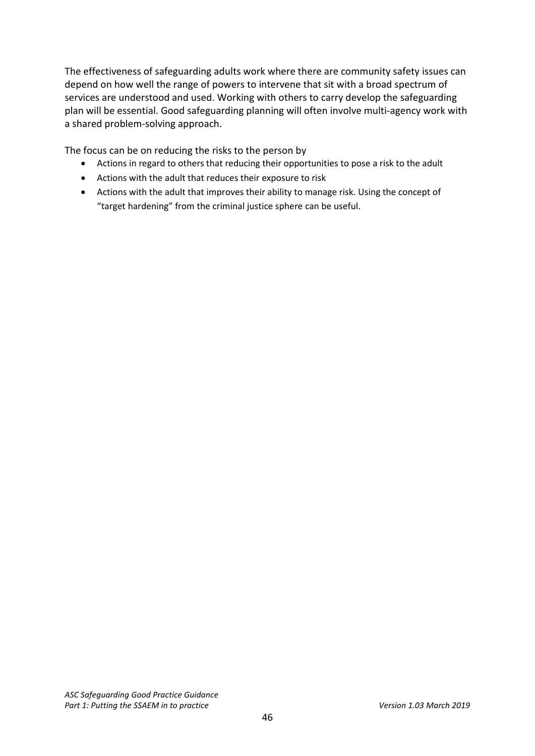The effectiveness of safeguarding adults work where there are community safety issues can depend on how well the range of powers to intervene that sit with a broad spectrum of services are understood and used. Working with others to carry develop the safeguarding plan will be essential. Good safeguarding planning will often involve multi-agency work with a shared problem-solving approach.

The focus can be on reducing the risks to the person by

- Actions in regard to others that reducing their opportunities to pose a risk to the adult
- Actions with the adult that reduces their exposure to risk
- Actions with the adult that improves their ability to manage risk. Using the concept of "target hardening" from the criminal justice sphere can be useful.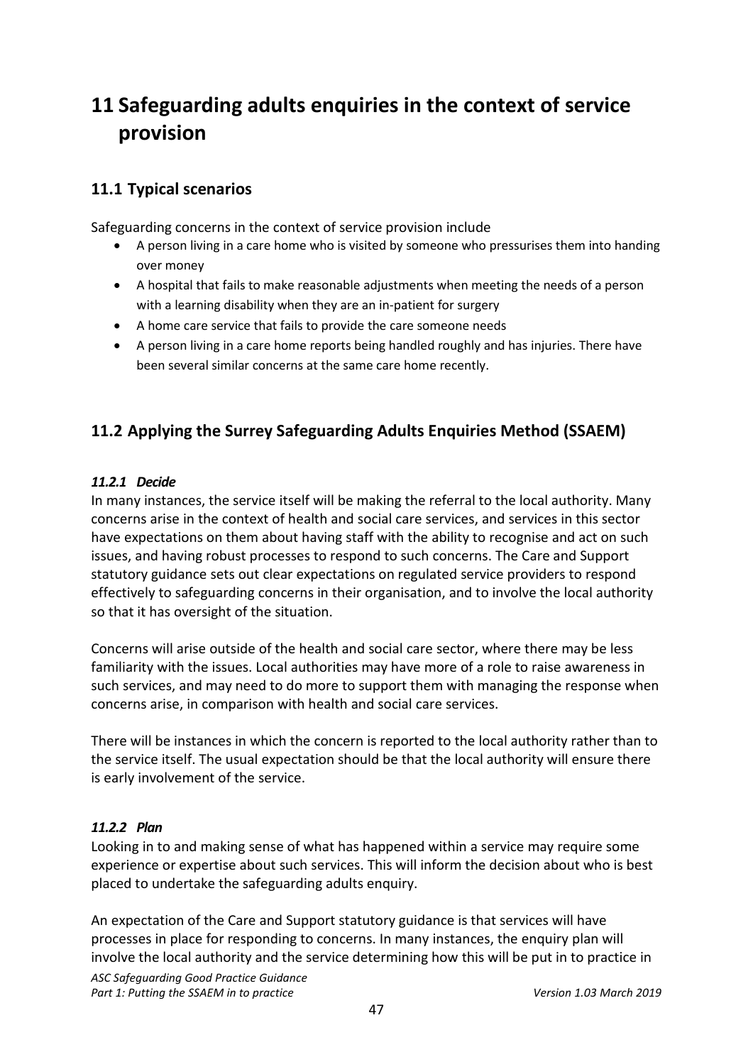# 11 Safeguarding adults enquiries in the context of service provision

## 11.1 Typical scenarios

Safeguarding concerns in the context of service provision include

- A person living in a care home who is visited by someone who pressurises them into handing over money
- A hospital that fails to make reasonable adjustments when meeting the needs of a person with a learning disability when they are an in-patient for surgery
- A home care service that fails to provide the care someone needs
- A person living in a care home reports being handled roughly and has injuries. There have been several similar concerns at the same care home recently.

## 11.2 Applying the Surrey Safeguarding Adults Enquiries Method (SSAEM)

### *11.2.1 Decide*

In many instances, the service itself will be making the referral to the local authority. Many concerns arise in the context of health and social care services, and services in this sector have expectations on them about having staff with the ability to recognise and act on such issues, and having robust processes to respond to such concerns. The Care and Support statutory guidance sets out clear expectations on regulated service providers to respond effectively to safeguarding concerns in their organisation, and to involve the local authority so that it has oversight of the situation.

Concerns will arise outside of the health and social care sector, where there may be less familiarity with the issues. Local authorities may have more of a role to raise awareness in such services, and may need to do more to support them with managing the response when concerns arise, in comparison with health and social care services.

There will be instances in which the concern is reported to the local authority rather than to the service itself. The usual expectation should be that the local authority will ensure there is early involvement of the service.

### *11.2.2 Plan*

Looking in to and making sense of what has happened within a service may require some experience or expertise about such services. This will inform the decision about who is best placed to undertake the safeguarding adults enquiry.

An expectation of the Care and Support statutory guidance is that services will have processes in place for responding to concerns. In many instances, the enquiry plan will involve the local authority and the service determining how this will be put in to practice in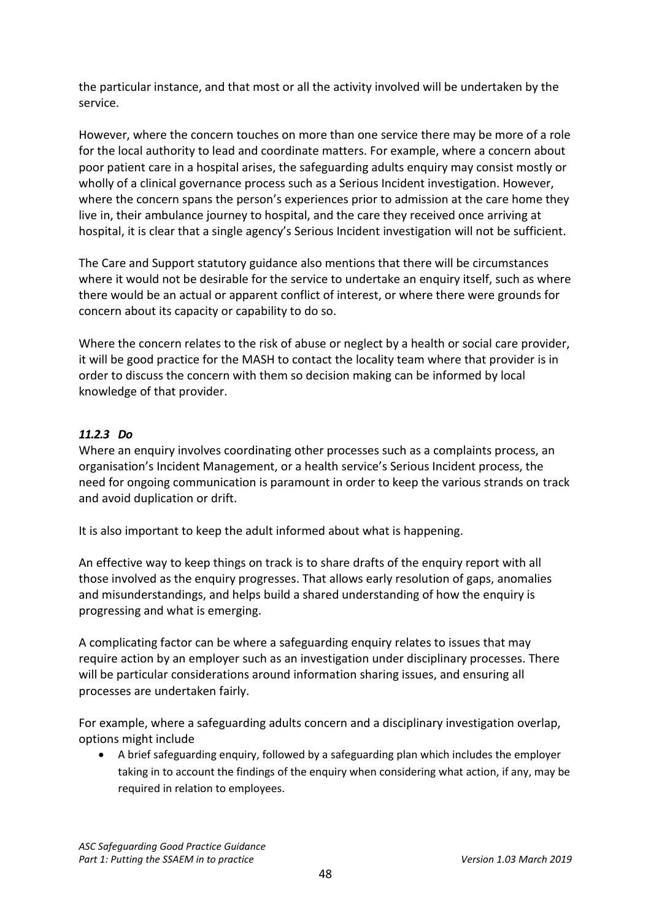the particular instance, and that most or all the activity involved will be undertaken by the service.

However, where the concern touches on more than one service there may be more of a role for the local authority to lead and coordinate matters. For example, where a concern about poor patient care in a hospital arises, the safeguarding adults enquiry may consist mostly or wholly of a clinical governance process such as a Serious Incident investigation. However, where the concern spans the person's experiences prior to admission at the care home they live in, their ambulance journey to hospital, and the care they received once arriving at hospital, it is clear that a single agency's Serious Incident investigation will not be sufficient.

The Care and Support statutory guidance also mentions that there will be circumstances where it would not be desirable for the service to undertake an enquiry itself, such as where there would be an actual or apparent conflict of interest, or where there were grounds for concern about its capacity or capability to do so.

Where the concern relates to the risk of abuse or neglect by a health or social care provider, it will be good practice for the MASH to contact the locality team where that provider is in order to discuss the concern with them so decision making can be informed by local knowledge of that provider.

#### *11.2.3 Do*

Where an enquiry involves coordinating other processes such as a complaints process, an organisation's Incident Management, or a health service's Serious Incident process, the need for ongoing communication is paramount in order to keep the various strands on track and avoid duplication or drift.

It is also important to keep the adult informed about what is happening.

An effective way to keep things on track is to share drafts of the enquiry report with all those involved as the enquiry progresses. That allows early resolution of gaps, anomalies and misunderstandings, and helps build a shared understanding of how the enquiry is progressing and what is emerging.

A complicating factor can be where a safeguarding enquiry relates to issues that may require action by an employer such as an investigation under disciplinary processes. There will be particular considerations around information sharing issues, and ensuring all processes are undertaken fairly.

For example, where a safeguarding adults concern and a disciplinary investigation overlap, options might include

- A brief safeguarding enquiry, followed by a safeguarding plan which includes the employer taking in to account the findings of the enquiry when considering what action, if any, may be required in relation to employees.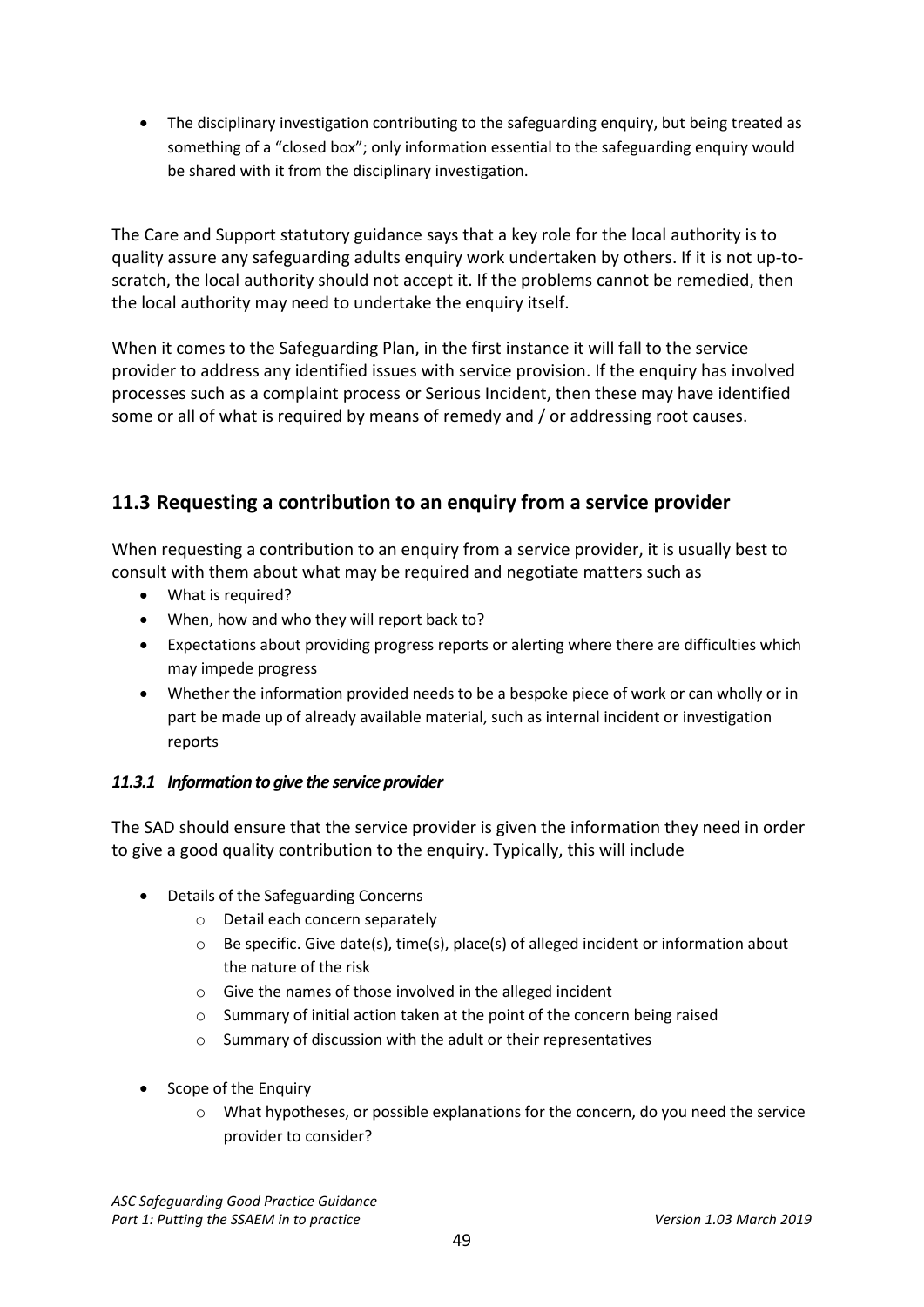- The disciplinary investigation contributing to the safeguarding enquiry, but being treated as something of a "closed box"; only information essential to the safeguarding enquiry would be shared with it from the disciplinary investigation.

The Care and Support statutory guidance says that a key role for the local authority is to quality assure any safeguarding adults enquiry work undertaken by others. If it is not up-to-scratch, the local authority should not accept it. If the problems cannot be remedied, then the local authority may need to undertake the enquiry itself.

When it comes to the Safeguarding Plan, in the first instance it will fall to the service provider to address any identified issues with service provision. If the enquiry has involved processes such as a complaint process or Serious Incident, then these may have identified some or all of what is required by means of remedy and / or addressing root causes.

## 11.3 Requesting a contribution to an enquiry from a service provider

When requesting a contribution to an enquiry from a service provider, it is usually best to consult with them about what may be required and negotiate matters such as

- What is required?
- When, how and who they will report back to?
- Expectations about providing progress reports or alerting where there are difficulties which may impede progress
- Whether the information provided needs to be a bespoke piece of work or can wholly or in part be made up of already available material, such as internal incident or investigation reports

### *11.3.1 Information to give the service provider*

The SAD should ensure that the service provider is given the information they need in order to give a good quality contribution to the enquiry. Typically, this will include

- Details of the Safeguarding Concerns
  - Detail each concern separately
  - Be specific. Give date(s), time(s), place(s) of alleged incident or information about the nature of the risk
  - Give the names of those involved in the alleged incident
  - Summary of initial action taken at the point of the concern being raised
  - Summary of discussion with the adult or their representatives
- Scope of the Enquiry
  - What hypotheses, or possible explanations for the concern, do you need the service provider to consider?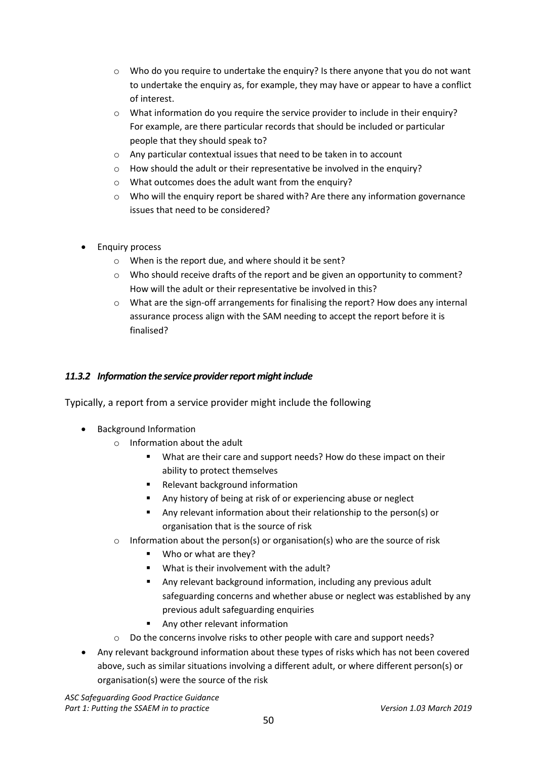- Who do you require to undertake the enquiry? Is there anyone that you do not want to undertake the enquiry as, for example, they may have or appear to have a conflict of interest.
    - What information do you require the service provider to include in their enquiry? For example, are there particular records that should be included or particular people that they should speak to?
    - Any particular contextual issues that need to be taken in to account
    - How should the adult or their representative be involved in the enquiry?
    - What outcomes does the adult want from the enquiry?
    - Who will the enquiry report be shared with? Are there any information governance issues that need to be considered?

- Enquiry process
    - When is the report due, and where should it be sent?
    - Who should receive drafts of the report and be given an opportunity to comment? How will the adult or their representative be involved in this?
    - What are the sign-off arrangements for finalising the report? How does any internal assurance process align with the SAM needing to accept the report before it is finalised?

#### *11.3.2 Information the service provider report might include*

Typically, a report from a service provider might include the following

- Background Information
    - Information about the adult
        - What are their care and support needs? How do these impact on their ability to protect themselves
        - Relevant background information
        - Any history of being at risk of or experiencing abuse or neglect
        - Any relevant information about their relationship to the person(s) or organisation that is the source of risk
    - Information about the person(s) or organisation(s) who are the source of risk
        - Who or what are they?
        - What is their involvement with the adult?
        - Any relevant background information, including any previous adult safeguarding concerns and whether abuse or neglect was established by any previous adult safeguarding enquiries
        - Any other relevant information
    - Do the concerns involve risks to other people with care and support needs?
- Any relevant background information about these types of risks which has not been covered above, such as similar situations involving a different adult, or where different person(s) or organisation(s) were the source of the risk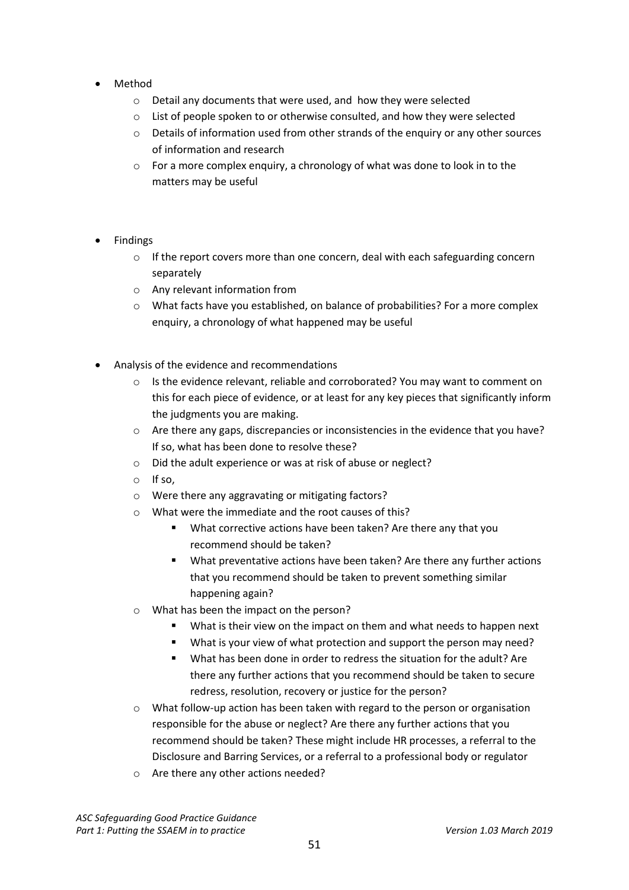- Method
    - Detail any documents that were used, and how they were selected
    - List of people spoken to or otherwise consulted, and how they were selected
    - Details of information used from other strands of the enquiry or any other sources of information and research
    - For a more complex enquiry, a chronology of what was done to look in to the matters may be useful

- Findings
    - If the report covers more than one concern, deal with each safeguarding concern separately
    - Any relevant information from
    - What facts have you established, on balance of probabilities? For a more complex enquiry, a chronology of what happened may be useful

- Analysis of the evidence and recommendations
    - Is the evidence relevant, reliable and corroborated? You may want to comment on this for each piece of evidence, or at least for any key pieces that significantly inform the judgments you are making.
    - Are there any gaps, discrepancies or inconsistencies in the evidence that you have? If so, what has been done to resolve these?
    - Did the adult experience or was at risk of abuse or neglect?
    - If so,
    - Were there any aggravating or mitigating factors?
    - What were the immediate and the root causes of this?
        - What corrective actions have been taken? Are there any that you recommend should be taken?
        - What preventative actions have been taken? Are there any further actions that you recommend should be taken to prevent something similar happening again?
    - What has been the impact on the person?
        - What is their view on the impact on them and what needs to happen next
        - What is your view of what protection and support the person may need?
        - What has been done in order to redress the situation for the adult? Are there any further actions that you recommend should be taken to secure redress, resolution, recovery or justice for the person?
    - What follow-up action has been taken with regard to the person or organisation responsible for the abuse or neglect? Are there any further actions that you recommend should be taken? These might include HR processes, a referral to the Disclosure and Barring Services, or a referral to a professional body or regulator
    - Are there any other actions needed?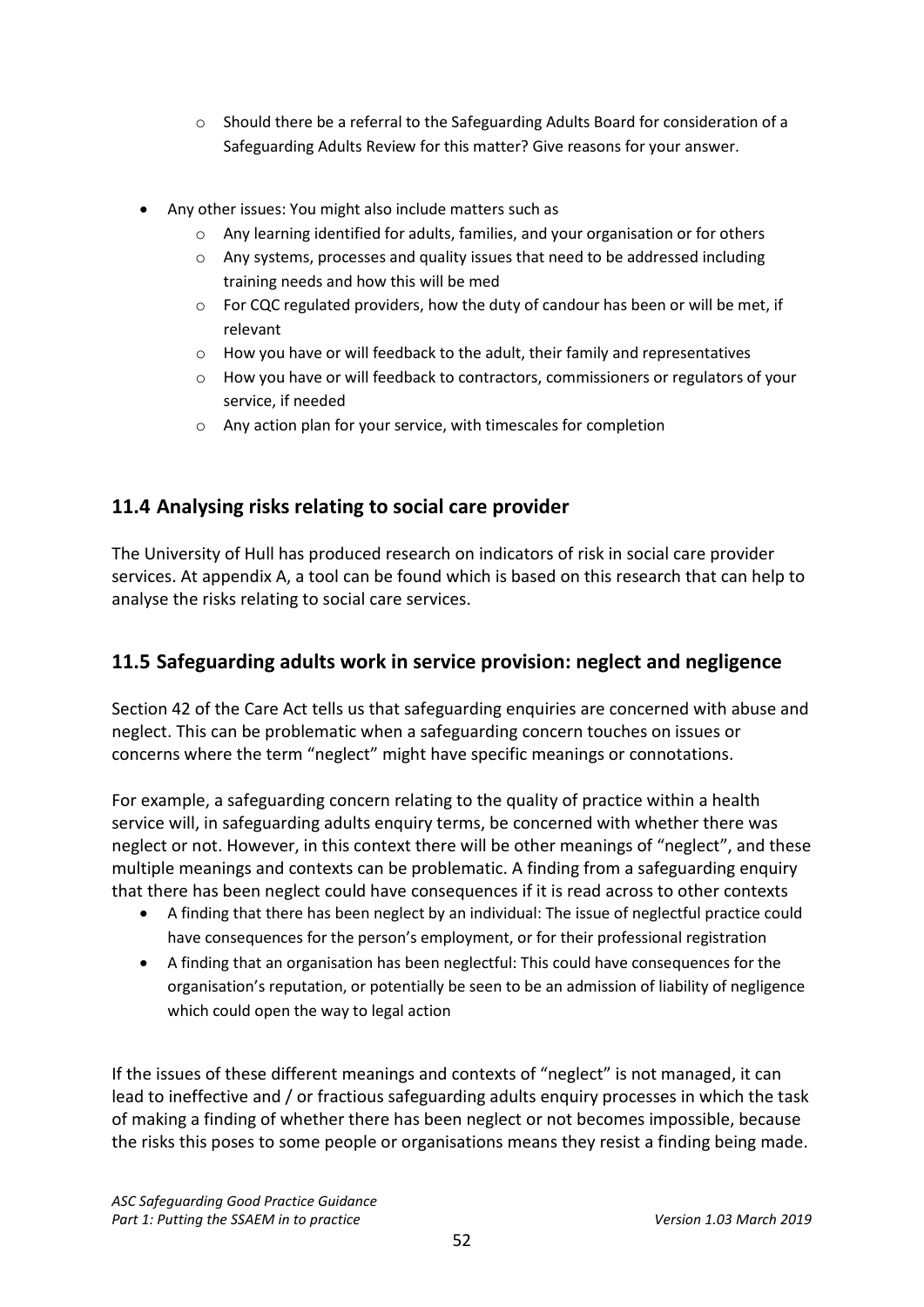- Should there be a referral to the Safeguarding Adults Board for consideration of a Safeguarding Adults Review for this matter? Give reasons for your answer.

- Any other issues: You might also include matters such as
  - Any learning identified for adults, families, and your organisation or for others
  - Any systems, processes and quality issues that need to be addressed including training needs and how this will be med
  - For CQC regulated providers, how the duty of candour has been or will be met, if relevant
  - How you have or will feedback to the adult, their family and representatives
  - How you have or will feedback to contractors, commissioners or regulators of your service, if needed
  - Any action plan for your service, with timescales for completion

## 11.4 Analysing risks relating to social care provider

The University of Hull has produced research on indicators of risk in social care provider services. At appendix A, a tool can be found which is based on this research that can help to analyse the risks relating to social care services.

## 11.5 Safeguarding adults work in service provision: neglect and negligence

Section 42 of the Care Act tells us that safeguarding enquiries are concerned with abuse and neglect. This can be problematic when a safeguarding concern touches on issues or concerns where the term "neglect" might have specific meanings or connotations.

For example, a safeguarding concern relating to the quality of practice within a health service will, in safeguarding adults enquiry terms, be concerned with whether there was neglect or not. However, in this context there will be other meanings of "neglect", and these multiple meanings and contexts can be problematic. A finding from a safeguarding enquiry that there has been neglect could have consequences if it is read across to other contexts

- A finding that there has been neglect by an individual: The issue of neglectful practice could have consequences for the person's employment, or for their professional registration
- A finding that an organisation has been neglectful: This could have consequences for the organisation's reputation, or potentially be seen to be an admission of liability of negligence which could open the way to legal action

If the issues of these different meanings and contexts of "neglect" is not managed, it can lead to ineffective and / or fractious safeguarding adults enquiry processes in which the task of making a finding of whether there has been neglect or not becomes impossible, because the risks this poses to some people or organisations means they resist a finding being made.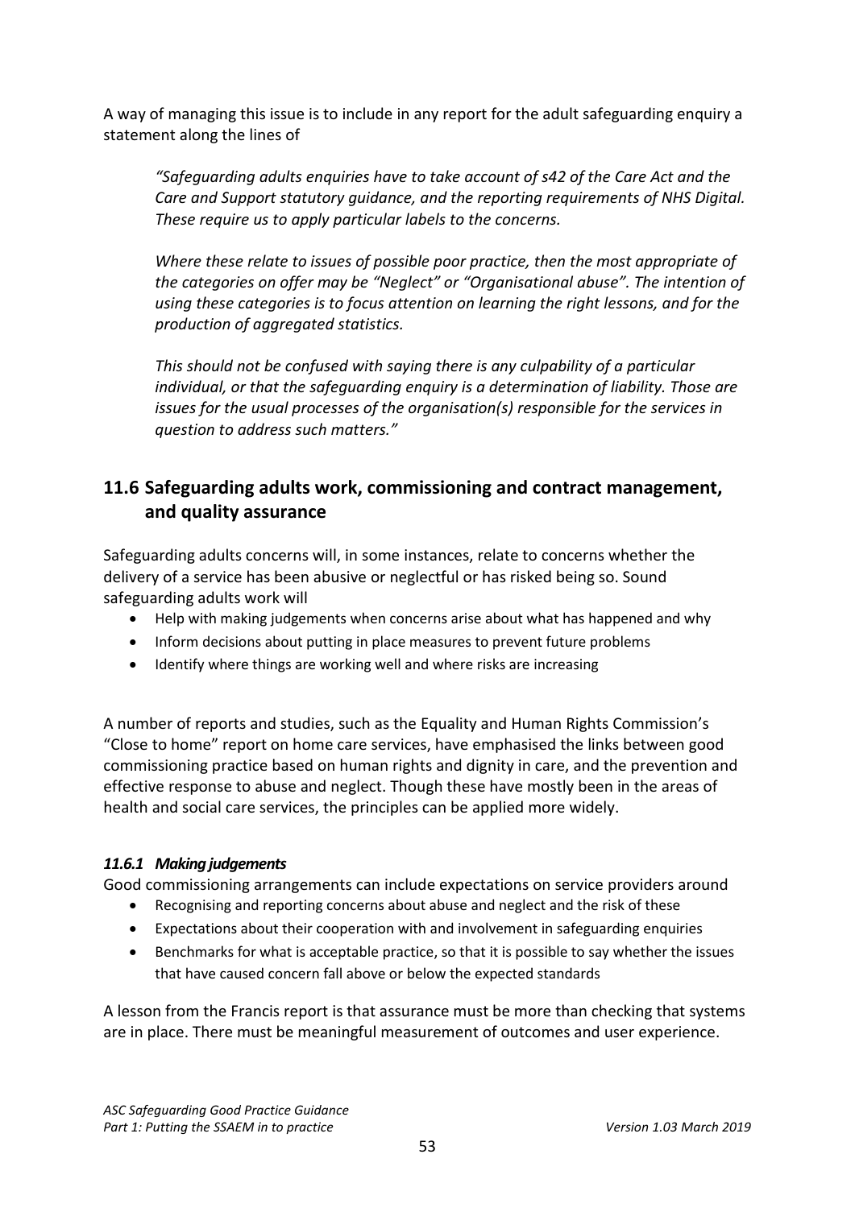A way of managing this issue is to include in any report for the adult safeguarding enquiry a statement along the lines of

> *"Safeguarding adults enquiries have to take account of s42 of the Care Act and the Care and Support statutory guidance, and the reporting requirements of NHS Digital. These require us to apply particular labels to the concerns.*
>
> *Where these relate to issues of possible poor practice, then the most appropriate of the categories on offer may be "Neglect" or "Organisational abuse". The intention of using these categories is to focus attention on learning the right lessons, and for the production of aggregated statistics.*
>
> *This should not be confused with saying there is any culpability of a particular individual, or that the safeguarding enquiry is a determination of liability. Those are issues for the usual processes of the organisation(s) responsible for the services in question to address such matters."*

## 11.6 Safeguarding adults work, commissioning and contract management, and quality assurance

Safeguarding adults concerns will, in some instances, relate to concerns whether the delivery of a service has been abusive or neglectful or has risked being so. Sound safeguarding adults work will

- Help with making judgements when concerns arise about what has happened and why
- Inform decisions about putting in place measures to prevent future problems
- Identify where things are working well and where risks are increasing

A number of reports and studies, such as the Equality and Human Rights Commission's "Close to home" report on home care services, have emphasised the links between good commissioning practice based on human rights and dignity in care, and the prevention and effective response to abuse and neglect. Though these have mostly been in the areas of health and social care services, the principles can be applied more widely.

### *11.6.1 Making judgements*

Good commissioning arrangements can include expectations on service providers around

- Recognising and reporting concerns about abuse and neglect and the risk of these
- Expectations about their cooperation with and involvement in safeguarding enquiries
- Benchmarks for what is acceptable practice, so that it is possible to say whether the issues that have caused concern fall above or below the expected standards

A lesson from the Francis report is that assurance must be more than checking that systems are in place. There must be meaningful measurement of outcomes and user experience.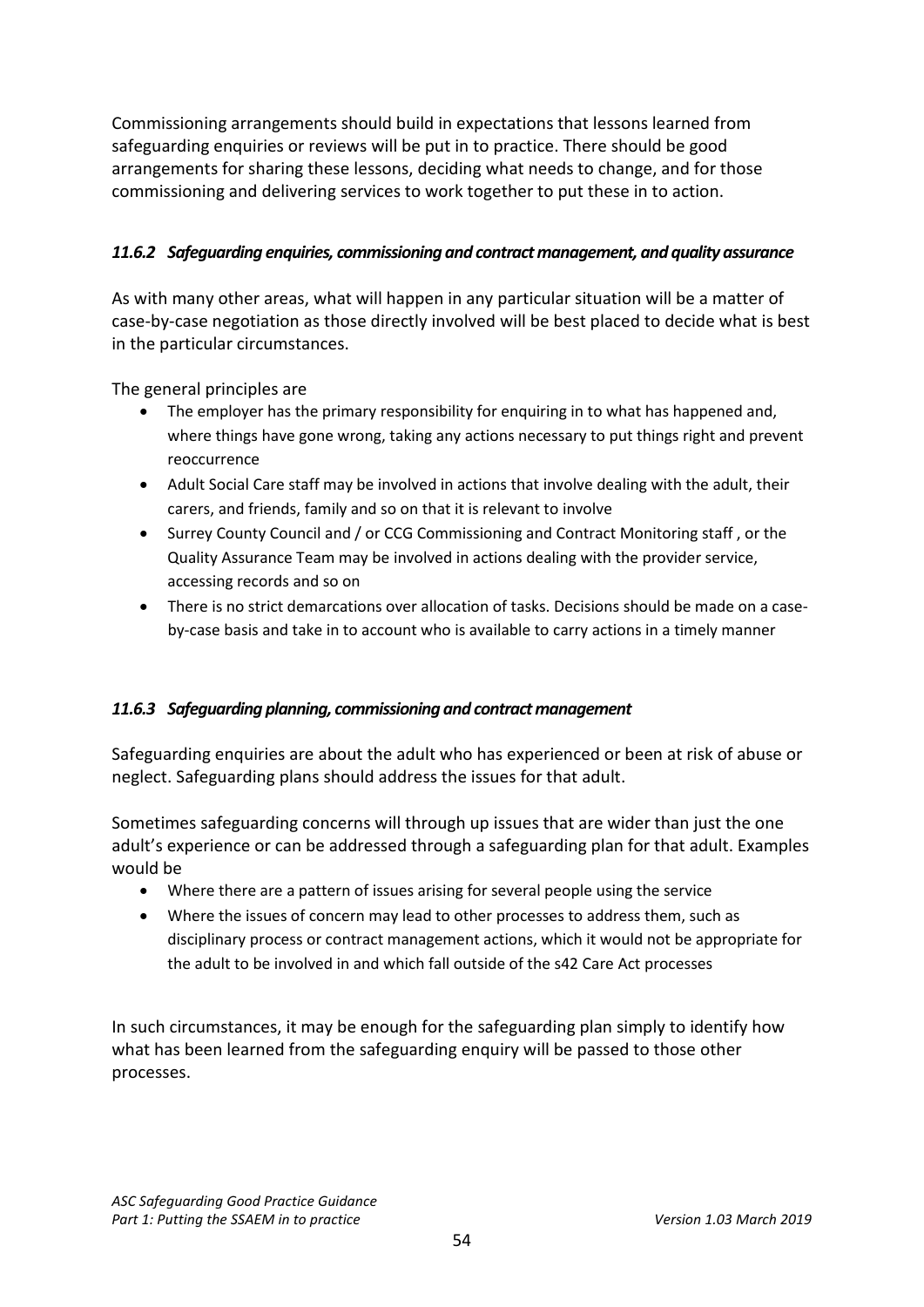Commissioning arrangements should build in expectations that lessons learned from safeguarding enquiries or reviews will be put in to practice. There should be good arrangements for sharing these lessons, deciding what needs to change, and for those commissioning and delivering services to work together to put these in to action.

### *11.6.2 Safeguarding enquiries, commissioning and contract management, and quality assurance*

As with many other areas, what will happen in any particular situation will be a matter of case-by-case negotiation as those directly involved will be best placed to decide what is best in the particular circumstances.

The general principles are

- The employer has the primary responsibility for enquiring in to what has happened and, where things have gone wrong, taking any actions necessary to put things right and prevent reoccurrence
- Adult Social Care staff may be involved in actions that involve dealing with the adult, their carers, and friends, family and so on that it is relevant to involve
- Surrey County Council and / or CCG Commissioning and Contract Monitoring staff , or the Quality Assurance Team may be involved in actions dealing with the provider service, accessing records and so on
- There is no strict demarcations over allocation of tasks. Decisions should be made on a case-by-case basis and take in to account who is available to carry actions in a timely manner

### *11.6.3 Safeguarding planning, commissioning and contract management*

Safeguarding enquiries are about the adult who has experienced or been at risk of abuse or neglect. Safeguarding plans should address the issues for that adult.

Sometimes safeguarding concerns will through up issues that are wider than just the one adult's experience or can be addressed through a safeguarding plan for that adult. Examples would be

- Where there are a pattern of issues arising for several people using the service
- Where the issues of concern may lead to other processes to address them, such as disciplinary process or contract management actions, which it would not be appropriate for the adult to be involved in and which fall outside of the s42 Care Act processes

In such circumstances, it may be enough for the safeguarding plan simply to identify how what has been learned from the safeguarding enquiry will be passed to those other processes.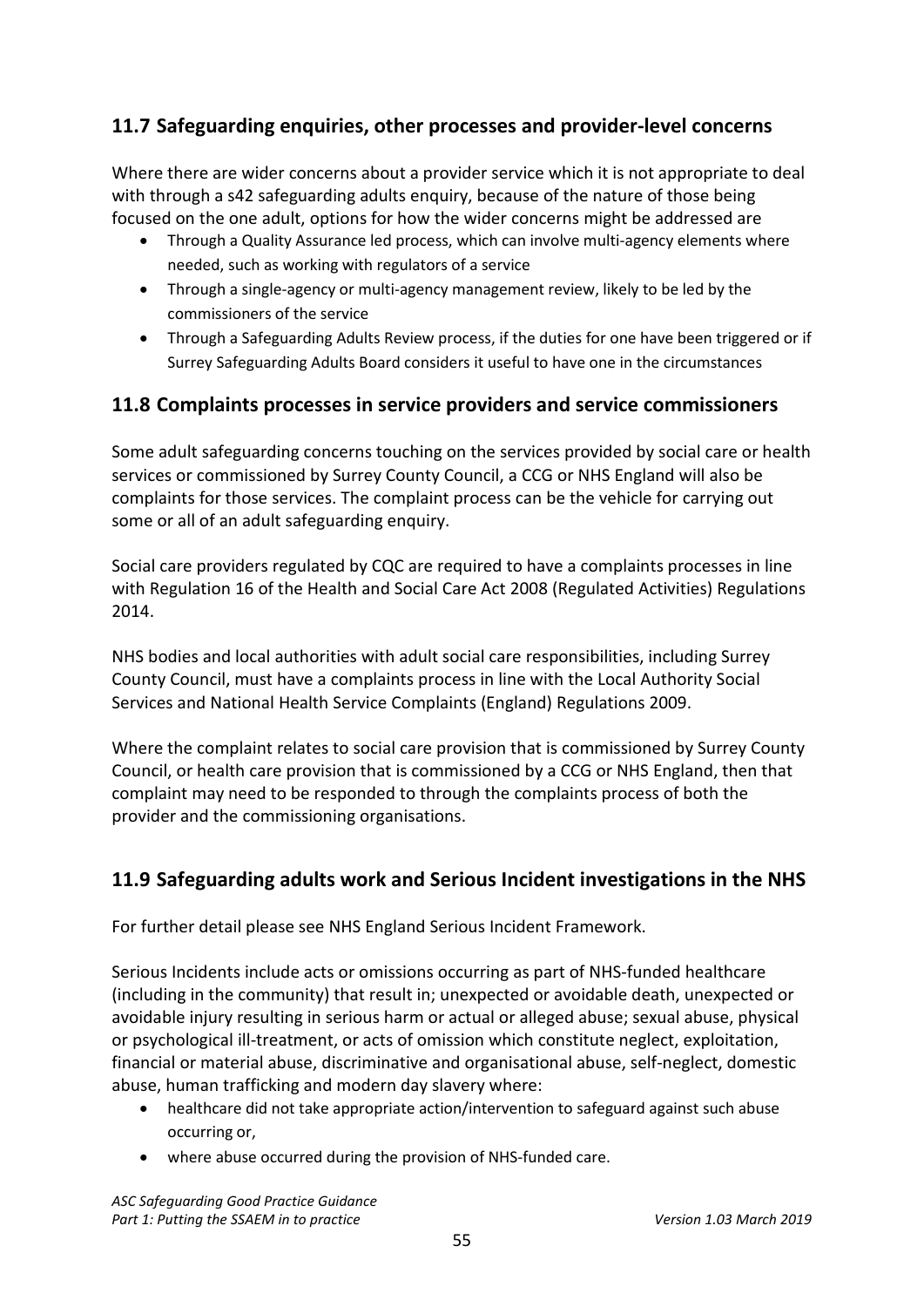## 11.7 Safeguarding enquiries, other processes and provider-level concerns

Where there are wider concerns about a provider service which it is not appropriate to deal with through a s42 safeguarding adults enquiry, because of the nature of those being focused on the one adult, options for how the wider concerns might be addressed are

- Through a Quality Assurance led process, which can involve multi-agency elements where needed, such as working with regulators of a service
- Through a single-agency or multi-agency management review, likely to be led by the commissioners of the service
- Through a Safeguarding Adults Review process, if the duties for one have been triggered or if Surrey Safeguarding Adults Board considers it useful to have one in the circumstances

## 11.8 Complaints processes in service providers and service commissioners

Some adult safeguarding concerns touching on the services provided by social care or health services or commissioned by Surrey County Council, a CCG or NHS England will also be complaints for those services. The complaint process can be the vehicle for carrying out some or all of an adult safeguarding enquiry.

Social care providers regulated by CQC are required to have a complaints processes in line with Regulation 16 of the Health and Social Care Act 2008 (Regulated Activities) Regulations 2014.

NHS bodies and local authorities with adult social care responsibilities, including Surrey County Council, must have a complaints process in line with the Local Authority Social Services and National Health Service Complaints (England) Regulations 2009.

Where the complaint relates to social care provision that is commissioned by Surrey County Council, or health care provision that is commissioned by a CCG or NHS England, then that complaint may need to be responded to through the complaints process of both the provider and the commissioning organisations.

## 11.9 Safeguarding adults work and Serious Incident investigations in the NHS

For further detail please see NHS England Serious Incident Framework.

Serious Incidents include acts or omissions occurring as part of NHS-funded healthcare (including in the community) that result in; unexpected or avoidable death, unexpected or avoidable injury resulting in serious harm or actual or alleged abuse; sexual abuse, physical or psychological ill-treatment, or acts of omission which constitute neglect, exploitation, financial or material abuse, discriminative and organisational abuse, self-neglect, domestic abuse, human trafficking and modern day slavery where:

- healthcare did not take appropriate action/intervention to safeguard against such abuse occurring or,
- where abuse occurred during the provision of NHS-funded care.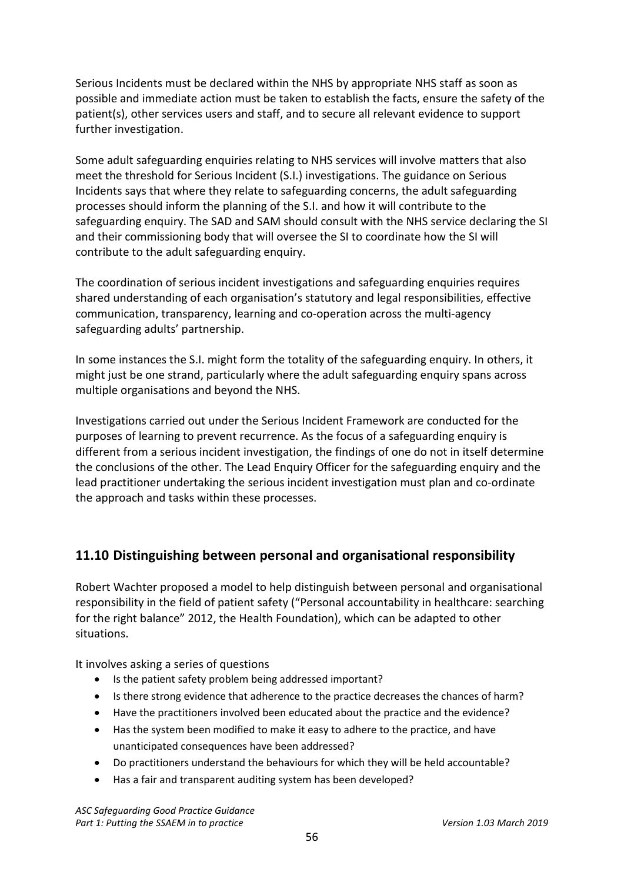Serious Incidents must be declared within the NHS by appropriate NHS staff as soon as possible and immediate action must be taken to establish the facts, ensure the safety of the patient(s), other services users and staff, and to secure all relevant evidence to support further investigation.

Some adult safeguarding enquiries relating to NHS services will involve matters that also meet the threshold for Serious Incident (S.I.) investigations. The guidance on Serious Incidents says that where they relate to safeguarding concerns, the adult safeguarding processes should inform the planning of the S.I. and how it will contribute to the safeguarding enquiry. The SAD and SAM should consult with the NHS service declaring the SI and their commissioning body that will oversee the SI to coordinate how the SI will contribute to the adult safeguarding enquiry.

The coordination of serious incident investigations and safeguarding enquiries requires shared understanding of each organisation's statutory and legal responsibilities, effective communication, transparency, learning and co-operation across the multi-agency safeguarding adults' partnership.

In some instances the S.I. might form the totality of the safeguarding enquiry. In others, it might just be one strand, particularly where the adult safeguarding enquiry spans across multiple organisations and beyond the NHS.

Investigations carried out under the Serious Incident Framework are conducted for the purposes of learning to prevent recurrence. As the focus of a safeguarding enquiry is different from a serious incident investigation, the findings of one do not in itself determine the conclusions of the other. The Lead Enquiry Officer for the safeguarding enquiry and the lead practitioner undertaking the serious incident investigation must plan and co-ordinate the approach and tasks within these processes.

## 11.10 Distinguishing between personal and organisational responsibility

Robert Wachter proposed a model to help distinguish between personal and organisational responsibility in the field of patient safety ("Personal accountability in healthcare: searching for the right balance" 2012, the Health Foundation), which can be adapted to other situations.

It involves asking a series of questions

- Is the patient safety problem being addressed important?
- Is there strong evidence that adherence to the practice decreases the chances of harm?
- Have the practitioners involved been educated about the practice and the evidence?
- Has the system been modified to make it easy to adhere to the practice, and have unanticipated consequences have been addressed?
- Do practitioners understand the behaviours for which they will be held accountable?
- Has a fair and transparent auditing system has been developed?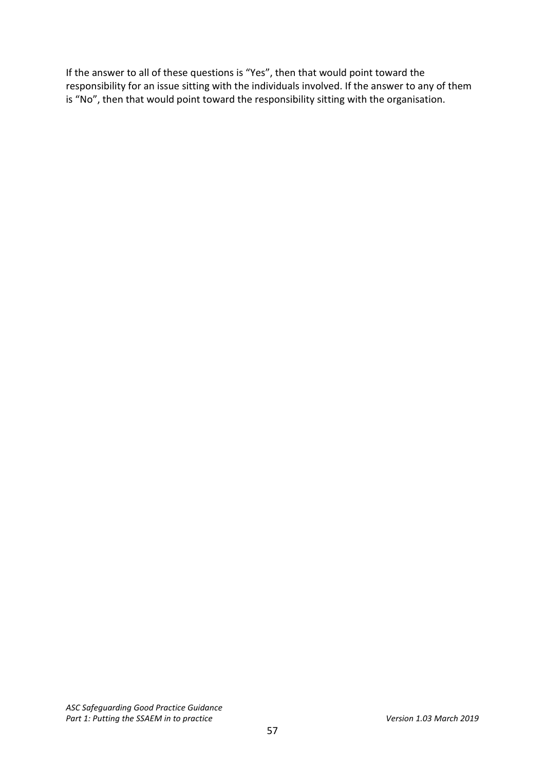If the answer to all of these questions is "Yes", then that would point toward the responsibility for an issue sitting with the individuals involved. If the answer to any of them is "No", then that would point toward the responsibility sitting with the organisation.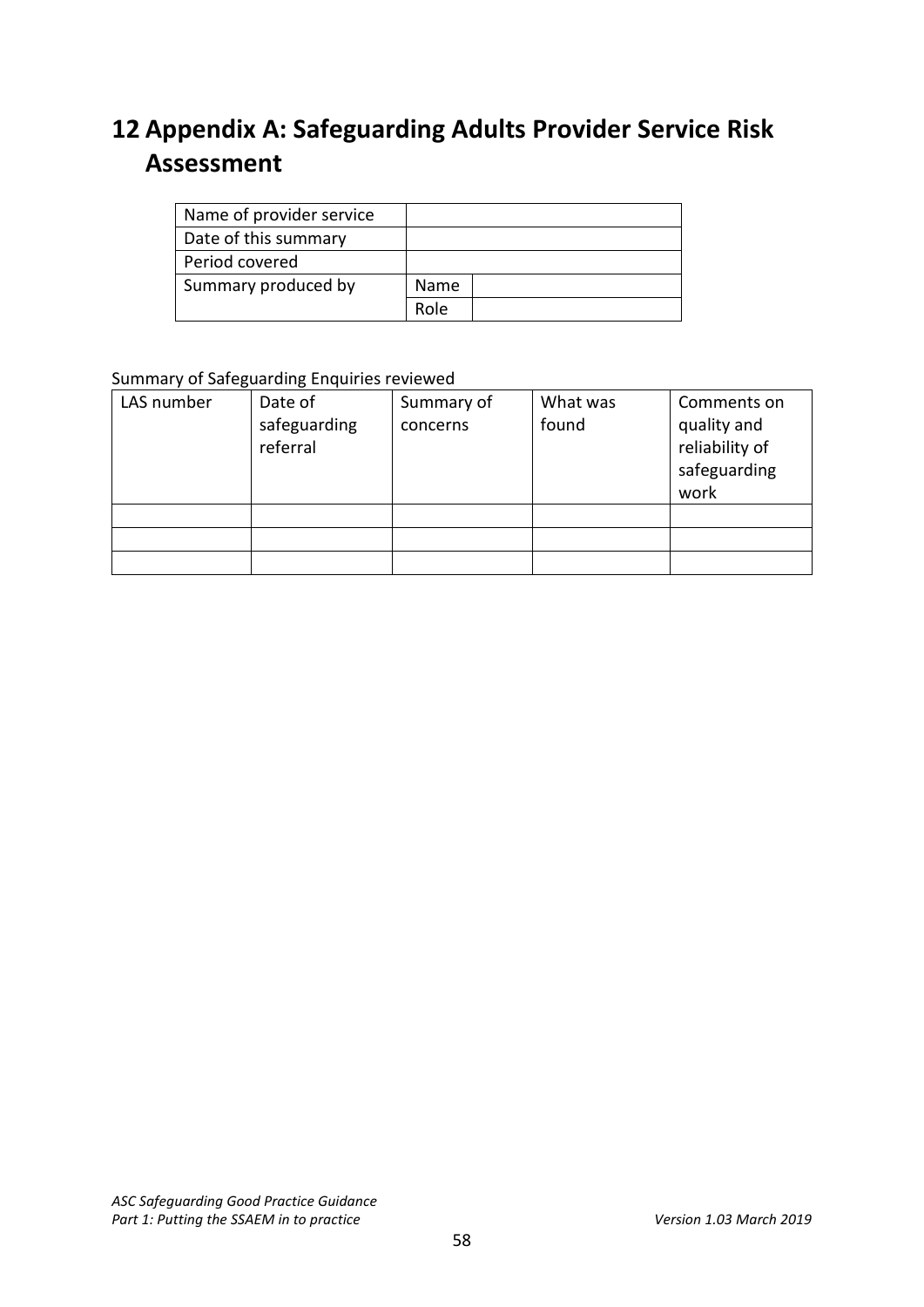# 12 Appendix A: Safeguarding Adults Provider Service Risk Assessment

| Name of provider service | | |
|---|---|---|
| Date of this summary | | |
| Period covered | | |
| Summary produced by | Name | |
| | Role | |

Summary of Safeguarding Enquiries reviewed

| LAS number | Date of safeguarding referral | Summary of concerns | What was found | Comments on quality and reliability of safeguarding work |
|---|---|---|---|---|
| | | | | |
| | | | | |
| | | | | |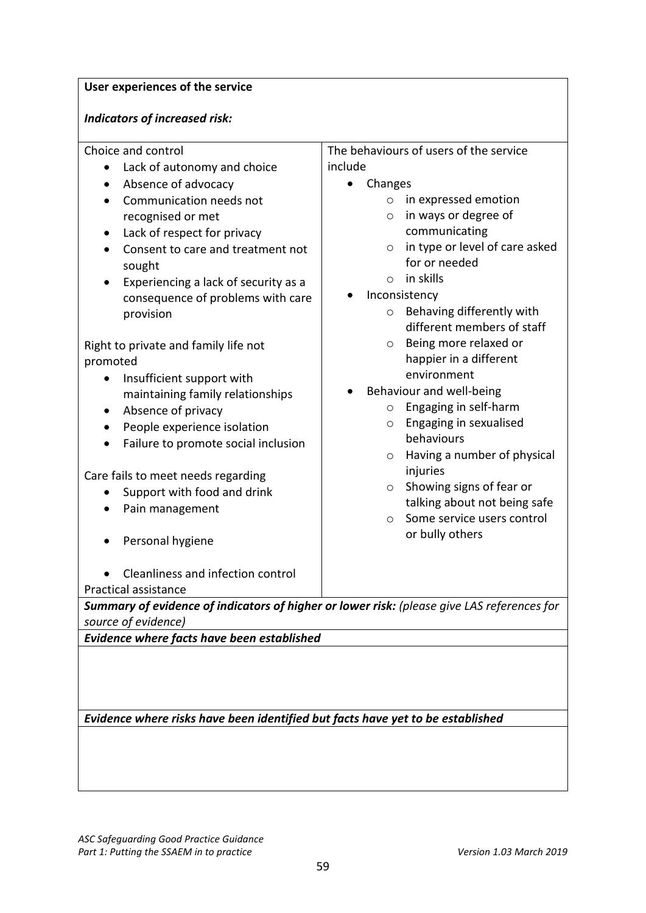**User experiences of the service**

***Indicators of increased risk:***

| Choice and control | The behaviours of users of the service include |
|---|---|
| Choice and control<br>• Lack of autonomy and choice<br>• Absence of advocacy<br>• Communication needs not recognised or met<br>• Lack of respect for privacy<br>• Consent to care and treatment not sought<br>• Experiencing a lack of security as a consequence of problems with care provision<br><br>Right to private and family life not promoted<br>• Insufficient support with maintaining family relationships<br>• Absence of privacy<br>• People experience isolation<br>• Failure to promote social inclusion<br><br>Care fails to meet needs regarding<br>• Support with food and drink<br>• Pain management<br>• Personal hygiene<br>• Cleanliness and infection control<br>Practical assistance | The behaviours of users of the service include<br>• Changes<br>  ○ in expressed emotion<br>  ○ in ways or degree of communicating<br>  ○ in type or level of care asked for or needed<br>  ○ in skills<br>• Inconsistency<br>  ○ Behaving differently with different members of staff<br>  ○ Being more relaxed or happier in a different environment<br>• Behaviour and well-being<br>  ○ Engaging in self-harm<br>  ○ Engaging in sexualised behaviours<br>  ○ Having a number of physical injuries<br>  ○ Showing signs of fear or talking about not being safe<br>  ○ Some service users control or bully others |

***Summary of evidence of indicators of higher or lower risk:*** *(please give LAS references for source of evidence)*

***Evidence where facts have been established***

***Evidence where risks have been identified but facts have yet to be established***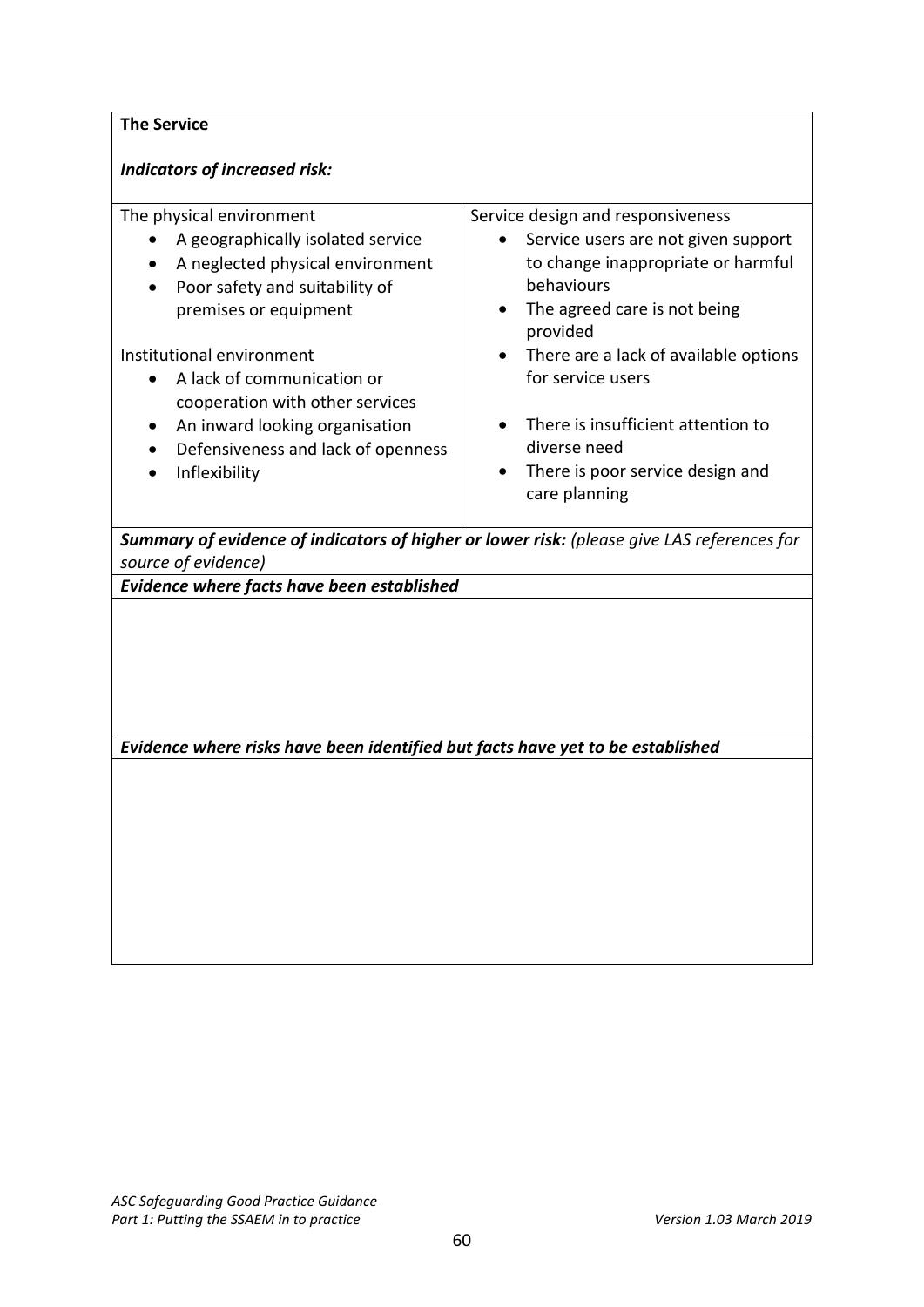**The Service**

***Indicators of increased risk:***

| The physical environment | Service design and responsiveness |
|---|---|
| • A geographically isolated service<br>• A neglected physical environment<br>• Poor safety and suitability of premises or equipment<br><br>Institutional environment<br>• A lack of communication or cooperation with other services<br>• An inward looking organisation<br>• Defensiveness and lack of openness<br>• Inflexibility | • Service users are not given support to change inappropriate or harmful behaviours<br>• The agreed care is not being provided<br>• There are a lack of available options for service users<br>• There is insufficient attention to diverse need<br>• There is poor service design and care planning |

***Summary of evidence of indicators of higher or lower risk:*** *(please give LAS references for source of evidence)*

***Evidence where facts have been established***

***Evidence where risks have been identified but facts have yet to be established***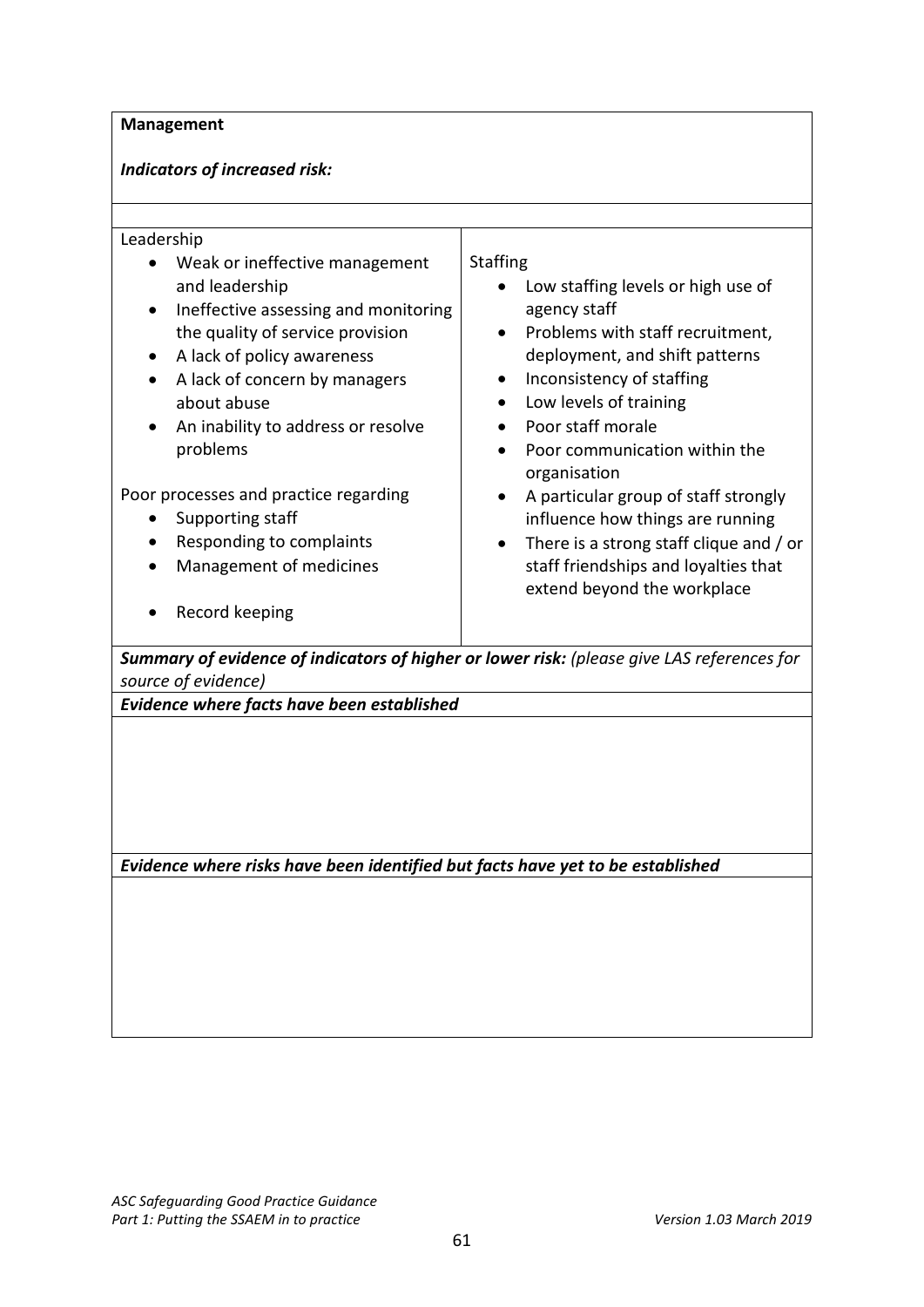**Management**

***Indicators of increased risk:***

| Leadership | Staffing |
| --- | --- |
| • Weak or ineffective management and leadership<br>• Ineffective assessing and monitoring the quality of service provision<br>• A lack of policy awareness<br>• A lack of concern by managers about abuse<br>• An inability to address or resolve problems<br><br>Poor processes and practice regarding<br>• Supporting staff<br>• Responding to complaints<br>• Management of medicines<br>• Record keeping | • Low staffing levels or high use of agency staff<br>• Problems with staff recruitment, deployment, and shift patterns<br>• Inconsistency of staffing<br>• Low levels of training<br>• Poor staff morale<br>• Poor communication within the organisation<br>• A particular group of staff strongly influence how things are running<br>• There is a strong staff clique and / or staff friendships and loyalties that extend beyond the workplace |

***Summary of evidence of indicators of higher or lower risk:*** *(please give LAS references for source of evidence)*

***Evidence where facts have been established***

***Evidence where risks have been identified but facts have yet to be established***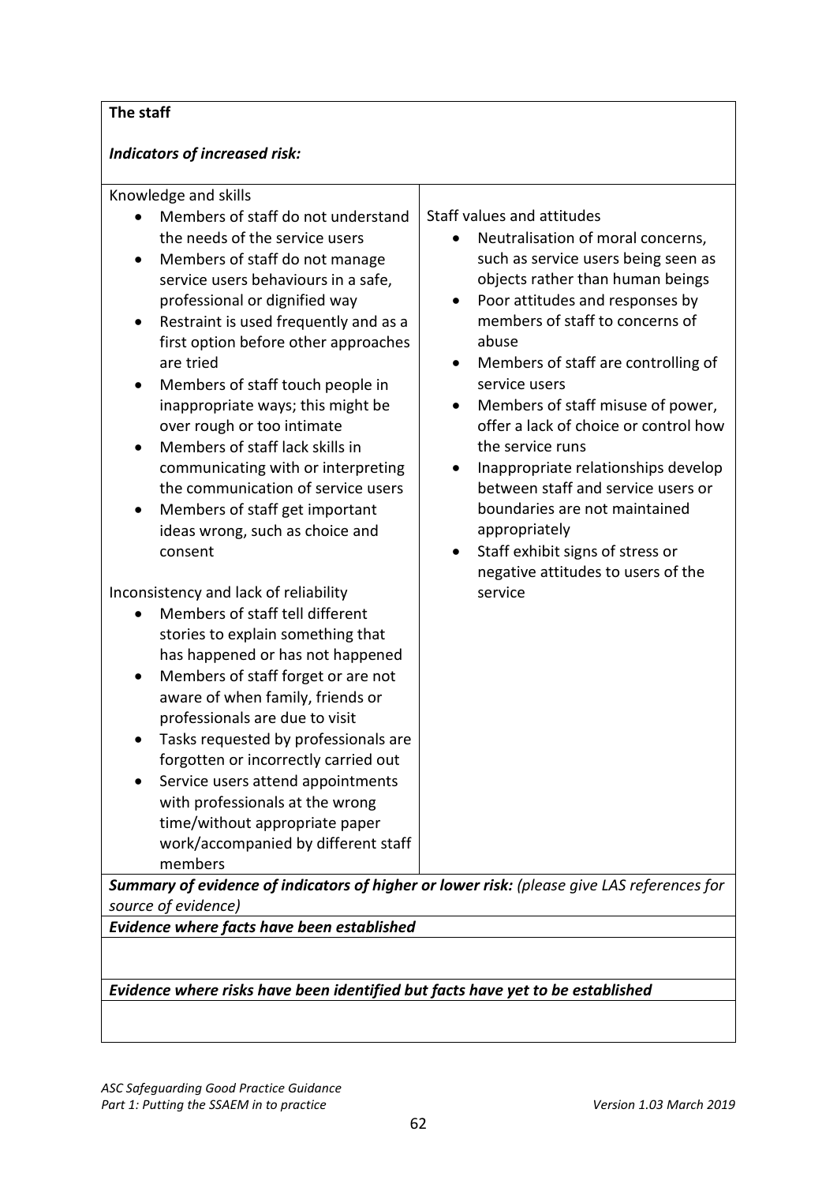**The staff**

***Indicators of increased risk:***

| Knowledge and skills | Staff values and attitudes |
| --- | --- |
| • Members of staff do not understand the needs of the service users<br>• Members of staff do not manage service users behaviours in a safe, professional or dignified way<br>• Restraint is used frequently and as a first option before other approaches are tried<br>• Members of staff touch people in inappropriate ways; this might be over rough or too intimate<br>• Members of staff lack skills in communicating with or interpreting the communication of service users<br>• Members of staff get important ideas wrong, such as choice and consent<br><br>Inconsistency and lack of reliability<br>• Members of staff tell different stories to explain something that has happened or has not happened<br>• Members of staff forget or are not aware of when family, friends or professionals are due to visit<br>• Tasks requested by professionals are forgotten or incorrectly carried out<br>• Service users attend appointments with professionals at the wrong time/without appropriate paper work/accompanied by different staff members | • Neutralisation of moral concerns, such as service users being seen as objects rather than human beings<br>• Poor attitudes and responses by members of staff to concerns of abuse<br>• Members of staff are controlling of service users<br>• Members of staff misuse of power, offer a lack of choice or control how the service runs<br>• Inappropriate relationships develop between staff and service users or boundaries are not maintained appropriately<br>• Staff exhibit signs of stress or negative attitudes to users of the service |

***Summary of evidence of indicators of higher or lower risk:*** *(please give LAS references for source of evidence)*

***Evidence where facts have been established***

***Evidence where risks have been identified but facts have yet to be established***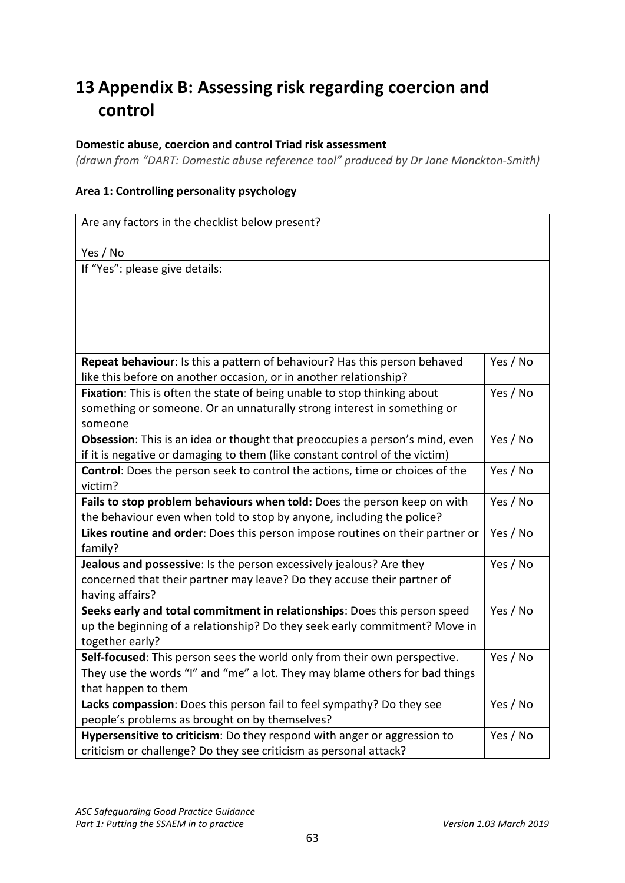# 13 Appendix B: Assessing risk regarding coercion and control

**Domestic abuse, coercion and control Triad risk assessment**

*(drawn from "DART: Domestic abuse reference tool" produced by Dr Jane Monckton-Smith)*

**Area 1: Controlling personality psychology**

| Are any factors in the checklist below present?<br><br>Yes / No | |
|---|---|
| If "Yes": please give details: | |
| **Repeat behaviour**: Is this a pattern of behaviour? Has this person behaved like this before on another occasion, or in another relationship? | Yes / No |
| **Fixation**: This is often the state of being unable to stop thinking about something or someone. Or an unnaturally strong interest in something or someone | Yes / No |
| **Obsession**: This is an idea or thought that preoccupies a person's mind, even if it is negative or damaging to them (like constant control of the victim) | Yes / No |
| **Control**: Does the person seek to control the actions, time or choices of the victim? | Yes / No |
| **Fails to stop problem behaviours when told:** Does the person keep on with the behaviour even when told to stop by anyone, including the police? | Yes / No |
| **Likes routine and order**: Does this person impose routines on their partner or family? | Yes / No |
| **Jealous and possessive**: Is the person excessively jealous? Are they concerned that their partner may leave? Do they accuse their partner of having affairs? | Yes / No |
| **Seeks early and total commitment in relationships**: Does this person speed up the beginning of a relationship? Do they seek early commitment? Move in together early? | Yes / No |
| **Self-focused**: This person sees the world only from their own perspective. They use the words "I" and "me" a lot. They may blame others for bad things that happen to them | Yes / No |
| **Lacks compassion**: Does this person fail to feel sympathy? Do they see people's problems as brought on by themselves? | Yes / No |
| **Hypersensitive to criticism**: Do they respond with anger or aggression to criticism or challenge? Do they see criticism as personal attack? | Yes / No |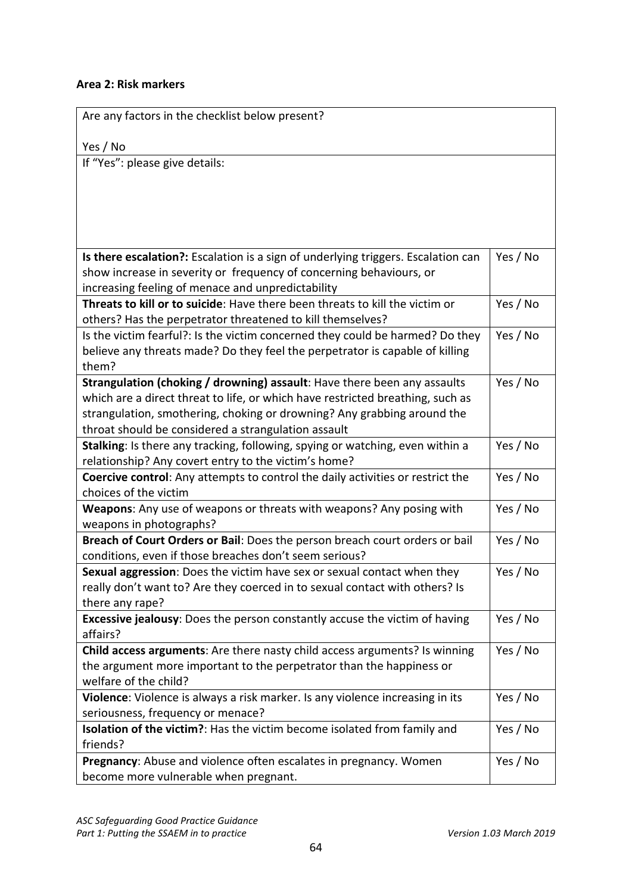**Area 2: Risk markers**

| Are any factors in the checklist below present?<br><br>Yes / No | |
|---|---|
| If "Yes": please give details: | |
| **Is there escalation?:** Escalation is a sign of underlying triggers. Escalation can show increase in severity or frequency of concerning behaviours, or increasing feeling of menace and unpredictability | Yes / No |
| **Threats to kill or to suicide**: Have there been threats to kill the victim or others? Has the perpetrator threatened to kill themselves? | Yes / No |
| Is the victim fearful?: Is the victim concerned they could be harmed? Do they believe any threats made? Do they feel the perpetrator is capable of killing them? | Yes / No |
| **Strangulation (choking / drowning) assault**: Have there been any assaults which are a direct threat to life, or which have restricted breathing, such as strangulation, smothering, choking or drowning? Any grabbing around the throat should be considered a strangulation assault | Yes / No |
| **Stalking**: Is there any tracking, following, spying or watching, even within a relationship? Any covert entry to the victim's home? | Yes / No |
| **Coercive control**: Any attempts to control the daily activities or restrict the choices of the victim | Yes / No |
| **Weapons**: Any use of weapons or threats with weapons? Any posing with weapons in photographs? | Yes / No |
| **Breach of Court Orders or Bail**: Does the person breach court orders or bail conditions, even if those breaches don't seem serious? | Yes / No |
| **Sexual aggression**: Does the victim have sex or sexual contact when they really don't want to? Are they coerced in to sexual contact with others? Is there any rape? | Yes / No |
| **Excessive jealousy**: Does the person constantly accuse the victim of having affairs? | Yes / No |
| **Child access arguments**: Are there nasty child access arguments? Is winning the argument more important to the perpetrator than the happiness or welfare of the child? | Yes / No |
| **Violence**: Violence is always a risk marker. Is any violence increasing in its seriousness, frequency or menace? | Yes / No |
| **Isolation of the victim?**: Has the victim become isolated from family and friends? | Yes / No |
| **Pregnancy**: Abuse and violence often escalates in pregnancy. Women become more vulnerable when pregnant. | Yes / No |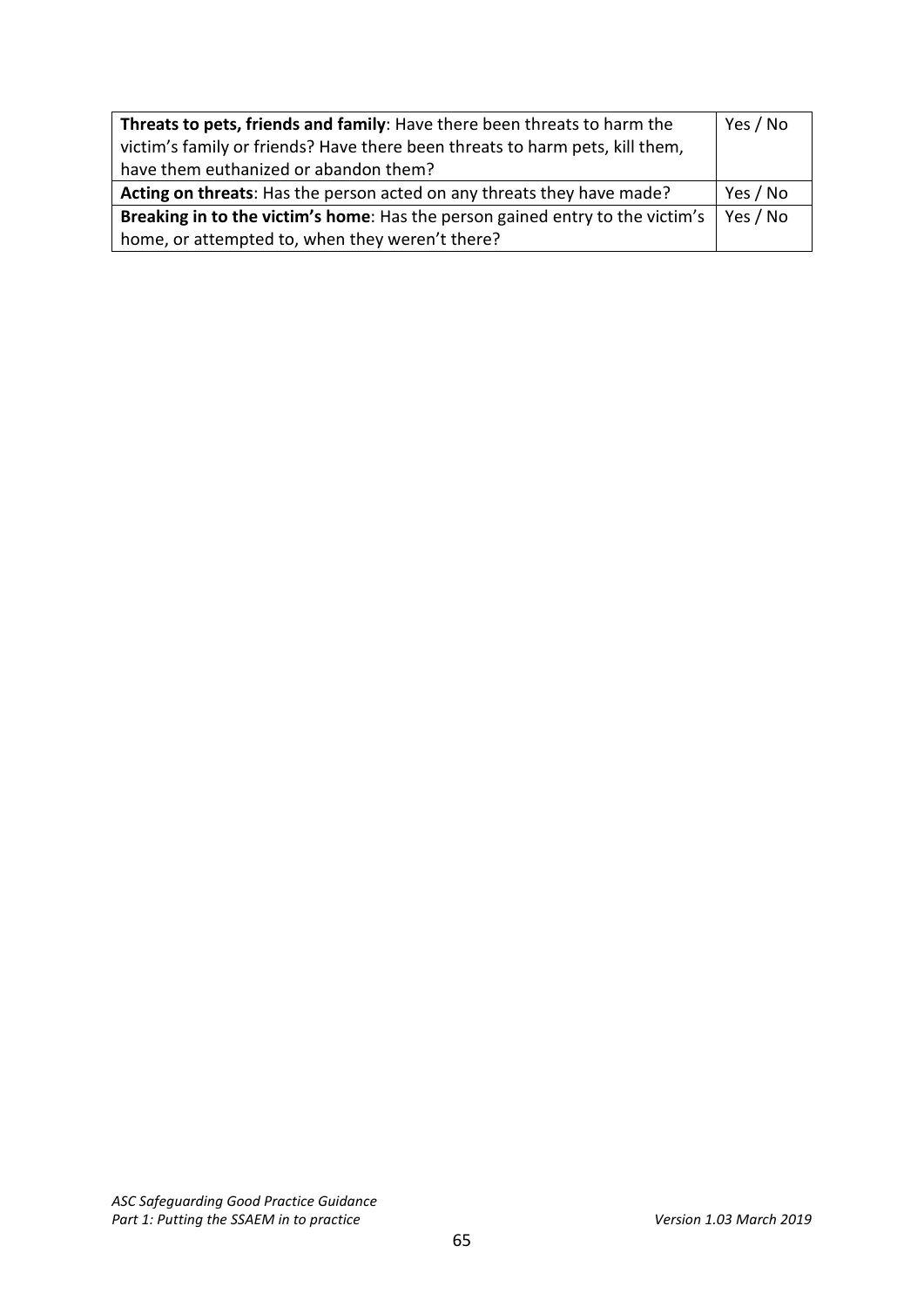| | |
|---|---|
| **Threats to pets, friends and family**: Have there been threats to harm the victim's family or friends? Have there been threats to harm pets, kill them, have them euthanized or abandon them? | Yes / No |
| **Acting on threats**: Has the person acted on any threats they have made? | Yes / No |
| **Breaking in to the victim's home**: Has the person gained entry to the victim's home, or attempted to, when they weren't there? | Yes / No |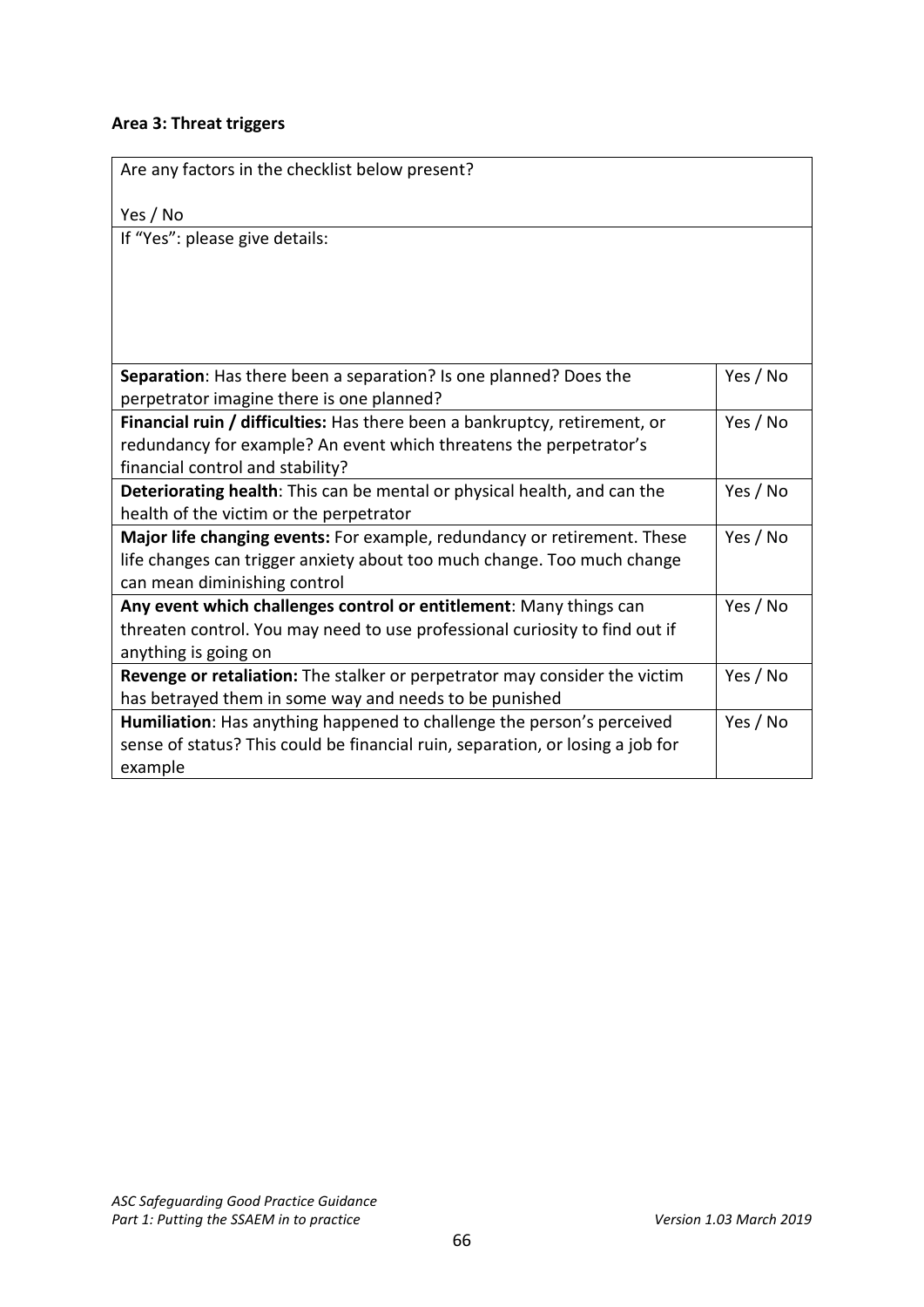**Area 3: Threat triggers**

| Are any factors in the checklist below present?<br><br>Yes / No | |
|---|---|
| If "Yes": please give details: | |
| **Separation**: Has there been a separation? Is one planned? Does the perpetrator imagine there is one planned? | Yes / No |
| **Financial ruin / difficulties:** Has there been a bankruptcy, retirement, or redundancy for example? An event which threatens the perpetrator's financial control and stability? | Yes / No |
| **Deteriorating health**: This can be mental or physical health, and can the health of the victim or the perpetrator | Yes / No |
| **Major life changing events:** For example, redundancy or retirement. These life changes can trigger anxiety about too much change. Too much change can mean diminishing control | Yes / No |
| **Any event which challenges control or entitlement**: Many things can threaten control. You may need to use professional curiosity to find out if anything is going on | Yes / No |
| **Revenge or retaliation:** The stalker or perpetrator may consider the victim has betrayed them in some way and needs to be punished | Yes / No |
| **Humiliation**: Has anything happened to challenge the person's perceived sense of status? This could be financial ruin, separation, or losing a job for example | Yes / No |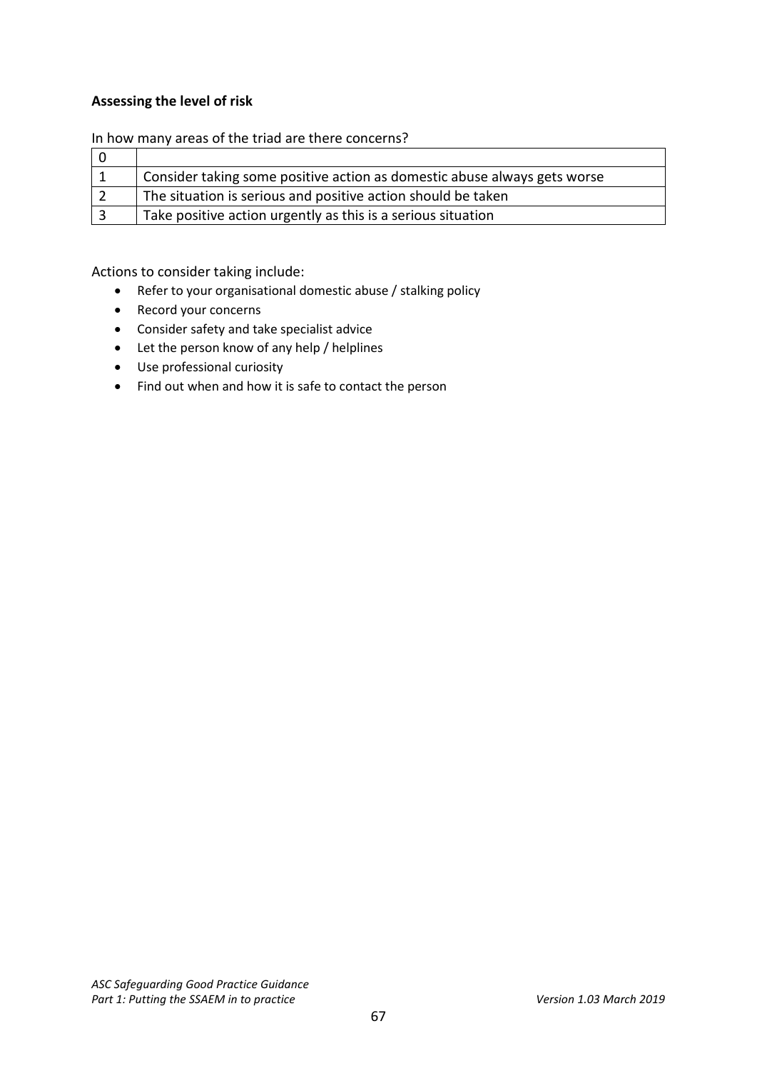**Assessing the level of risk**

In how many areas of the triad are there concerns?

| 0 | |
|---|---|
| 1 | Consider taking some positive action as domestic abuse always gets worse |
| 2 | The situation is serious and positive action should be taken |
| 3 | Take positive action urgently as this is a serious situation |

Actions to consider taking include:

- Refer to your organisational domestic abuse / stalking policy
- Record your concerns
- Consider safety and take specialist advice
- Let the person know of any help / helplines
- Use professional curiosity
- Find out when and how it is safe to contact the person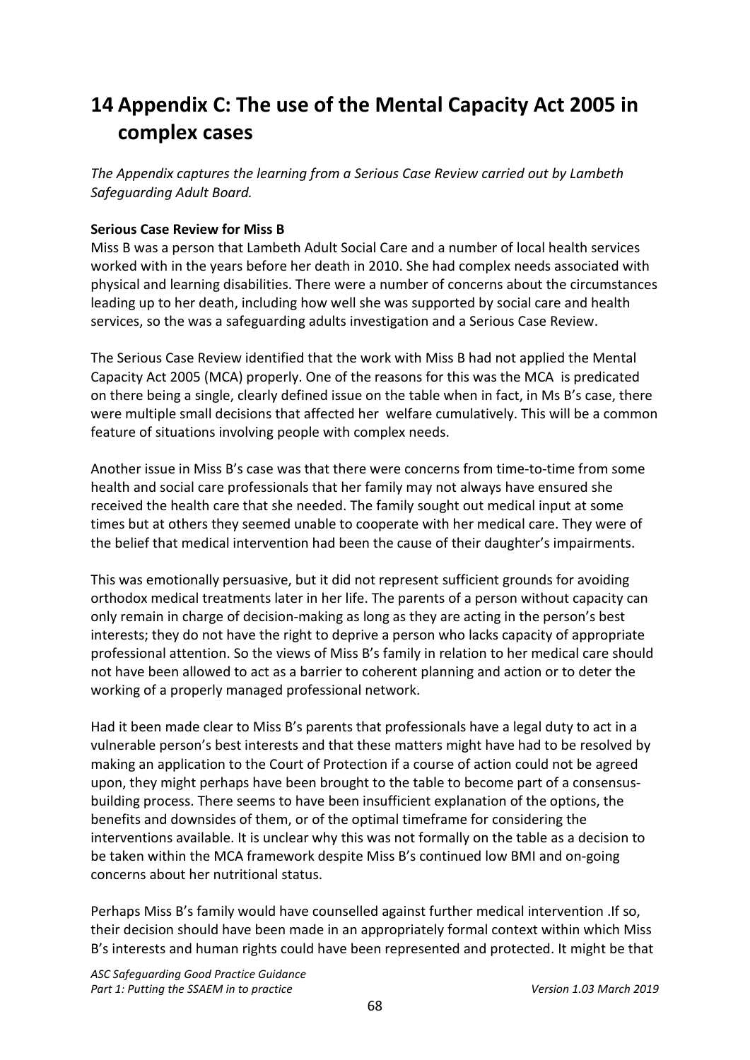# 14 Appendix C: The use of the Mental Capacity Act 2005 in complex cases

*The Appendix captures the learning from a Serious Case Review carried out by Lambeth Safeguarding Adult Board.*

**Serious Case Review for Miss B**

Miss B was a person that Lambeth Adult Social Care and a number of local health services worked with in the years before her death in 2010. She had complex needs associated with physical and learning disabilities. There were a number of concerns about the circumstances leading up to her death, including how well she was supported by social care and health services, so the was a safeguarding adults investigation and a Serious Case Review.

The Serious Case Review identified that the work with Miss B had not applied the Mental Capacity Act 2005 (MCA) properly. One of the reasons for this was the MCA is predicated on there being a single, clearly defined issue on the table when in fact, in Ms B's case, there were multiple small decisions that affected her welfare cumulatively. This will be a common feature of situations involving people with complex needs.

Another issue in Miss B's case was that there were concerns from time-to-time from some health and social care professionals that her family may not always have ensured she received the health care that she needed. The family sought out medical input at some times but at others they seemed unable to cooperate with her medical care. They were of the belief that medical intervention had been the cause of their daughter's impairments.

This was emotionally persuasive, but it did not represent sufficient grounds for avoiding orthodox medical treatments later in her life. The parents of a person without capacity can only remain in charge of decision-making as long as they are acting in the person's best interests; they do not have the right to deprive a person who lacks capacity of appropriate professional attention. So the views of Miss B's family in relation to her medical care should not have been allowed to act as a barrier to coherent planning and action or to deter the working of a properly managed professional network.

Had it been made clear to Miss B's parents that professionals have a legal duty to act in a vulnerable person's best interests and that these matters might have had to be resolved by making an application to the Court of Protection if a course of action could not be agreed upon, they might perhaps have been brought to the table to become part of a consensus-building process. There seems to have been insufficient explanation of the options, the benefits and downsides of them, or of the optimal timeframe for considering the interventions available. It is unclear why this was not formally on the table as a decision to be taken within the MCA framework despite Miss B's continued low BMI and on-going concerns about her nutritional status.

Perhaps Miss B's family would have counselled against further medical intervention .If so, their decision should have been made in an appropriately formal context within which Miss B's interests and human rights could have been represented and protected. It might be that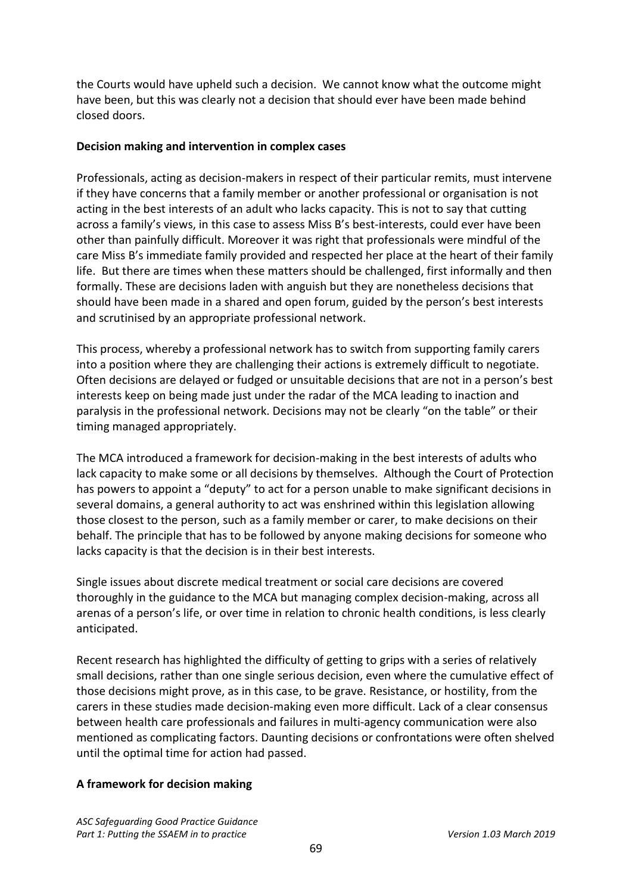the Courts would have upheld such a decision. We cannot know what the outcome might have been, but this was clearly not a decision that should ever have been made behind closed doors.

**Decision making and intervention in complex cases**

Professionals, acting as decision-makers in respect of their particular remits, must intervene if they have concerns that a family member or another professional or organisation is not acting in the best interests of an adult who lacks capacity. This is not to say that cutting across a family's views, in this case to assess Miss B's best-interests, could ever have been other than painfully difficult. Moreover it was right that professionals were mindful of the care Miss B's immediate family provided and respected her place at the heart of their family life. But there are times when these matters should be challenged, first informally and then formally. These are decisions laden with anguish but they are nonetheless decisions that should have been made in a shared and open forum, guided by the person's best interests and scrutinised by an appropriate professional network.

This process, whereby a professional network has to switch from supporting family carers into a position where they are challenging their actions is extremely difficult to negotiate. Often decisions are delayed or fudged or unsuitable decisions that are not in a person's best interests keep on being made just under the radar of the MCA leading to inaction and paralysis in the professional network. Decisions may not be clearly "on the table" or their timing managed appropriately.

The MCA introduced a framework for decision-making in the best interests of adults who lack capacity to make some or all decisions by themselves. Although the Court of Protection has powers to appoint a "deputy" to act for a person unable to make significant decisions in several domains, a general authority to act was enshrined within this legislation allowing those closest to the person, such as a family member or carer, to make decisions on their behalf. The principle that has to be followed by anyone making decisions for someone who lacks capacity is that the decision is in their best interests.

Single issues about discrete medical treatment or social care decisions are covered thoroughly in the guidance to the MCA but managing complex decision-making, across all arenas of a person's life, or over time in relation to chronic health conditions, is less clearly anticipated.

Recent research has highlighted the difficulty of getting to grips with a series of relatively small decisions, rather than one single serious decision, even where the cumulative effect of those decisions might prove, as in this case, to be grave. Resistance, or hostility, from the carers in these studies made decision-making even more difficult. Lack of a clear consensus between health care professionals and failures in multi-agency communication were also mentioned as complicating factors. Daunting decisions or confrontations were often shelved until the optimal time for action had passed.

**A framework for decision making**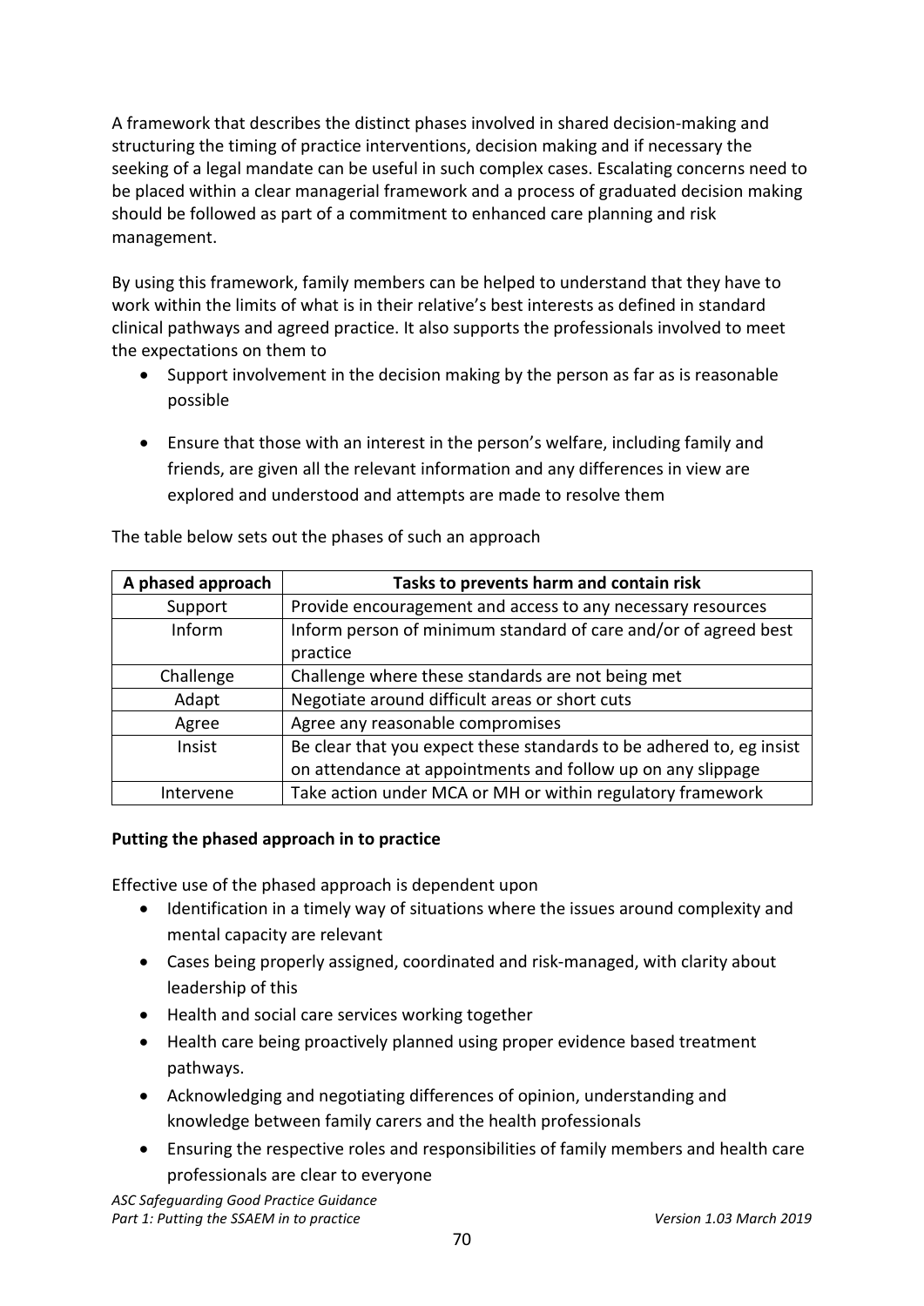A framework that describes the distinct phases involved in shared decision-making and structuring the timing of practice interventions, decision making and if necessary the seeking of a legal mandate can be useful in such complex cases. Escalating concerns need to be placed within a clear managerial framework and a process of graduated decision making should be followed as part of a commitment to enhanced care planning and risk management.

By using this framework, family members can be helped to understand that they have to work within the limits of what is in their relative's best interests as defined in standard clinical pathways and agreed practice. It also supports the professionals involved to meet the expectations on them to

- Support involvement in the decision making by the person as far as is reasonable possible
- Ensure that those with an interest in the person's welfare, including family and friends, are given all the relevant information and any differences in view are explored and understood and attempts are made to resolve them

The table below sets out the phases of such an approach

| A phased approach | Tasks to prevents harm and contain risk |
|---|---|
| Support | Provide encouragement and access to any necessary resources |
| Inform | Inform person of minimum standard of care and/or of agreed best practice |
| Challenge | Challenge where these standards are not being met |
| Adapt | Negotiate around difficult areas or short cuts |
| Agree | Agree any reasonable compromises |
| Insist | Be clear that you expect these standards to be adhered to, eg insist on attendance at appointments and follow up on any slippage |
| Intervene | Take action under MCA or MH or within regulatory framework |

**Putting the phased approach in to practice**

Effective use of the phased approach is dependent upon

- Identification in a timely way of situations where the issues around complexity and mental capacity are relevant
- Cases being properly assigned, coordinated and risk-managed, with clarity about leadership of this
- Health and social care services working together
- Health care being proactively planned using proper evidence based treatment pathways.
- Acknowledging and negotiating differences of opinion, understanding and knowledge between family carers and the health professionals
- Ensuring the respective roles and responsibilities of family members and health care professionals are clear to everyone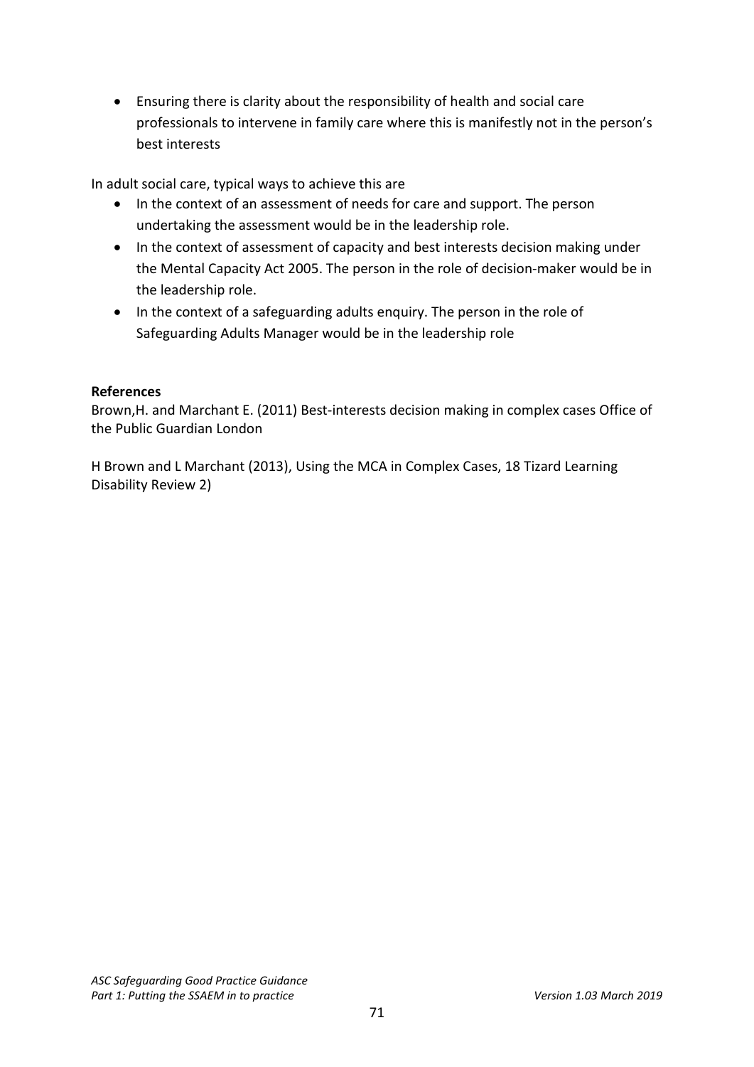- Ensuring there is clarity about the responsibility of health and social care professionals to intervene in family care where this is manifestly not in the person's best interests

In adult social care, typical ways to achieve this are

- In the context of an assessment of needs for care and support. The person undertaking the assessment would be in the leadership role.
- In the context of assessment of capacity and best interests decision making under the Mental Capacity Act 2005. The person in the role of decision-maker would be in the leadership role.
- In the context of a safeguarding adults enquiry. The person in the role of Safeguarding Adults Manager would be in the leadership role

**References**

Brown,H. and Marchant E. (2011) Best-interests decision making in complex cases Office of the Public Guardian London

H Brown and L Marchant (2013), Using the MCA in Complex Cases, 18 Tizard Learning Disability Review 2)